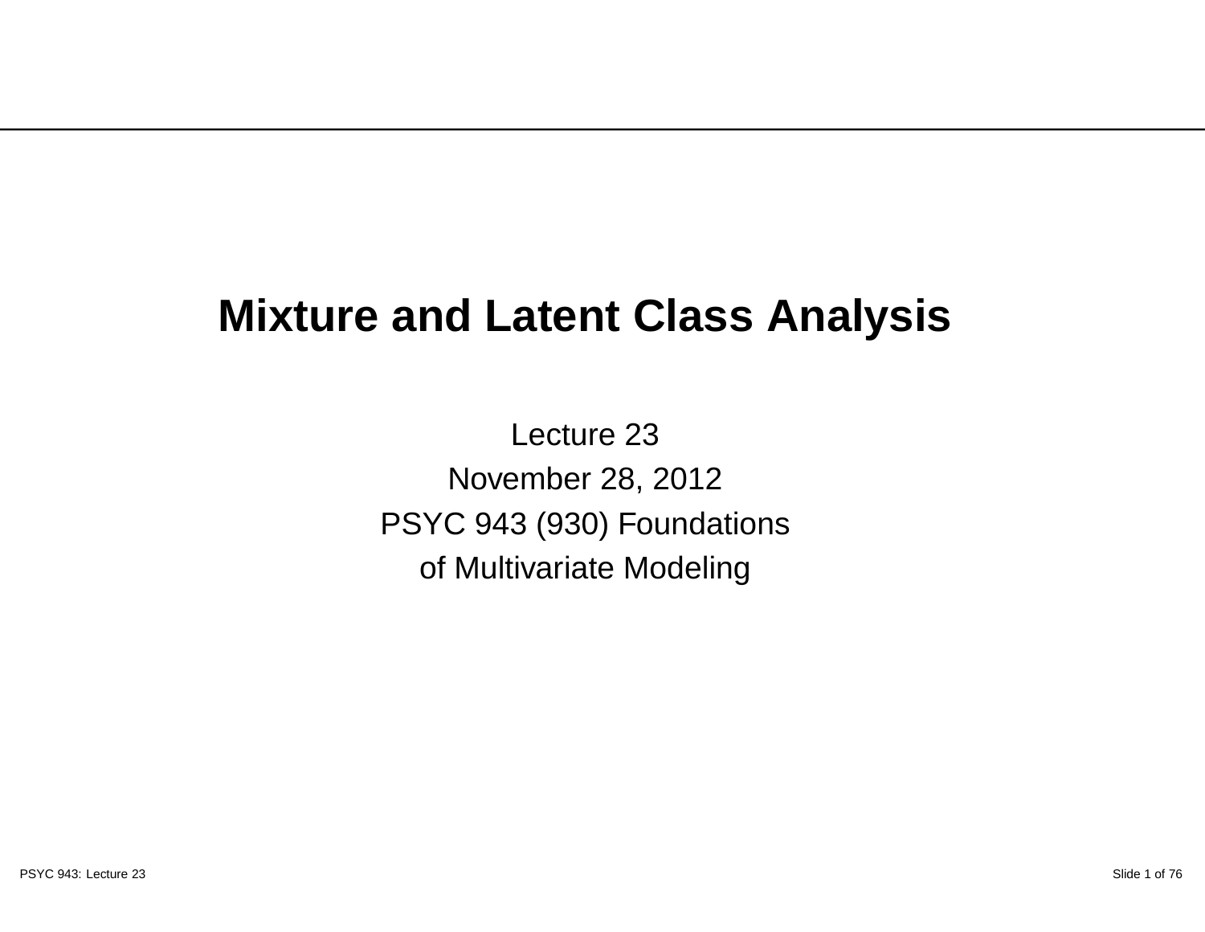# Mixture and Latent Class Analysis

Lecture 23

November 28, 2012

PSYC 943 (930) Foundations of Multivariate Modeling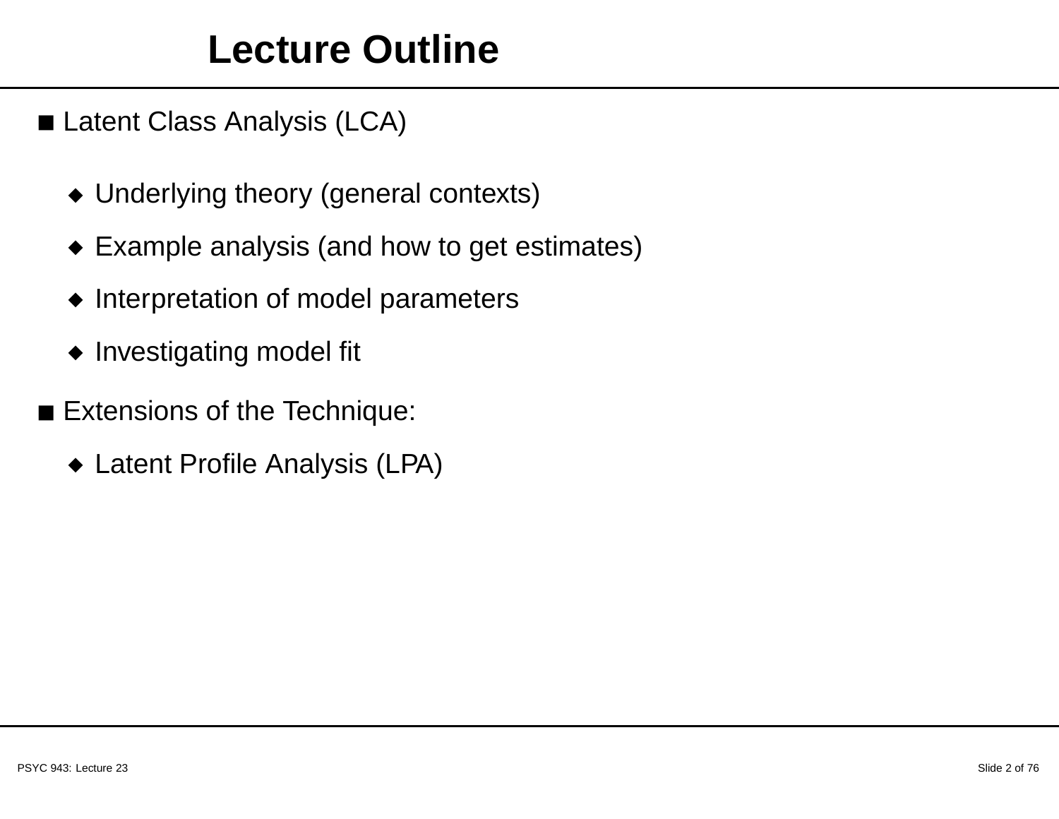# Lecture Outline

- Latent Class Analysis (LCA)
  - Underlying theory (general contexts)
  - Example analysis (and how to get estimates)
  - Interpretation of model parameters
  - Investigating model fit
- Extensions of the Technique:
  - Latent Profile Analysis (LPA)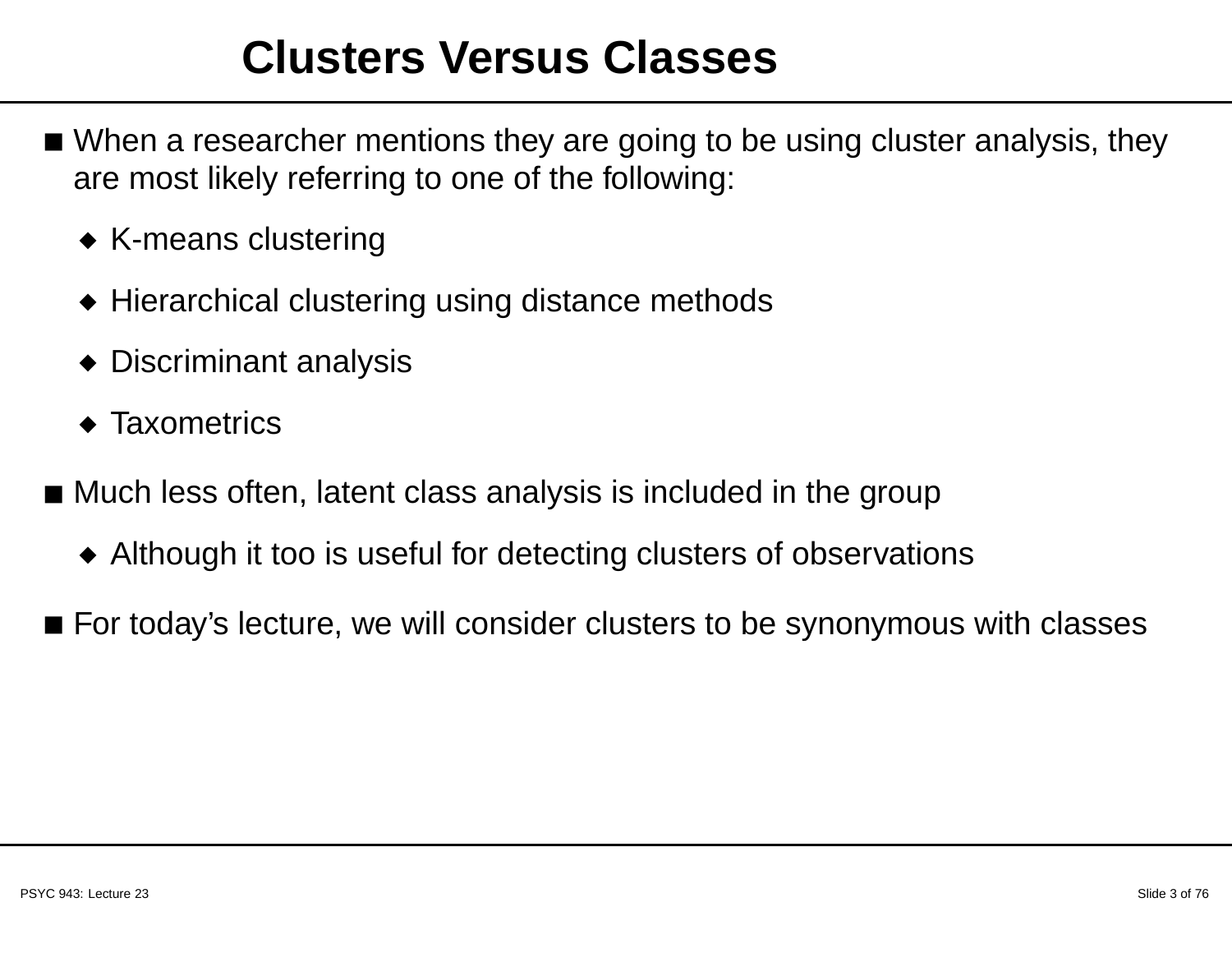# Clusters Versus Classes

- When a researcher mentions they are going to be using cluster analysis, they are most likely referring to one of the following:
  - K-means clustering
  - Hierarchical clustering using distance methods
  - Discriminant analysis
  - Taxometrics
- Much less often, latent class analysis is included in the group
  - Although it too is useful for detecting clusters of observations
- For today's lecture, we will consider clusters to be synonymous with classes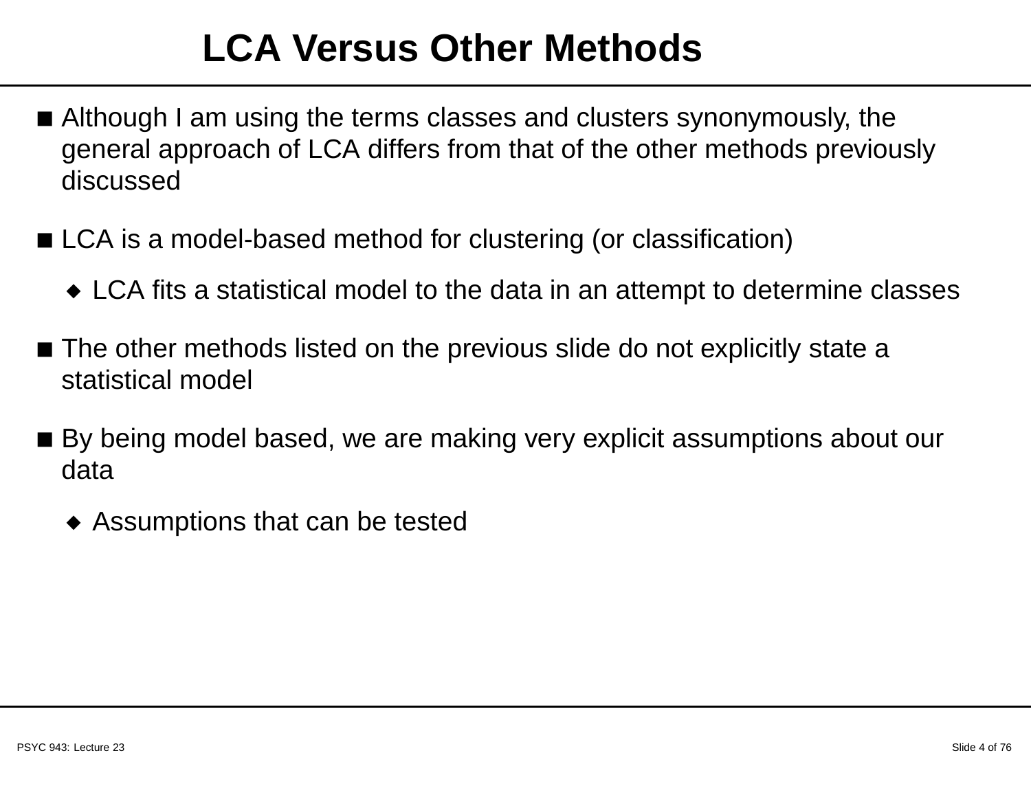# LCA Versus Other Methods

- Although I am using the terms classes and clusters synonymously, the general approach of LCA differs from that of the other methods previously discussed
- LCA is a model-based method for clustering (or classification)
  - LCA fits a statistical model to the data in an attempt to determine classes
- The other methods listed on the previous slide do not explicitly state a statistical model
- By being model based, we are making very explicit assumptions about our data
  - Assumptions that can be tested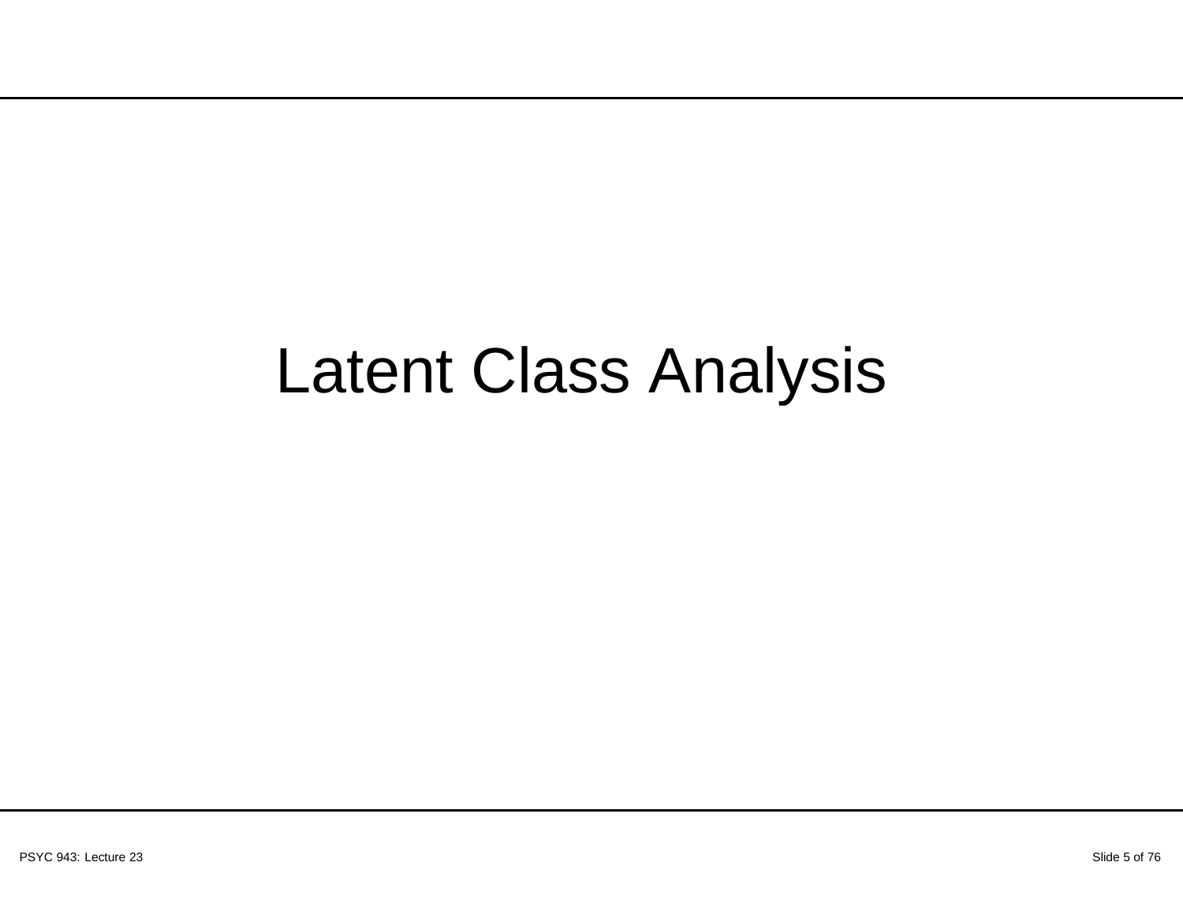# Latent Class Analysis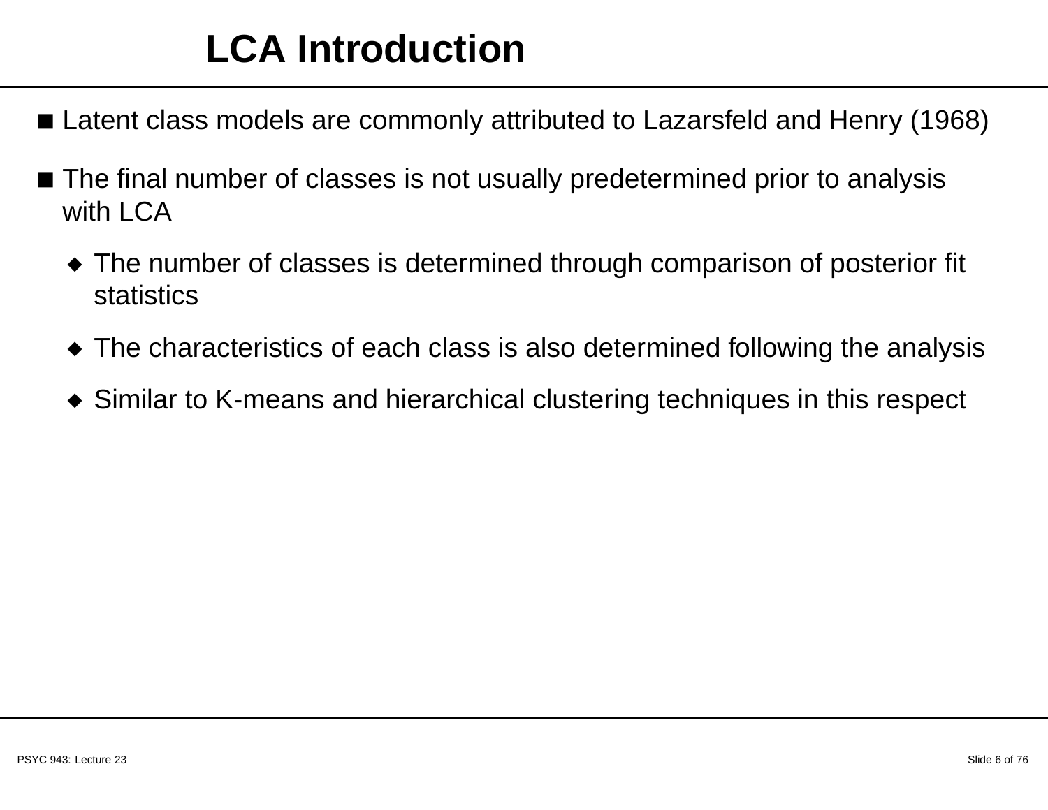# LCA Introduction

- Latent class models are commonly attributed to Lazarsfeld and Henry (1968)
- The final number of classes is not usually predetermined prior to analysis with LCA
  - The number of classes is determined through comparison of posterior fit statistics
  - The characteristics of each class is also determined following the analysis
  - Similar to K-means and hierarchical clustering techniques in this respect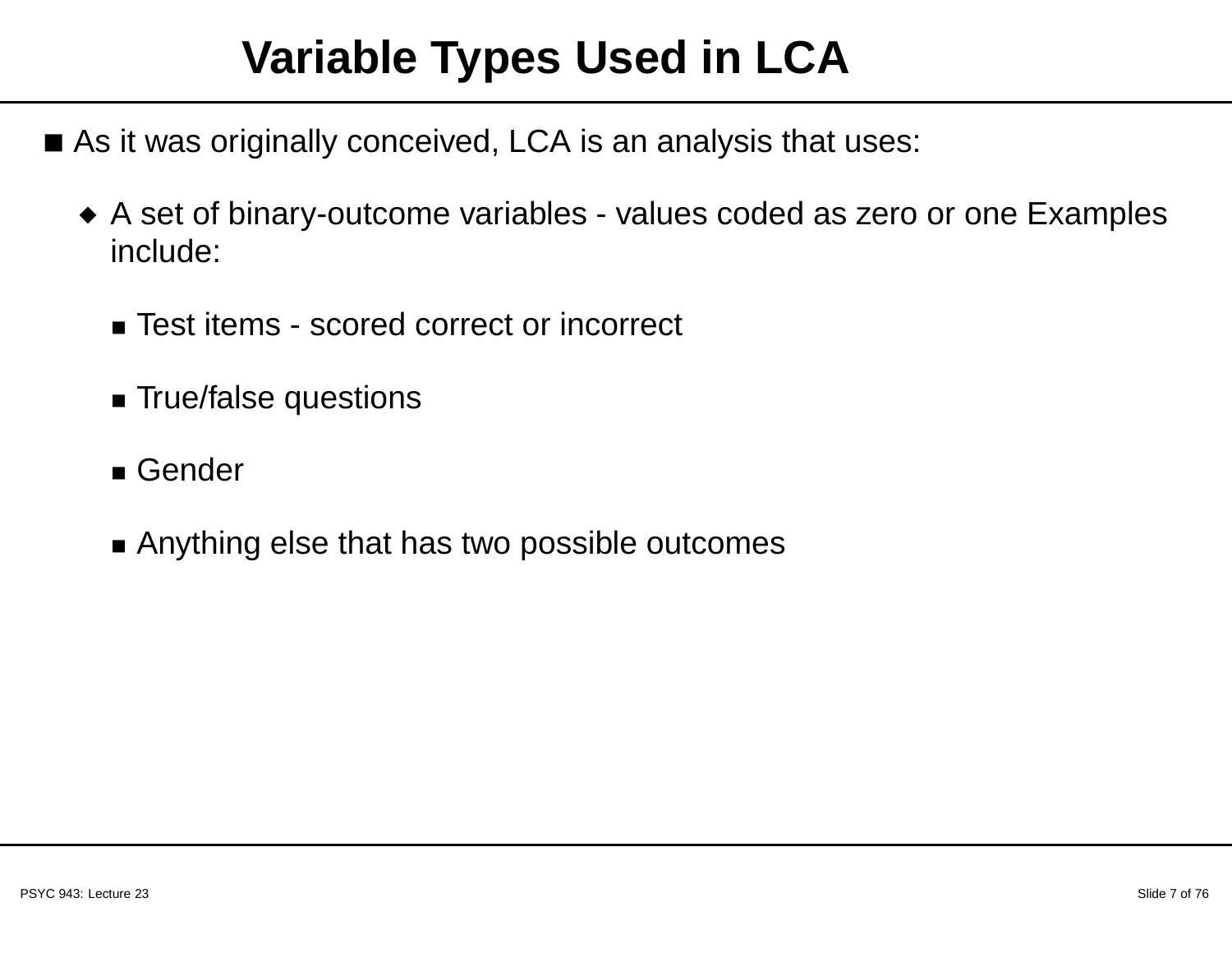# Variable Types Used in LCA

- As it was originally conceived, LCA is an analysis that uses:
  - A set of binary-outcome variables - values coded as zero or one Examples include:
    - Test items - scored correct or incorrect
    - True/false questions
    - Gender
    - Anything else that has two possible outcomes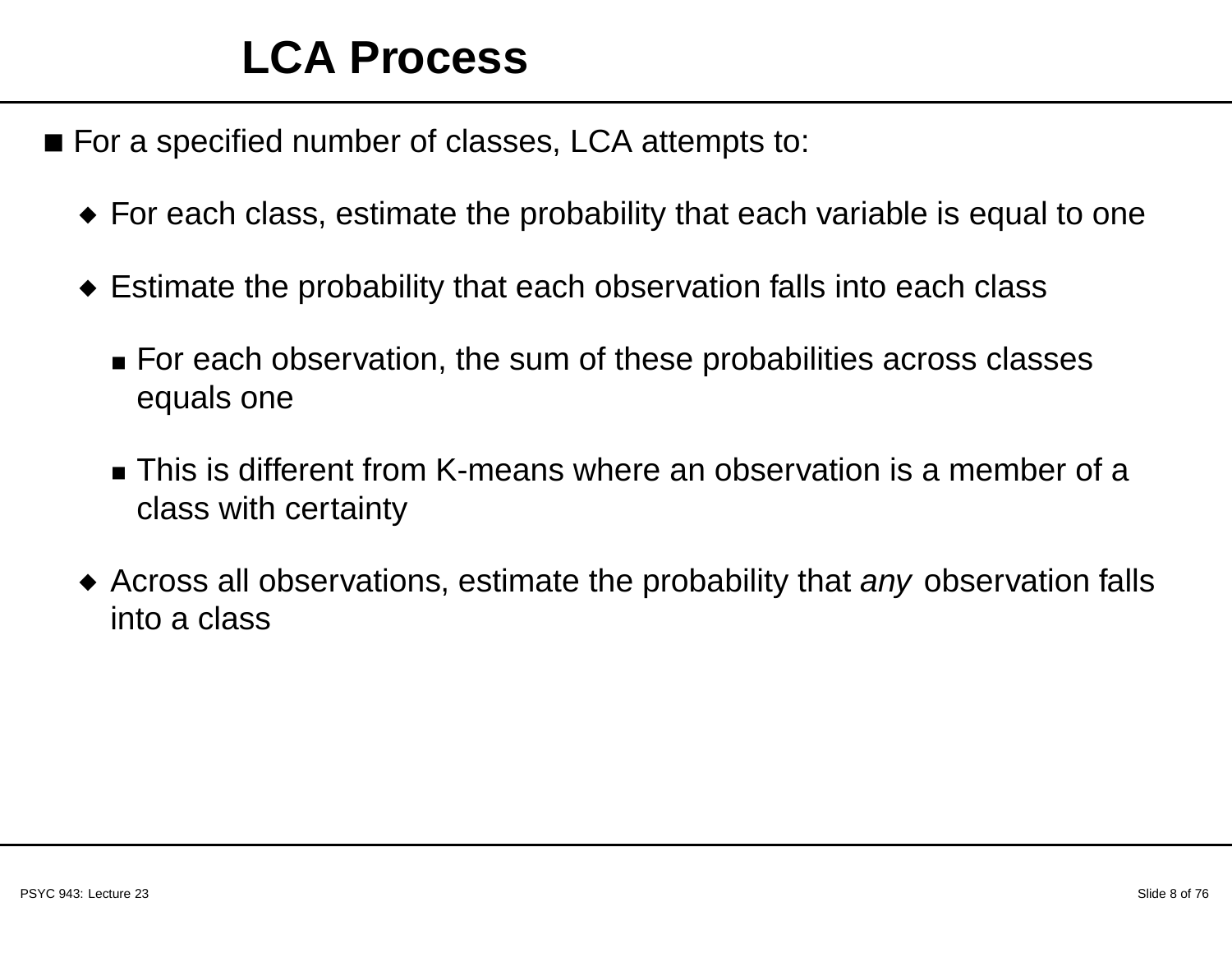# LCA Process

- For a specified number of classes, LCA attempts to:
  - For each class, estimate the probability that each variable is equal to one
  - Estimate the probability that each observation falls into each class
    - For each observation, the sum of these probabilities across classes equals one
    - This is different from K-means where an observation is a member of a class with certainty
  - Across all observations, estimate the probability that *any* observation falls into a class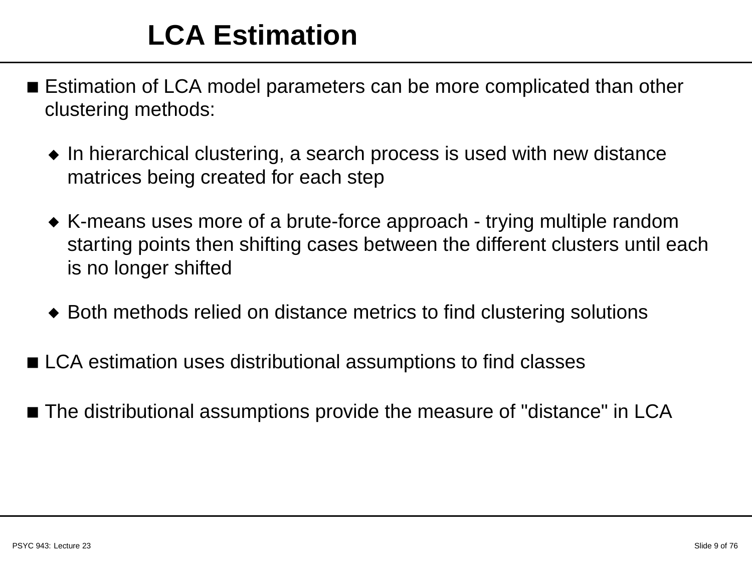# LCA Estimation

- Estimation of LCA model parameters can be more complicated than other clustering methods:
  - In hierarchical clustering, a search process is used with new distance matrices being created for each step
  - K-means uses more of a brute-force approach - trying multiple random starting points then shifting cases between the different clusters until each is no longer shifted
  - Both methods relied on distance metrics to find clustering solutions
- LCA estimation uses distributional assumptions to find classes
- The distributional assumptions provide the measure of "distance" in LCA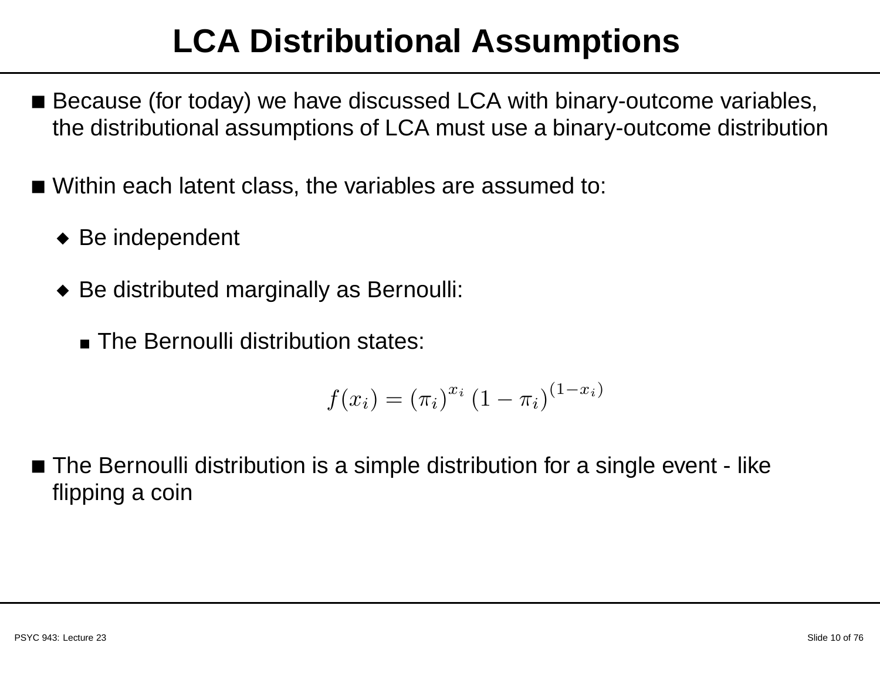# LCA Distributional Assumptions

- Because (for today) we have discussed LCA with binary-outcome variables, the distributional assumptions of LCA must use a binary-outcome distribution
- Within each latent class, the variables are assumed to:
  - Be independent
  - Be distributed marginally as Bernoulli:
    - The Bernoulli distribution states:

$$f(x_i) = (\pi_i)^{x_i} (1 - \pi_i)^{(1-x_i)}$$

- The Bernoulli distribution is a simple distribution for a single event - like flipping a coin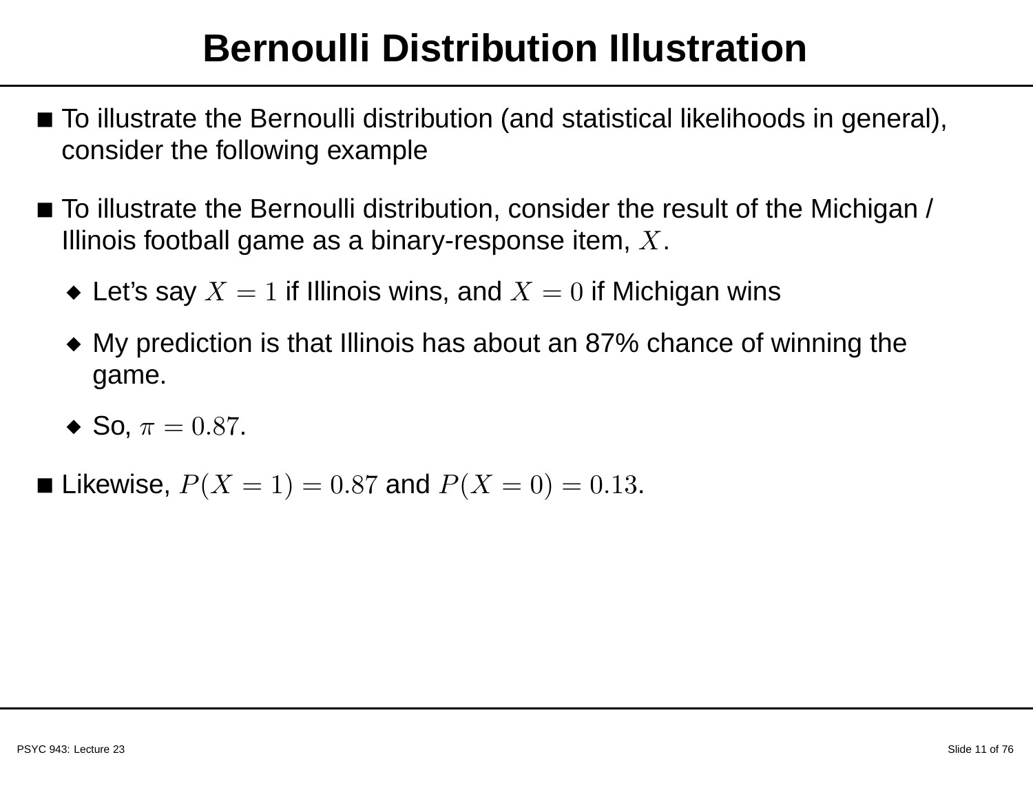# Bernoulli Distribution Illustration

- To illustrate the Bernoulli distribution (and statistical likelihoods in general), consider the following example
- To illustrate the Bernoulli distribution, consider the result of the Michigan / Illinois football game as a binary-response item, $X$.
  - Let's say $X = 1$ if Illinois wins, and $X = 0$ if Michigan wins
  - My prediction is that Illinois has about an 87% chance of winning the game.
  - So, $\pi = 0.87$.
- Likewise, $P(X = 1) = 0.87$ and $P(X = 0) = 0.13$.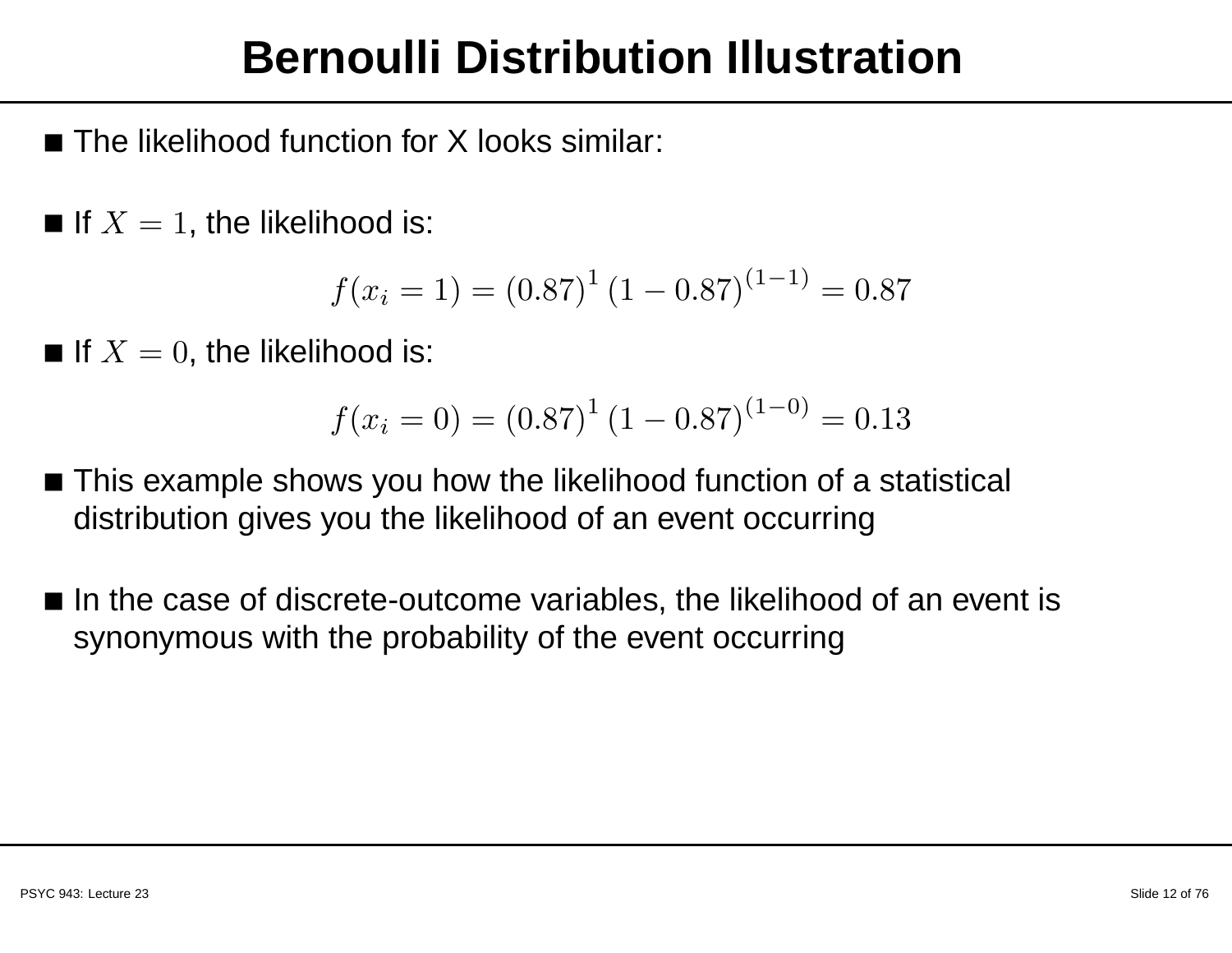# Bernoulli Distribution Illustration

- The likelihood function for X looks similar:

- If $X = 1$, the likelihood is:

$$f(x_i = 1) = (0.87)^1 \, (1 - 0.87)^{(1-1)} = 0.87$$

- If $X = 0$, the likelihood is:

$$f(x_i = 0) = (0.87)^1 \, (1 - 0.87)^{(1-0)} = 0.13$$

- This example shows you how the likelihood function of a statistical distribution gives you the likelihood of an event occurring

- In the case of discrete-outcome variables, the likelihood of an event is synonymous with the probability of the event occurring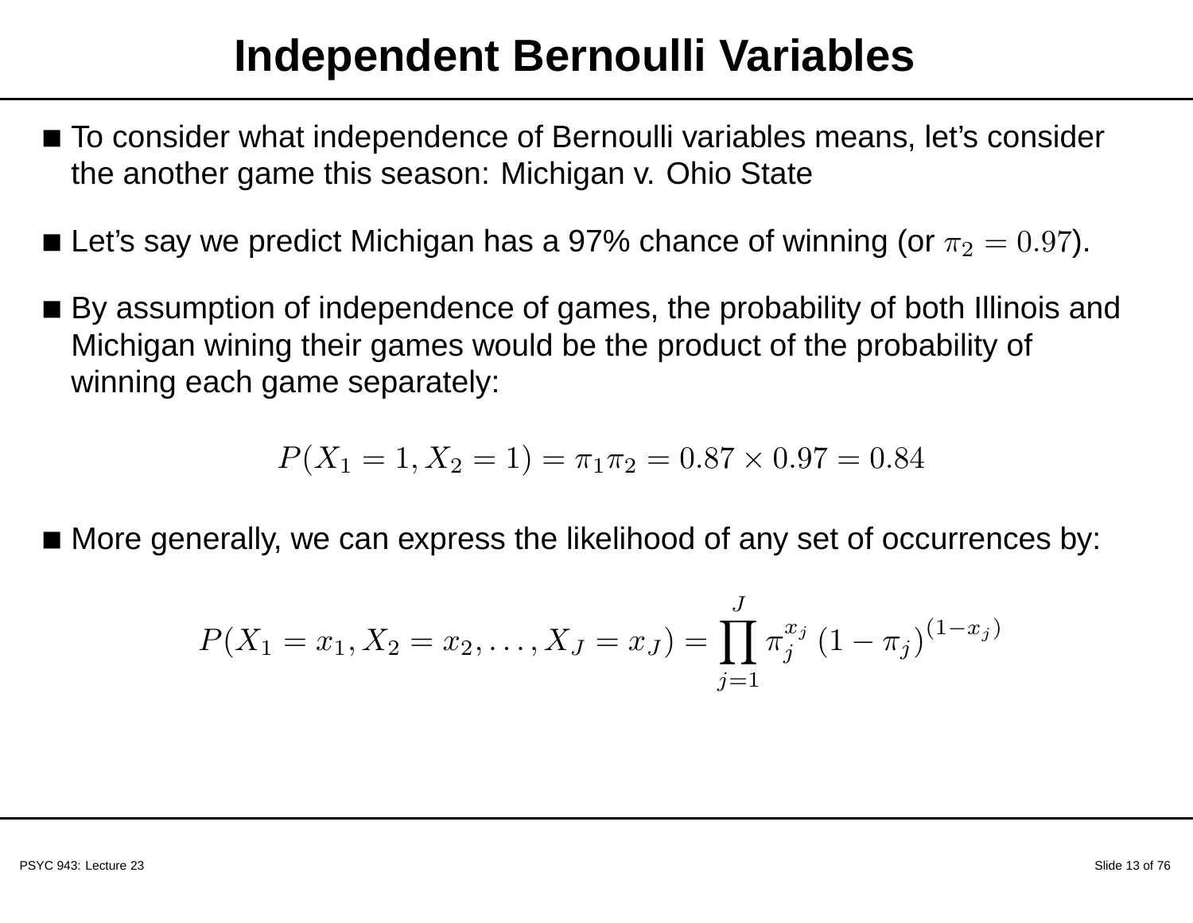# Independent Bernoulli Variables

- To consider what independence of Bernoulli variables means, let's consider the another game this season: Michigan v. Ohio State

- Let's say we predict Michigan has a 97% chance of winning (or $\pi_2 = 0.97$).

- By assumption of independence of games, the probability of both Illinois and Michigan wining their games would be the product of the probability of winning each game separately:

$$P(X_1 = 1, X_2 = 1) = \pi_1 \pi_2 = 0.87 \times 0.97 = 0.84$$

- More generally, we can express the likelihood of any set of occurrences by:

$$P(X_1 = x_1, X_2 = x_2, \ldots, X_J = x_J) = \prod_{j=1}^{J} \pi_j^{x_j} \, (1 - \pi_j)^{(1-x_j)}$$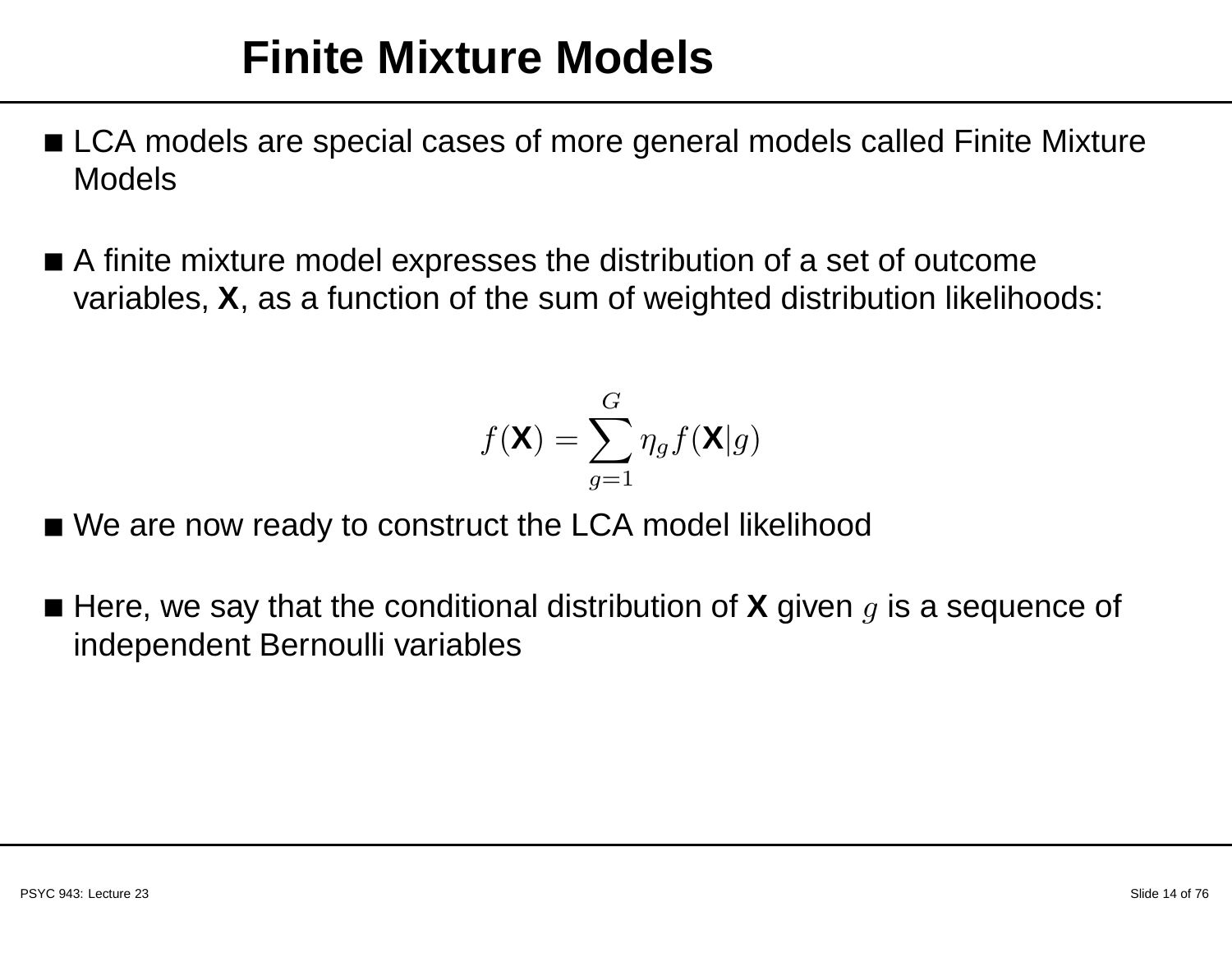# Finite Mixture Models

- LCA models are special cases of more general models called Finite Mixture Models

- A finite mixture model expresses the distribution of a set of outcome variables, **X**, as a function of the sum of weighted distribution likelihoods:

$$f(\mathbf{X}) = \sum_{g=1}^{G} \eta_g f(\mathbf{X}|g)$$

- We are now ready to construct the LCA model likelihood

- Here, we say that the conditional distribution of **X** given $g$ is a sequence of independent Bernoulli variables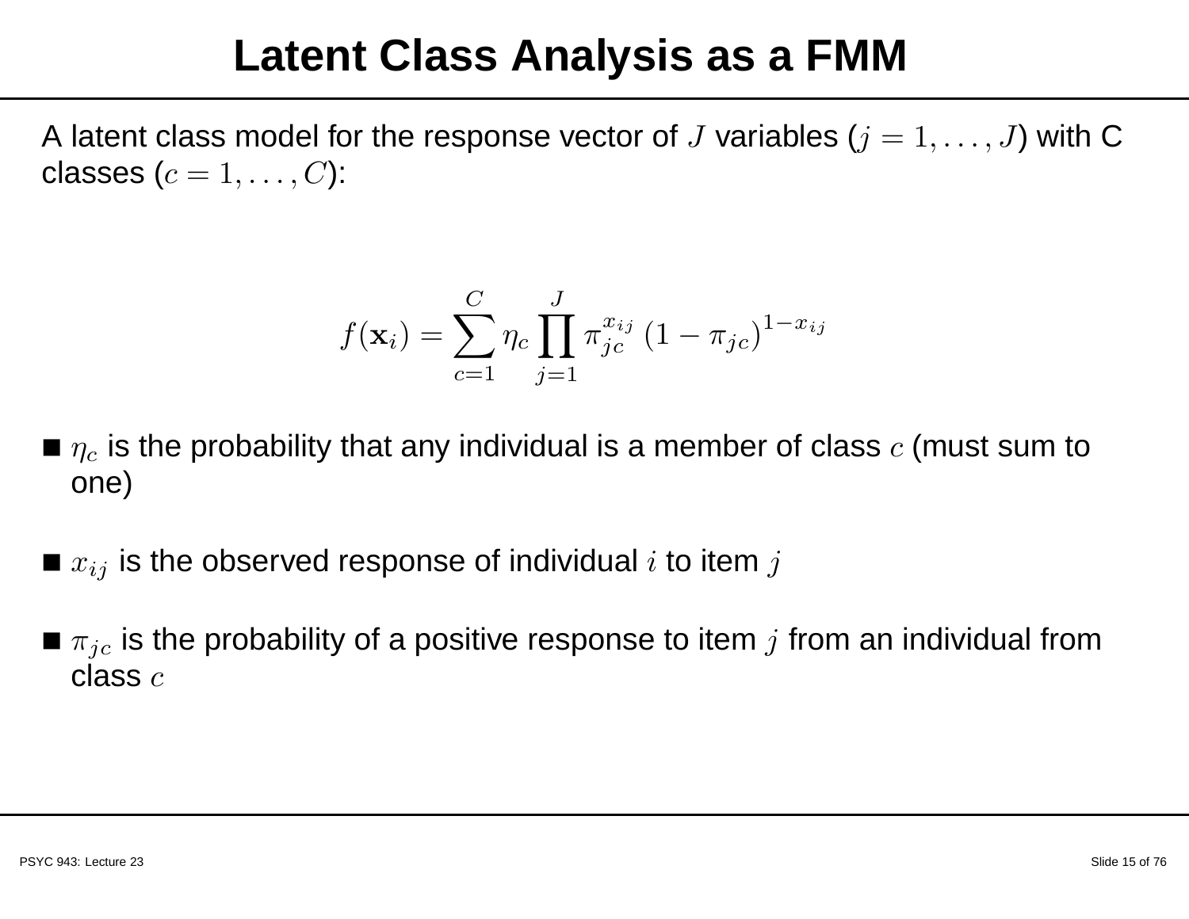# Latent Class Analysis as a FMM

A latent class model for the response vector of $J$ variables ($j = 1, \ldots, J$) with C classes ($c = 1, \ldots, C$):

$$f(\mathbf{x}_i) = \sum_{c=1}^{C} \eta_c \prod_{j=1}^{J} \pi_{jc}^{x_{ij}} \left(1 - \pi_{jc}\right)^{1-x_{ij}}$$

- $\eta_c$ is the probability that any individual is a member of class $c$ (must sum to one)
- $x_{ij}$ is the observed response of individual $i$ to item $j$
- $\pi_{jc}$ is the probability of a positive response to item $j$ from an individual from class $c$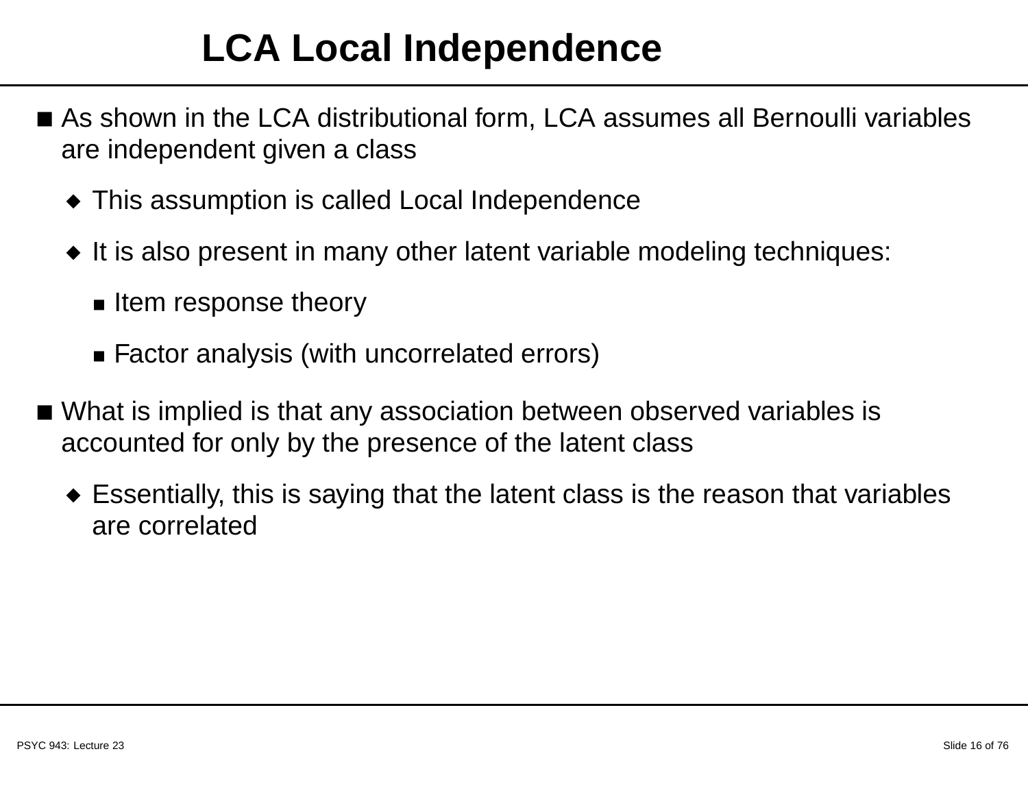# LCA Local Independence

- As shown in the LCA distributional form, LCA assumes all Bernoulli variables are independent given a class
  - This assumption is called Local Independence
  - It is also present in many other latent variable modeling techniques:
    - Item response theory
    - Factor analysis (with uncorrelated errors)
- What is implied is that any association between observed variables is accounted for only by the presence of the latent class
  - Essentially, this is saying that the latent class is the reason that variables are correlated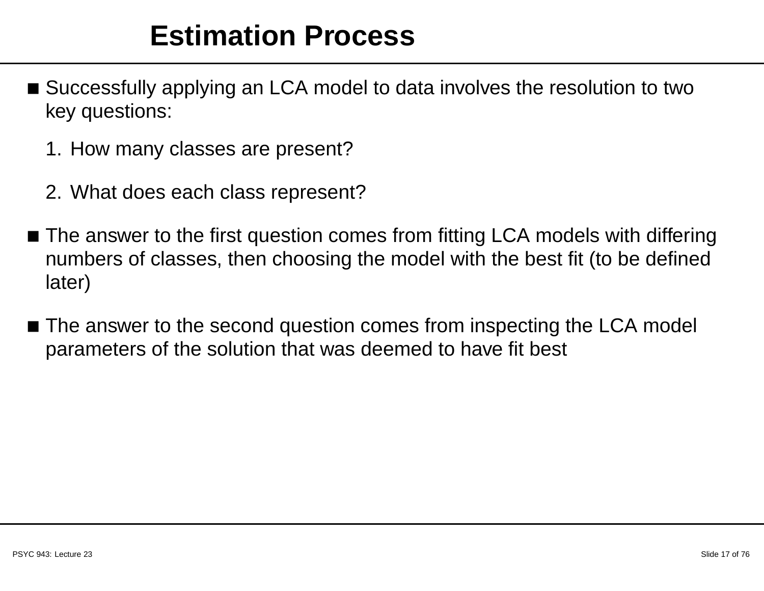# Estimation Process

- Successfully applying an LCA model to data involves the resolution to two key questions:

  1. How many classes are present?

  2. What does each class represent?

- The answer to the first question comes from fitting LCA models with differing numbers of classes, then choosing the model with the best fit (to be defined later)

- The answer to the second question comes from inspecting the LCA model parameters of the solution that was deemed to have fit best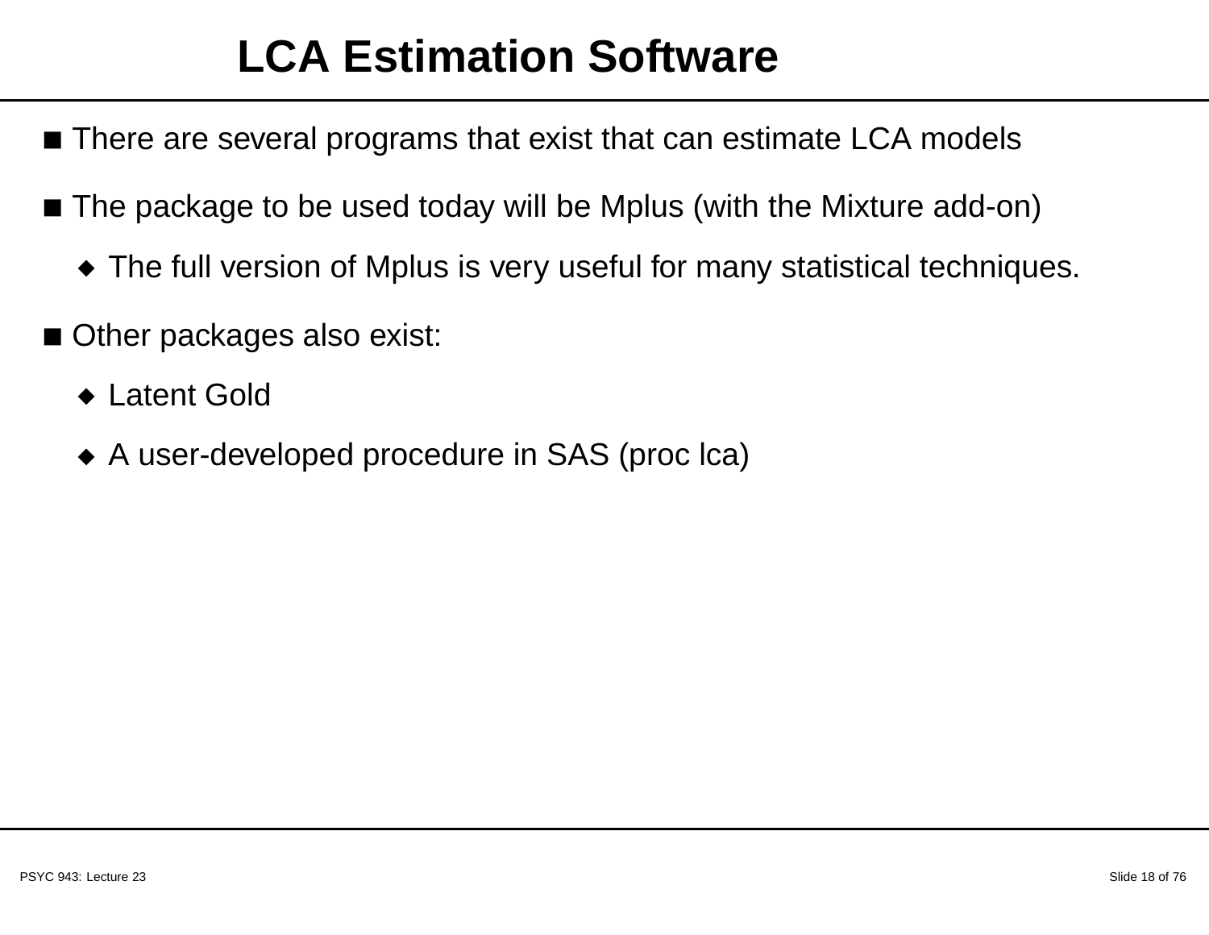# LCA Estimation Software

- There are several programs that exist that can estimate LCA models
- The package to be used today will be Mplus (with the Mixture add-on)
  - The full version of Mplus is very useful for many statistical techniques.
- Other packages also exist:
  - Latent Gold
  - A user-developed procedure in SAS (proc lca)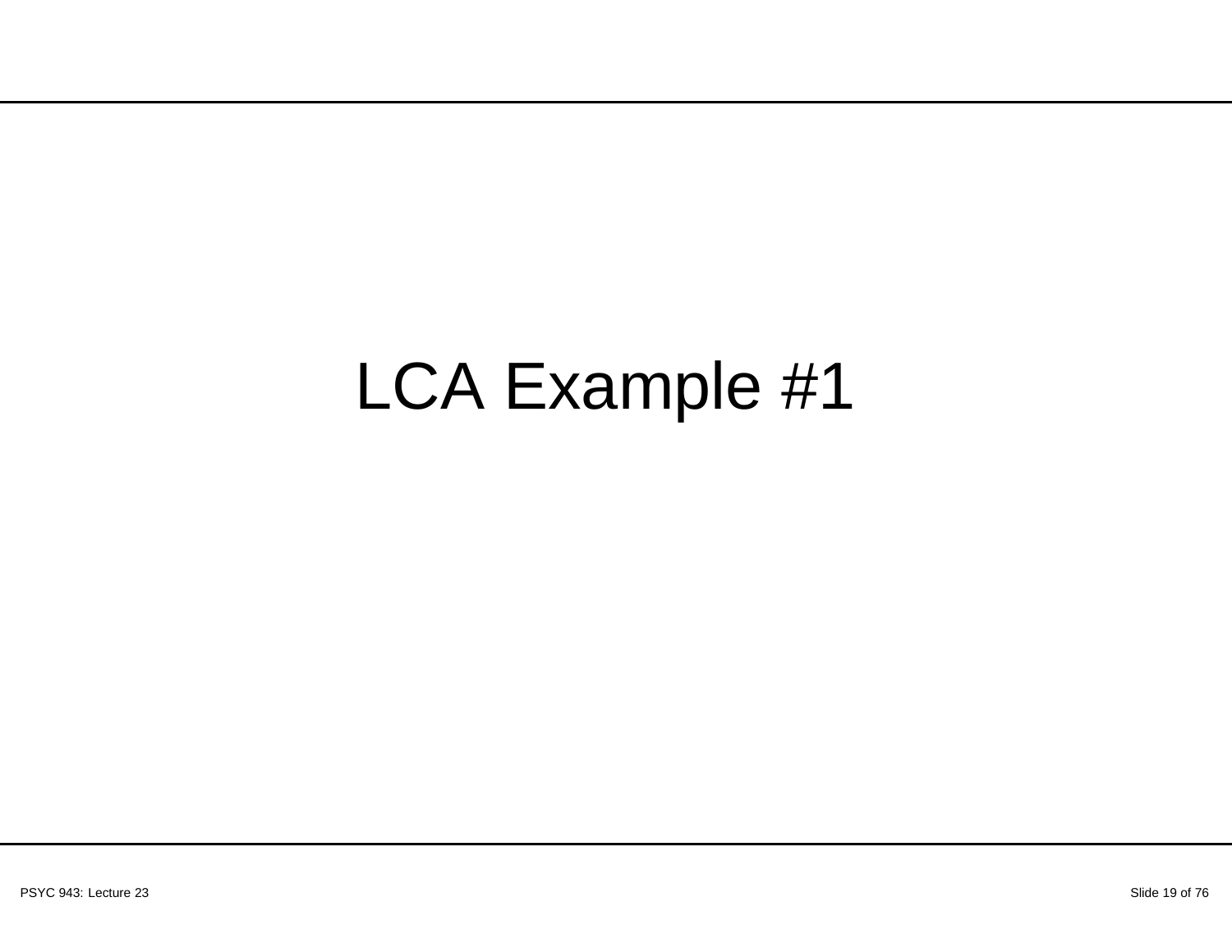# LCA Example #1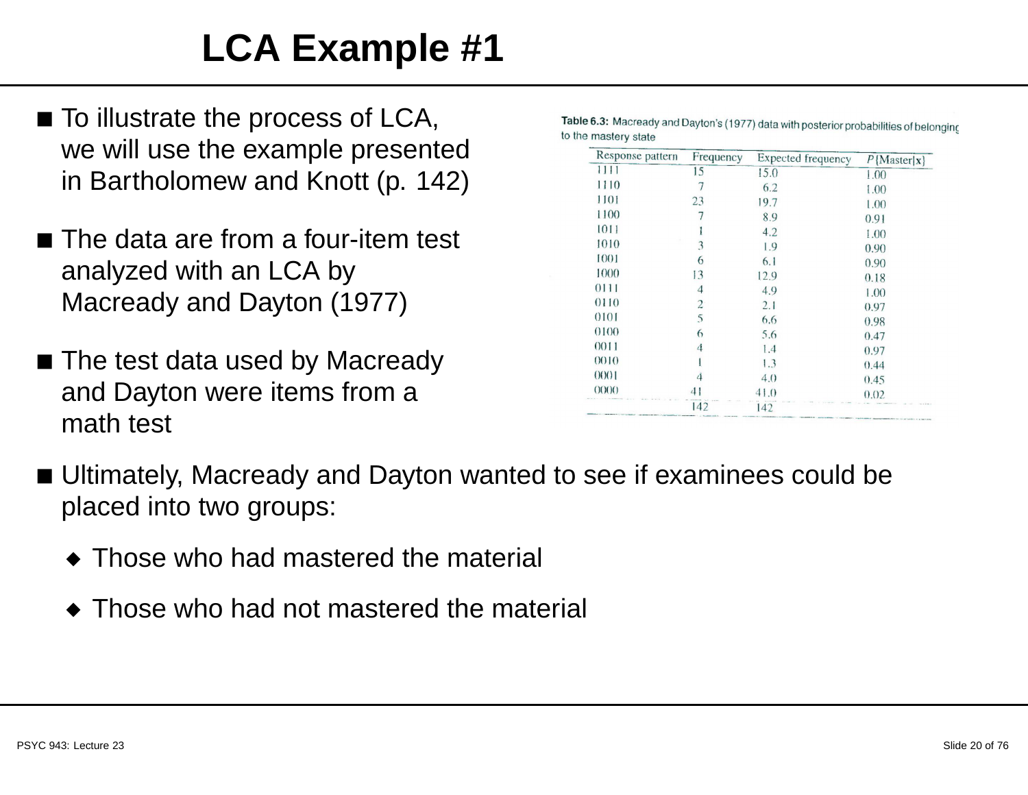# LCA Example #1

- To illustrate the process of LCA, we will use the example presented in Bartholomew and Knott (p. 142)
- The data are from a four-item test analyzed with an LCA by Macready and Dayton (1977)
- The test data used by Macready and Dayton were items from a math test

**Table 6.3:** Macready and Dayton's (1977) data with posterior probabilities of belonging to the mastery state

| Response pattern | Frequency | Expected frequency | $P\{\text{Master}\|\mathbf{x}\}$ |
|---|---|---|---|
| 1111 | 15 | 15.0 | 1.00 |
| 1110 | 7 | 6.2 | 1.00 |
| 1101 | 23 | 19.7 | 1.00 |
| 1100 | 7 | 8.9 | 0.91 |
| 1011 | 1 | 4.2 | 1.00 |
| 1010 | 3 | 1.9 | 0.90 |
| 1001 | 6 | 6.1 | 0.90 |
| 1000 | 13 | 12.9 | 0.18 |
| 0111 | 4 | 4.9 | 1.00 |
| 0110 | 2 | 2.1 | 0.97 |
| 0101 | 5 | 6.6 | 0.98 |
| 0100 | 6 | 5.6 | 0.47 |
| 0011 | 4 | 1.4 | 0.97 |
| 0010 | 1 | 1.3 | 0.44 |
| 0001 | 4 | 4.0 | 0.45 |
| 0000 | 41 | 41.0 | 0.02 |
| | 142 | 142 | |

- Ultimately, Macready and Dayton wanted to see if examinees could be placed into two groups:
  - Those who had mastered the material
  - Those who had not mastered the material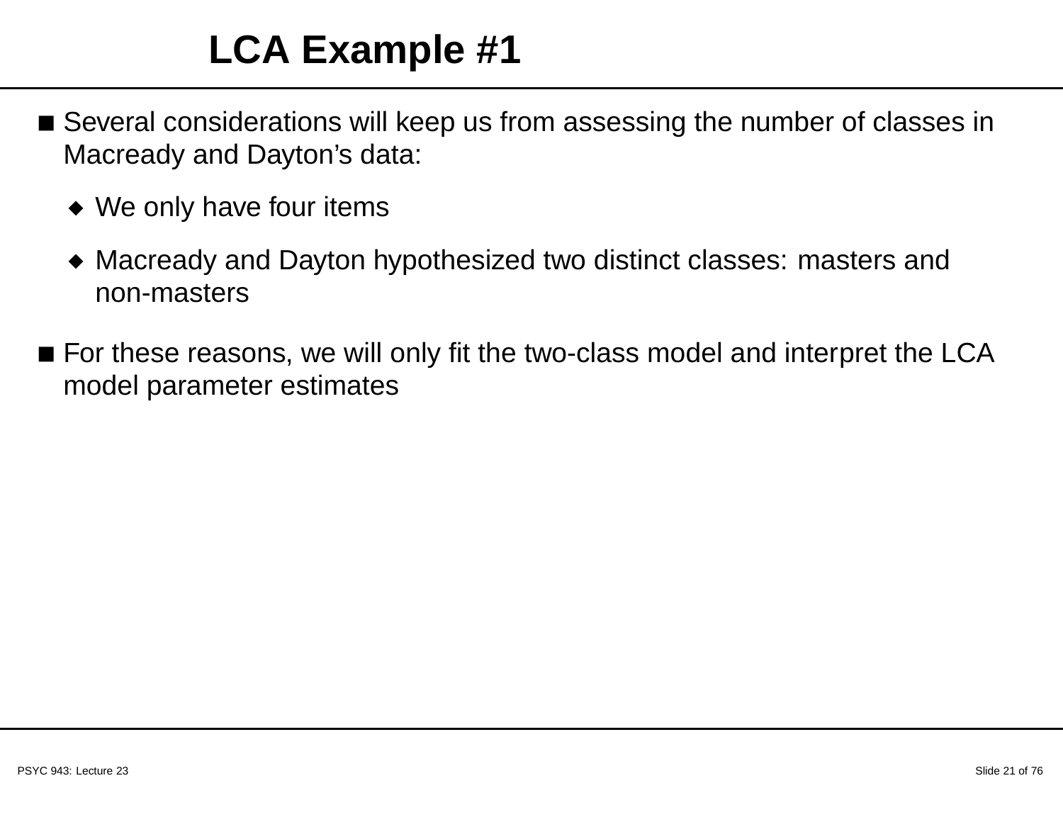# LCA Example #1

- Several considerations will keep us from assessing the number of classes in Macready and Dayton's data:
  - We only have four items
  - Macready and Dayton hypothesized two distinct classes: masters and non-masters
- For these reasons, we will only fit the two-class model and interpret the LCA model parameter estimates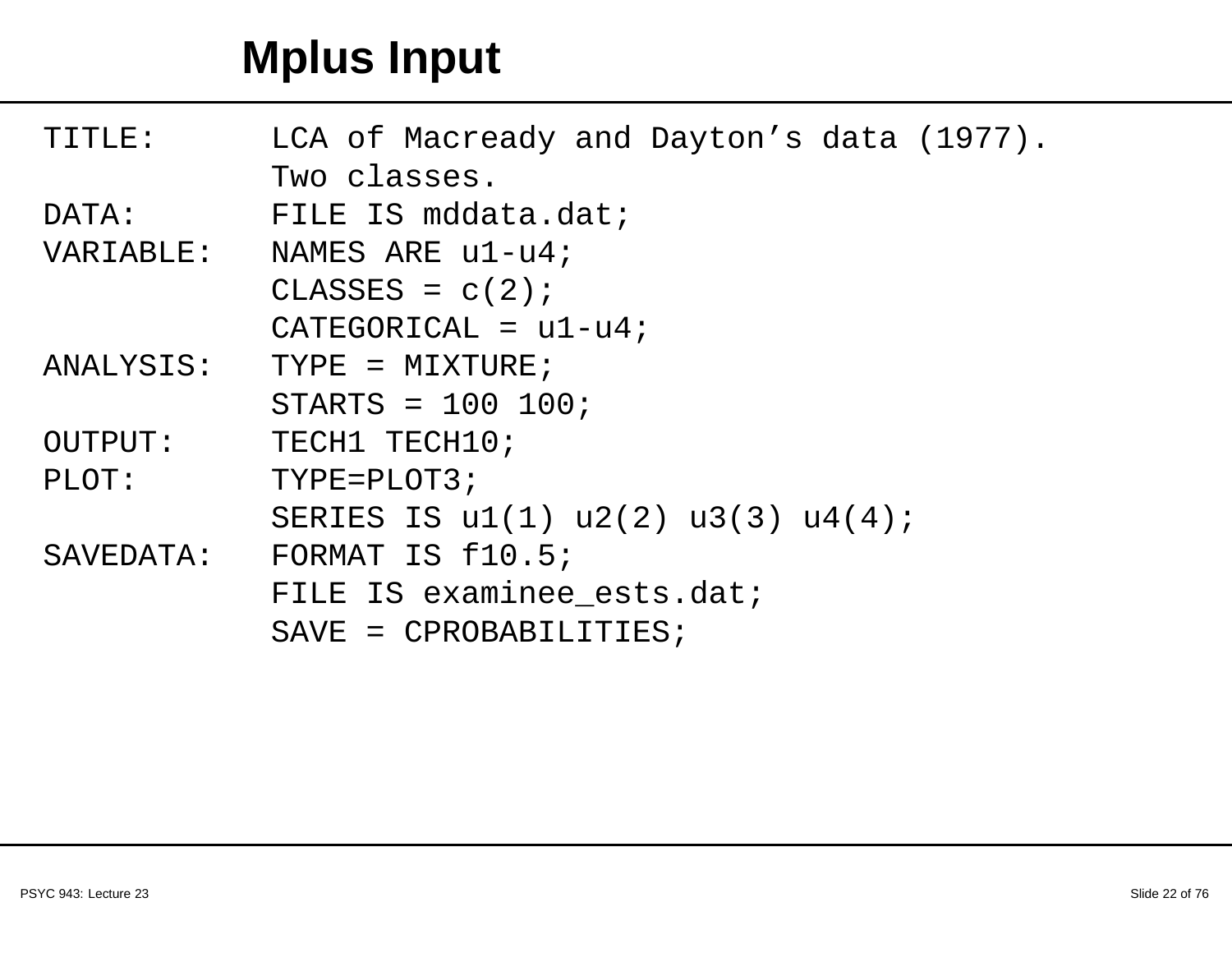# Mplus Input

```
TITLE:       LCA of Macready and Dayton’s data (1977).
             Two classes.
DATA:        FILE IS mddata.dat;
VARIABLE:    NAMES ARE u1-u4;
             CLASSES = c(2);
             CATEGORICAL = u1-u4;
ANALYSIS:    TYPE = MIXTURE;
             STARTS = 100 100;
OUTPUT:      TECH1 TECH10;
PLOT:        TYPE=PLOT3;
             SERIES IS u1(1) u2(2) u3(3) u4(4);
SAVEDATA:    FORMAT IS f10.5;
             FILE IS examinee_ests.dat;
             SAVE = CPROBABILITIES;
```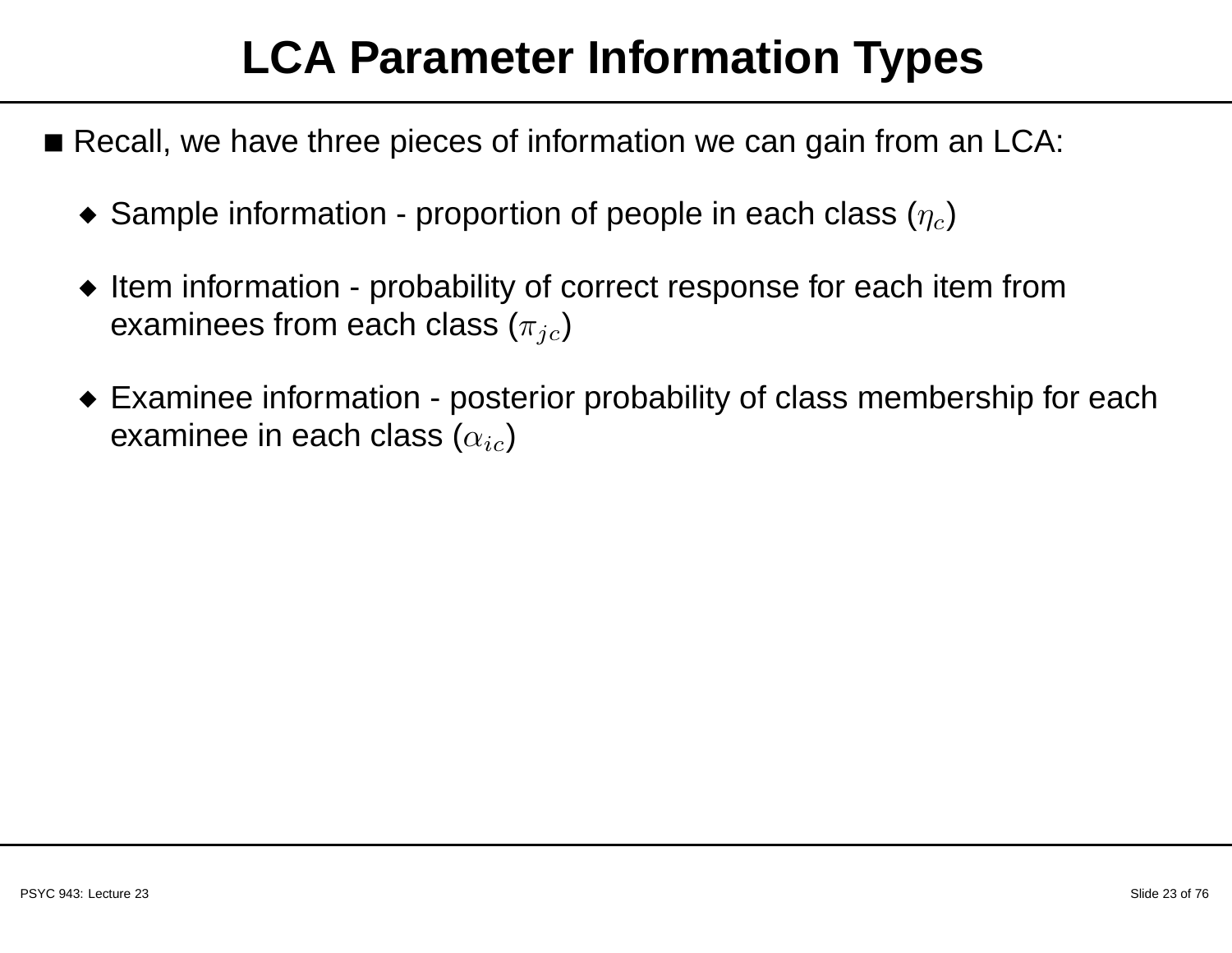# LCA Parameter Information Types

- Recall, we have three pieces of information we can gain from an LCA:
  - Sample information - proportion of people in each class ($\eta_c$)
  - Item information - probability of correct response for each item from examinees from each class ($\pi_{jc}$)
  - Examinee information - posterior probability of class membership for each examinee in each class ($\alpha_{ic}$)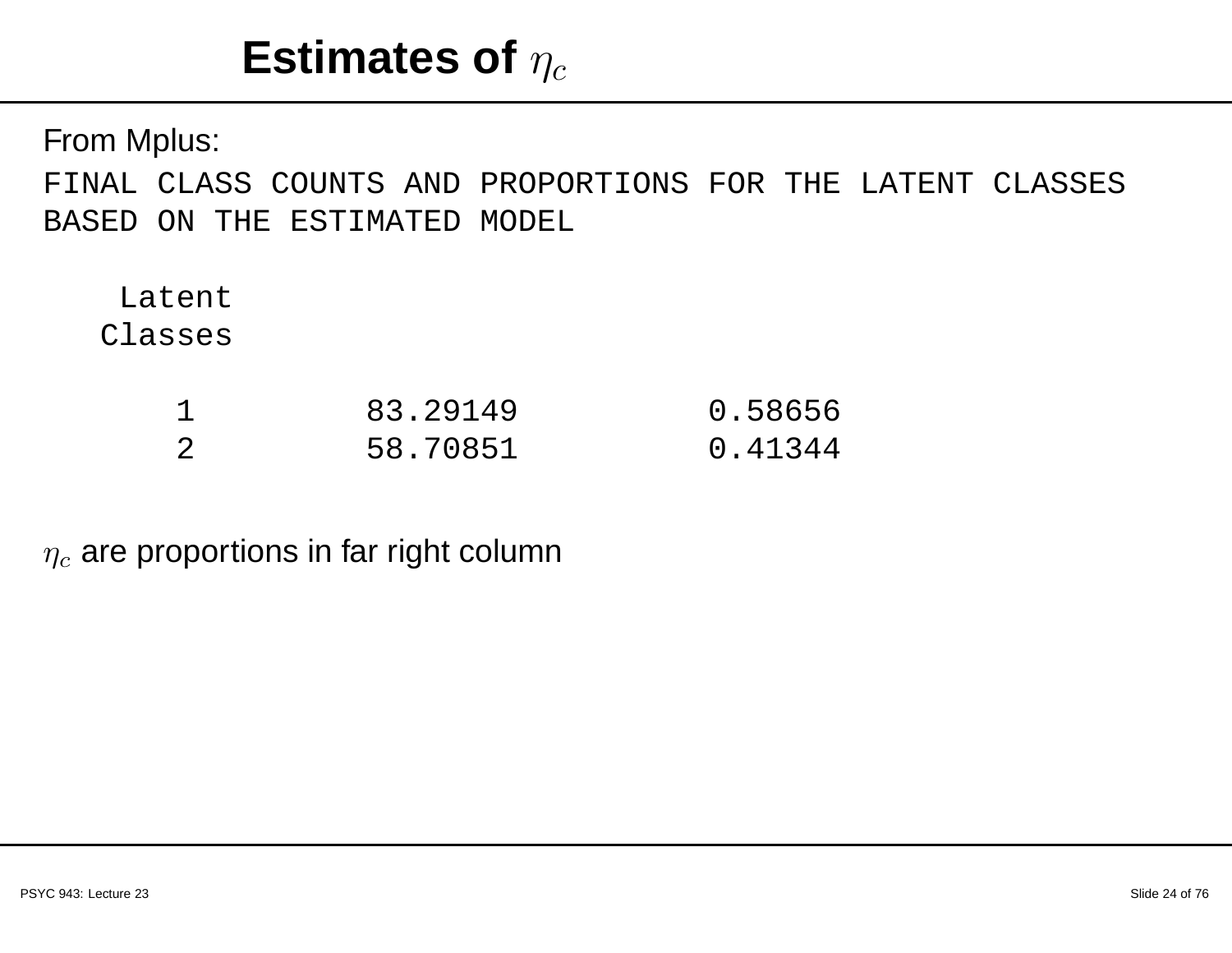# Estimates of $\eta_c$

From Mplus:

```
FINAL CLASS COUNTS AND PROPORTIONS FOR THE LATENT CLASSES
BASED ON THE ESTIMATED MODEL

    Latent
   Classes

       1         83.29149          0.58656
       2         58.70851          0.41344
```

$\eta_c$ are proportions in far right column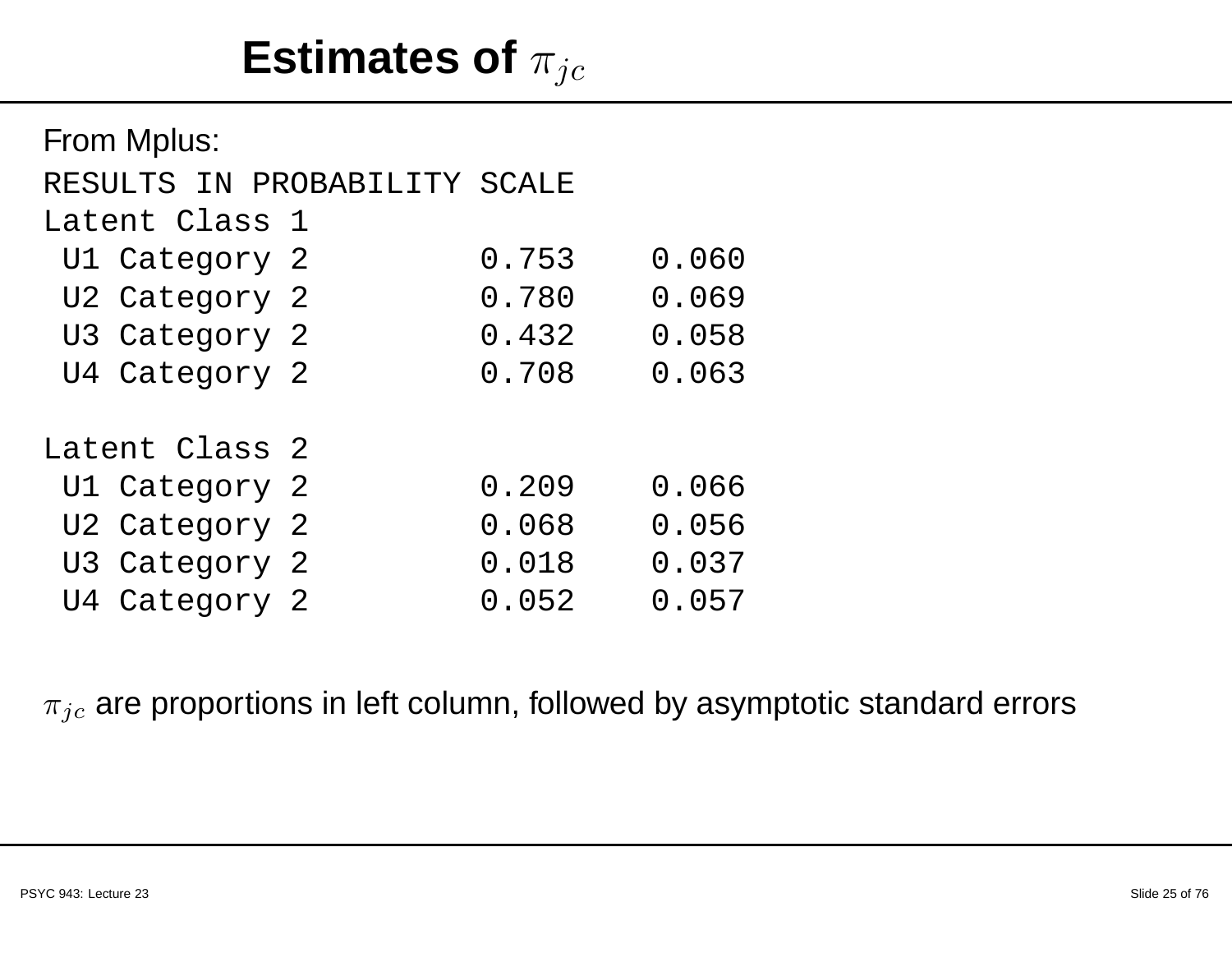# Estimates of $\pi_{jc}$

From Mplus:

```
RESULTS IN PROBABILITY SCALE
Latent Class 1
 U1 Category 2         0.753    0.060
 U2 Category 2         0.780    0.069
 U3 Category 2         0.432    0.058
 U4 Category 2         0.708    0.063

Latent Class 2
 U1 Category 2         0.209    0.066
 U2 Category 2         0.068    0.056
 U3 Category 2         0.018    0.037
 U4 Category 2         0.052    0.057
```

$\pi_{jc}$ are proportions in left column, followed by asymptotic standard errors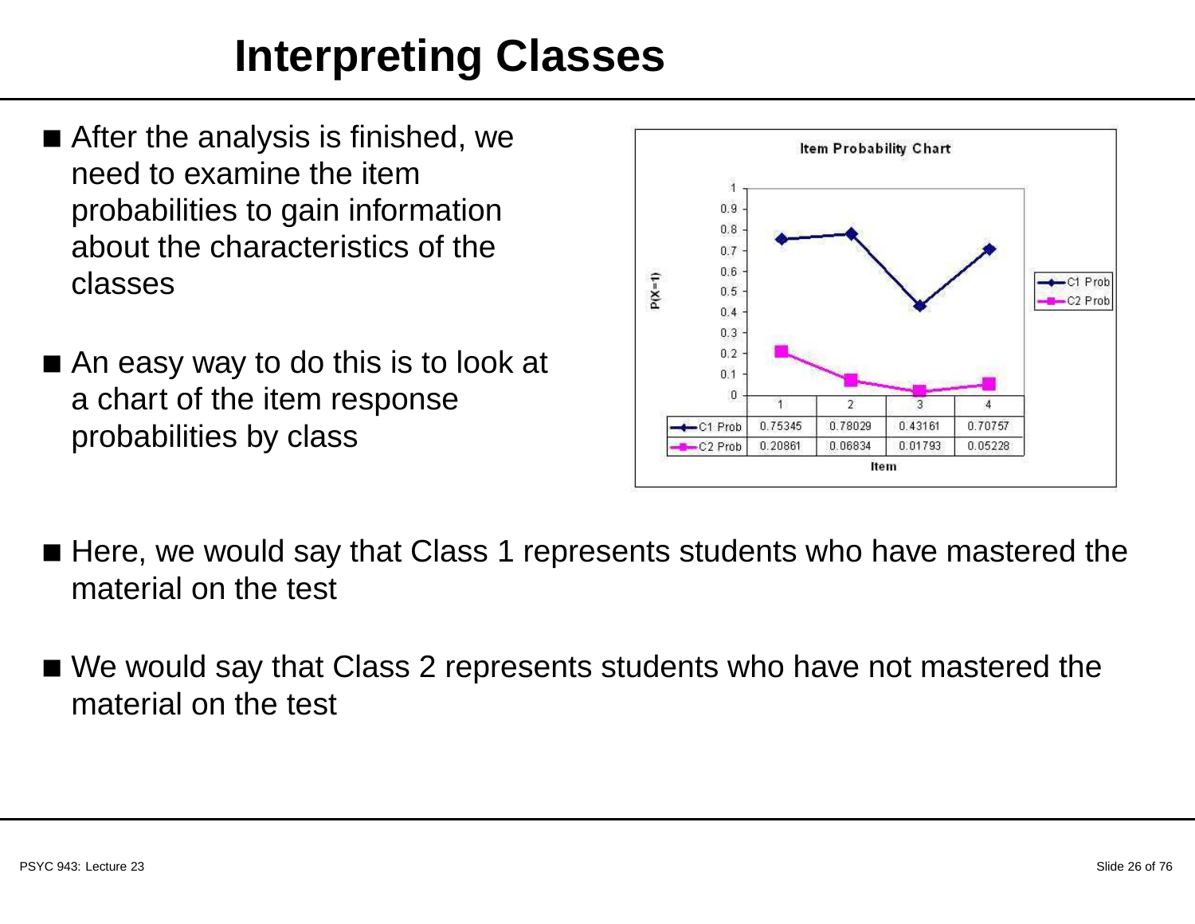# Interpreting Classes

- After the analysis is finished, we need to examine the item probabilities to gain information about the characteristics of the classes
- An easy way to do this is to look at a chart of the item response probabilities by class

**Item Probability Chart**

| Item | 1 | 2 | 3 | 4 |
|---|---|---|---|---|
| C1 Prob | 0.75345 | 0.78029 | 0.43161 | 0.70757 |
| C2 Prob | 0.20861 | 0.06834 | 0.01793 | 0.05228 |

- Here, we would say that Class 1 represents students who have mastered the material on the test
- We would say that Class 2 represents students who have not mastered the material on the test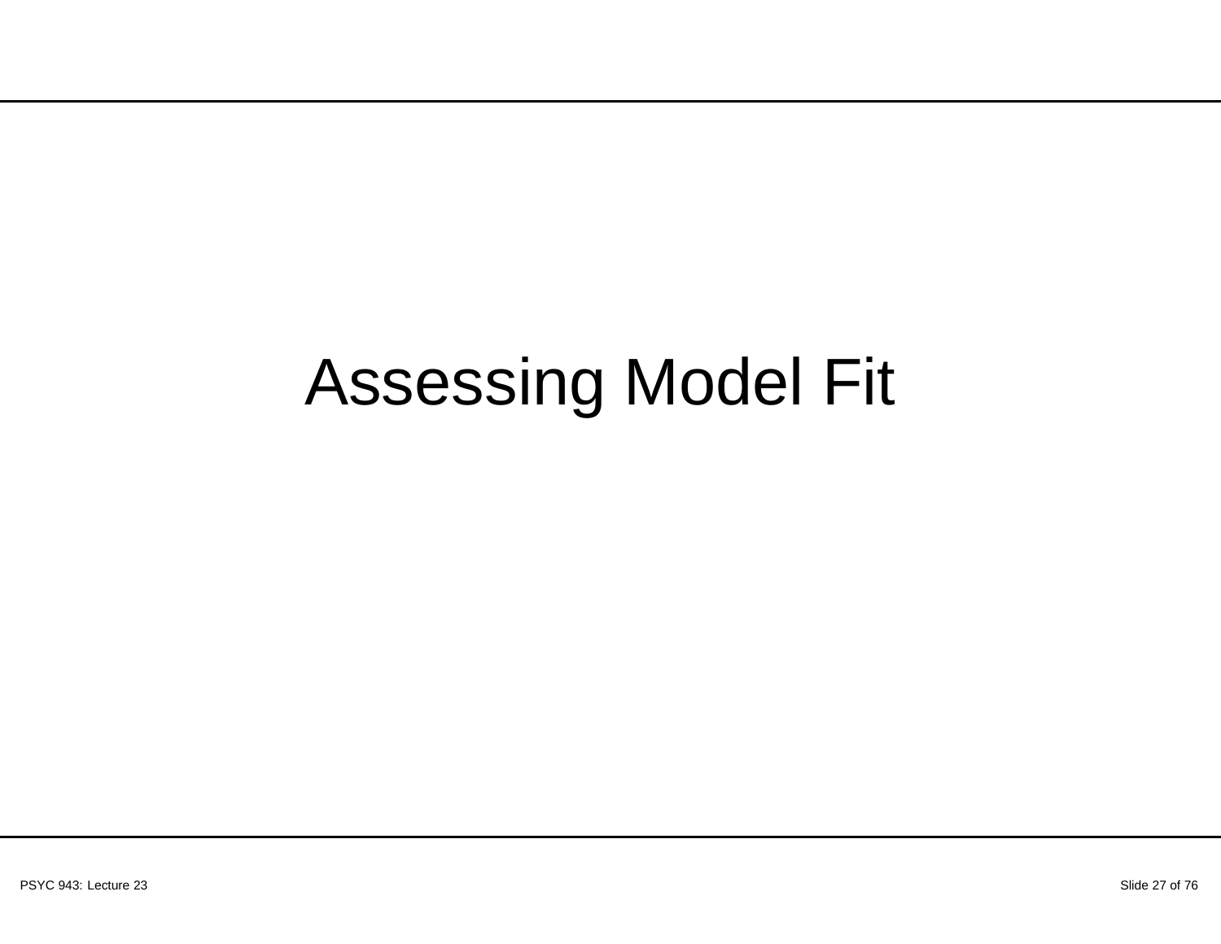# Assessing Model Fit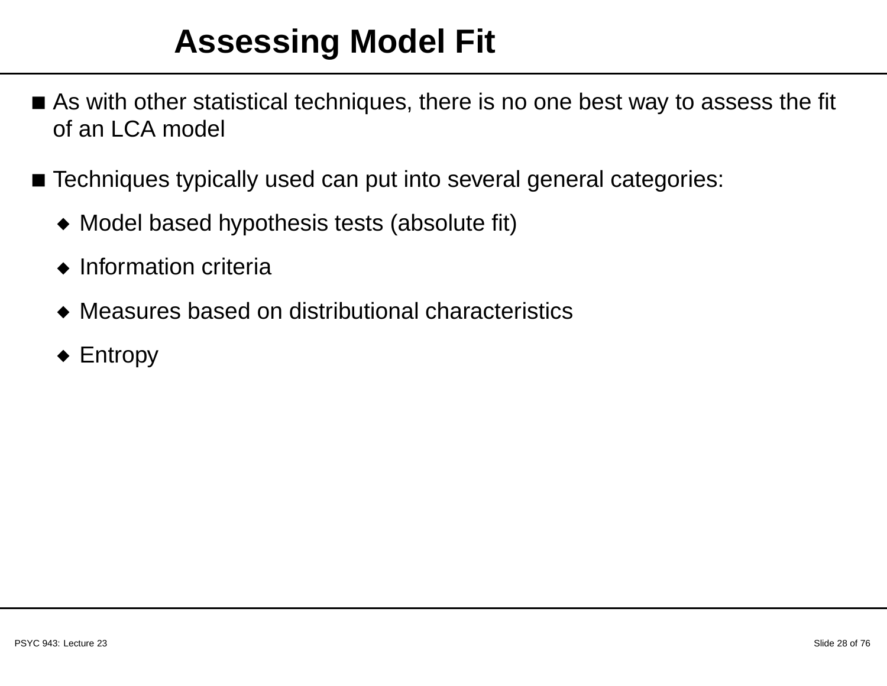# Assessing Model Fit

- As with other statistical techniques, there is no one best way to assess the fit of an LCA model
- Techniques typically used can put into several general categories:
  - Model based hypothesis tests (absolute fit)
  - Information criteria
  - Measures based on distributional characteristics
  - Entropy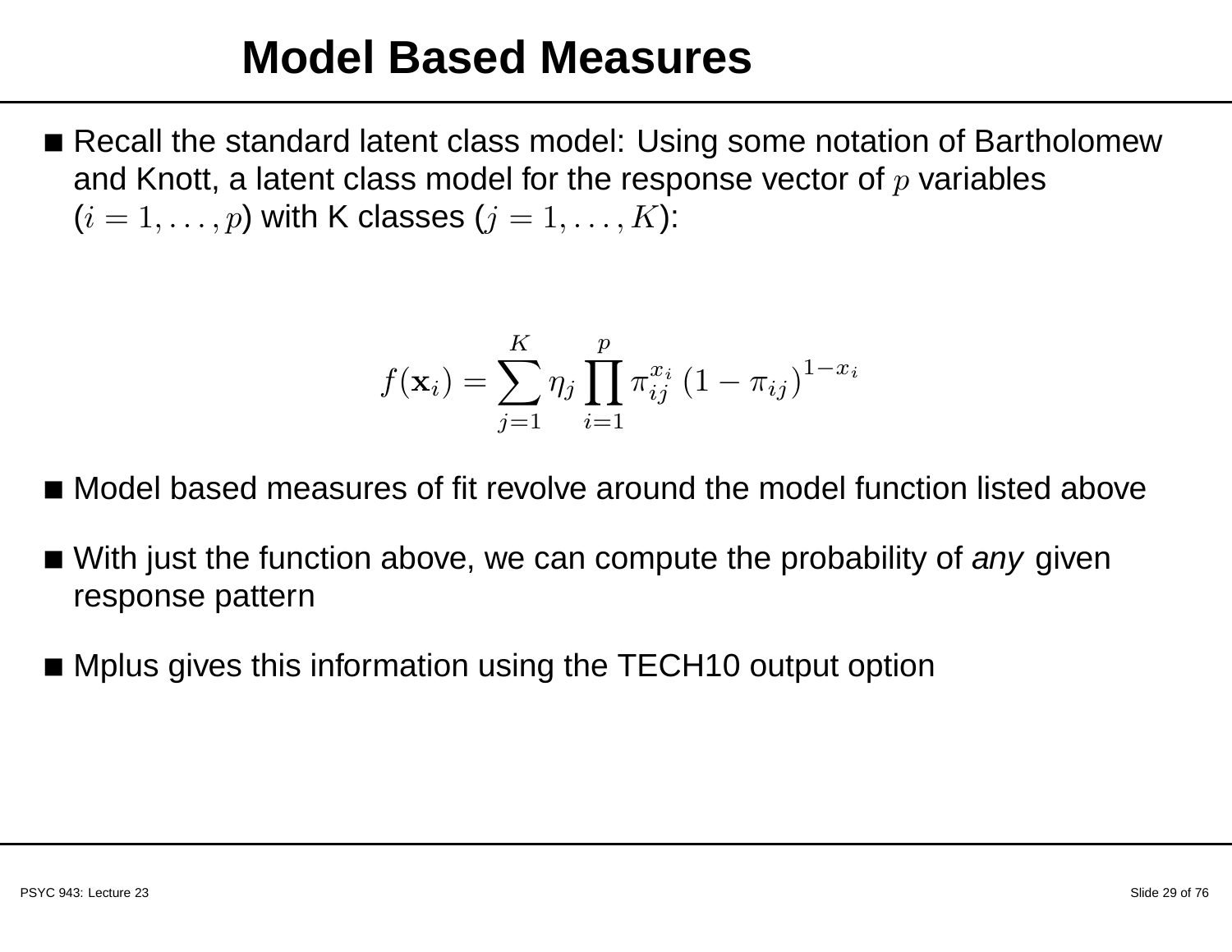# Model Based Measures

- Recall the standard latent class model: Using some notation of Bartholomew and Knott, a latent class model for the response vector of $p$ variables ($i = 1, \ldots, p$) with K classes ($j = 1, \ldots, K$):

$$f(\mathbf{x}_i) = \sum_{j=1}^{K} \eta_j \prod_{i=1}^{p} \pi_{ij}^{x_i} \left(1 - \pi_{ij}\right)^{1-x_i}$$

- Model based measures of fit revolve around the model function listed above
- With just the function above, we can compute the probability of *any* given response pattern
- Mplus gives this information using the TECH10 output option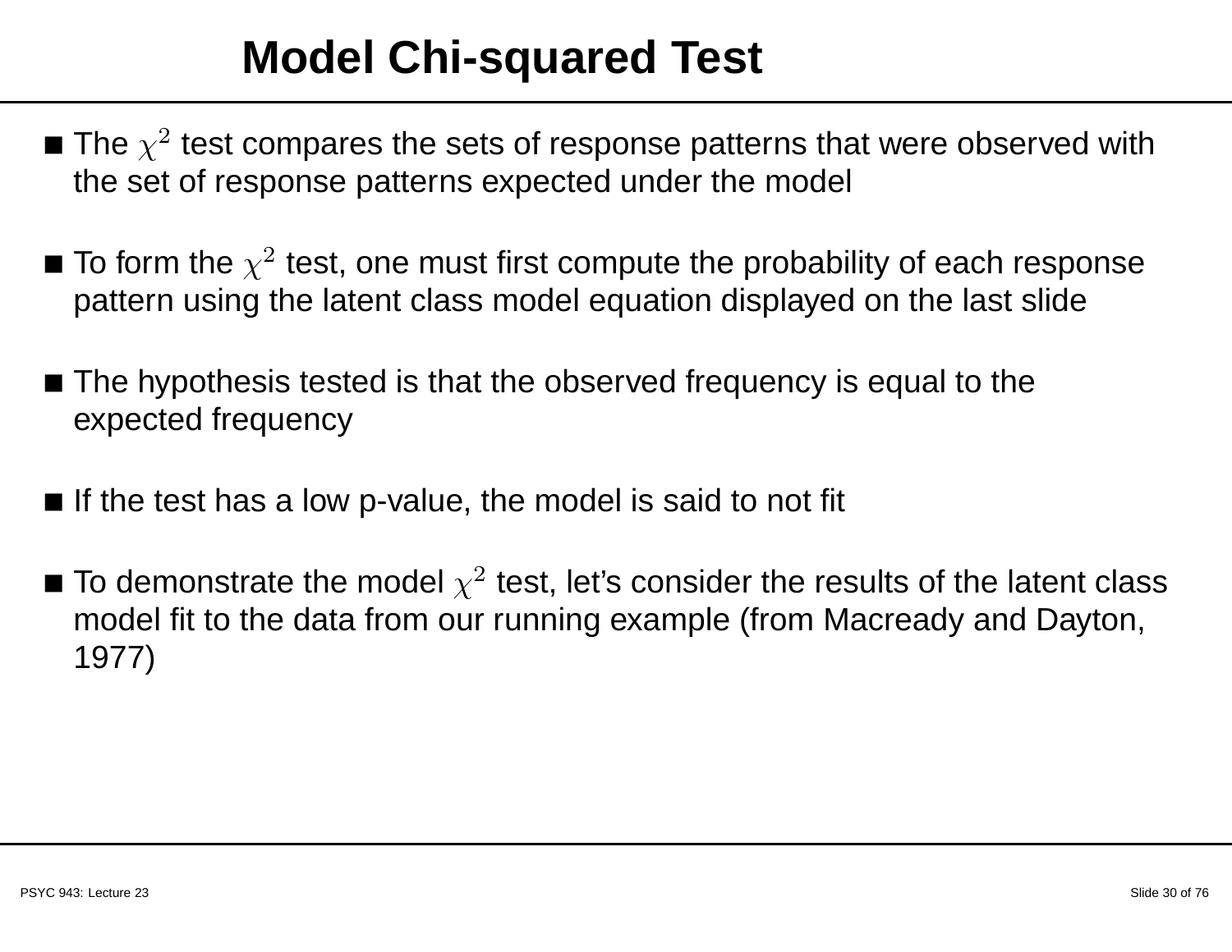# Model Chi-squared Test

- The $\chi^2$ test compares the sets of response patterns that were observed with the set of response patterns expected under the model
- To form the $\chi^2$ test, one must first compute the probability of each response pattern using the latent class model equation displayed on the last slide
- The hypothesis tested is that the observed frequency is equal to the expected frequency
- If the test has a low p-value, the model is said to not fit
- To demonstrate the model $\chi^2$ test, let's consider the results of the latent class model fit to the data from our running example (from Macready and Dayton, 1977)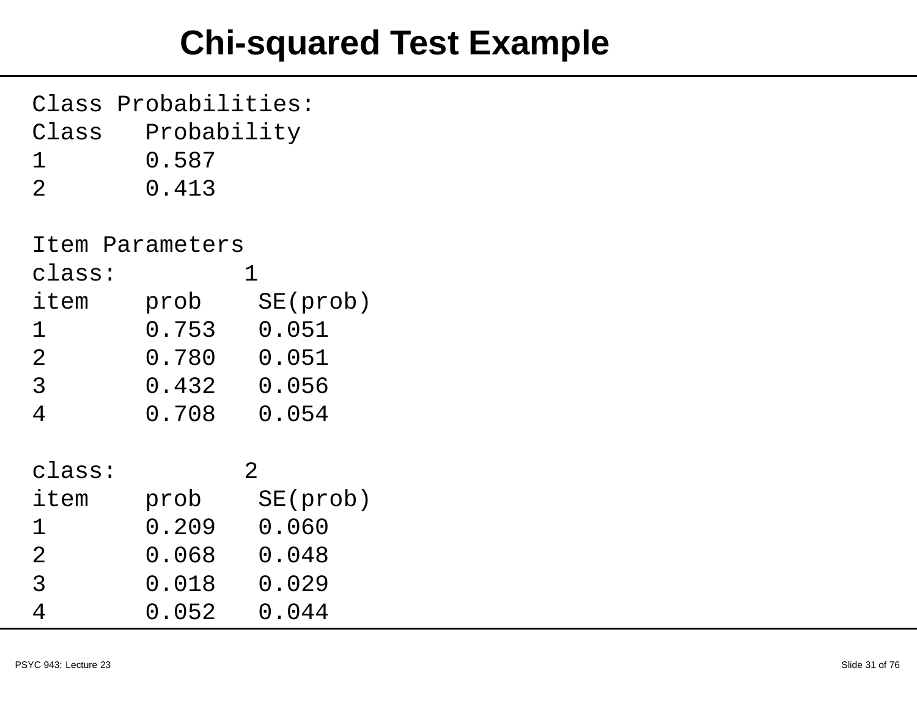# Chi-squared Test Example

```
Class Probabilities:
Class   Probability
1       0.587
2       0.413

Item Parameters
class:          1
item    prob    SE(prob)
1       0.753   0.051
2       0.780   0.051
3       0.432   0.056
4       0.708   0.054

class:          2
item    prob    SE(prob)
1       0.209   0.060
2       0.068   0.048
3       0.018   0.029
4       0.052   0.044
```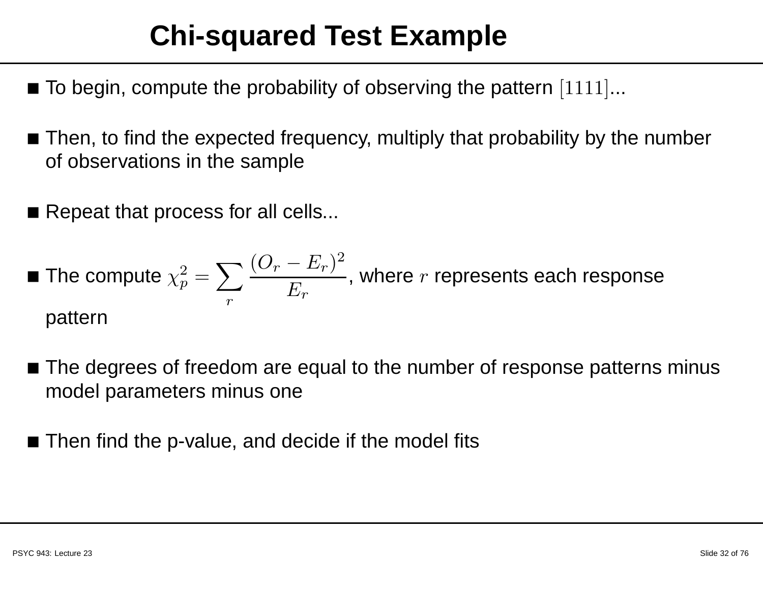# Chi-squared Test Example

- To begin, compute the probability of observing the pattern $[1111]$...
- Then, to find the expected frequency, multiply that probability by the number of observations in the sample
- Repeat that process for all cells...
- The compute $\chi^2_p = \sum_r \frac{(O_r - E_r)^2}{E_r}$, where $r$ represents each response pattern
- The degrees of freedom are equal to the number of response patterns minus model parameters minus one
- Then find the p-value, and decide if the model fits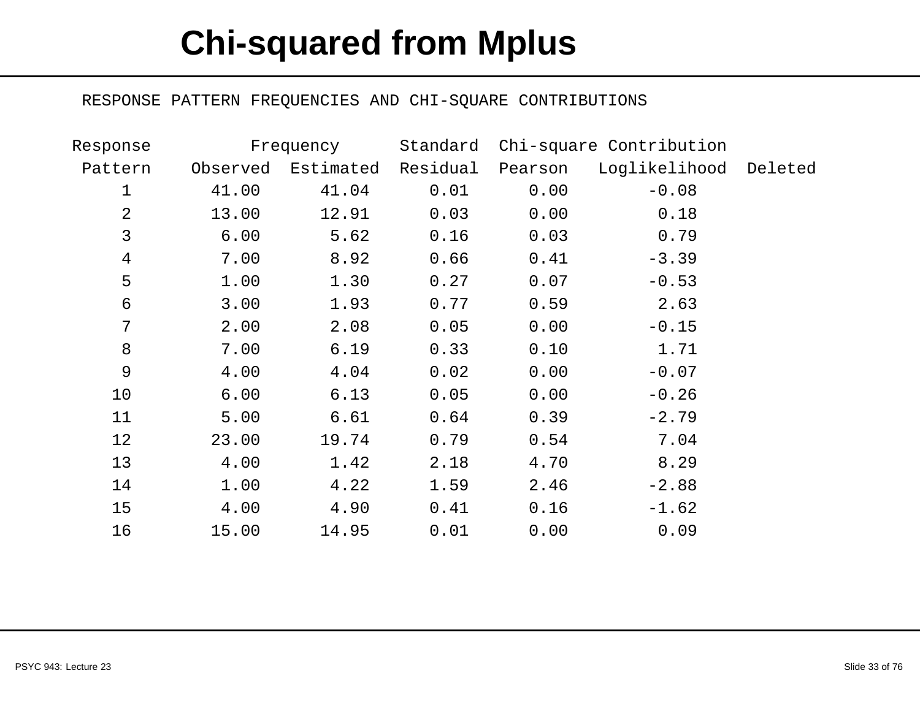# Chi-squared from Mplus

RESPONSE PATTERN FREQUENCIES AND CHI-SQUARE CONTRIBUTIONS

| Response | Frequency | | Standard | Chi-square Contribution | | |
|---|---|---|---|---|---|---|
| Pattern | Observed | Estimated | Residual | Pearson | Loglikelihood | Deleted |
| 1 | 41.00 | 41.04 | 0.01 | 0.00 | -0.08 | |
| 2 | 13.00 | 12.91 | 0.03 | 0.00 | 0.18 | |
| 3 | 6.00 | 5.62 | 0.16 | 0.03 | 0.79 | |
| 4 | 7.00 | 8.92 | 0.66 | 0.41 | -3.39 | |
| 5 | 1.00 | 1.30 | 0.27 | 0.07 | -0.53 | |
| 6 | 3.00 | 1.93 | 0.77 | 0.59 | 2.63 | |
| 7 | 2.00 | 2.08 | 0.05 | 0.00 | -0.15 | |
| 8 | 7.00 | 6.19 | 0.33 | 0.10 | 1.71 | |
| 9 | 4.00 | 4.04 | 0.02 | 0.00 | -0.07 | |
| 10 | 6.00 | 6.13 | 0.05 | 0.00 | -0.26 | |
| 11 | 5.00 | 6.61 | 0.64 | 0.39 | -2.79 | |
| 12 | 23.00 | 19.74 | 0.79 | 0.54 | 7.04 | |
| 13 | 4.00 | 1.42 | 2.18 | 4.70 | 8.29 | |
| 14 | 1.00 | 4.22 | 1.59 | 2.46 | -2.88 | |
| 15 | 4.00 | 4.90 | 0.41 | 0.16 | -1.62 | |
| 16 | 15.00 | 14.95 | 0.01 | 0.00 | 0.09 | |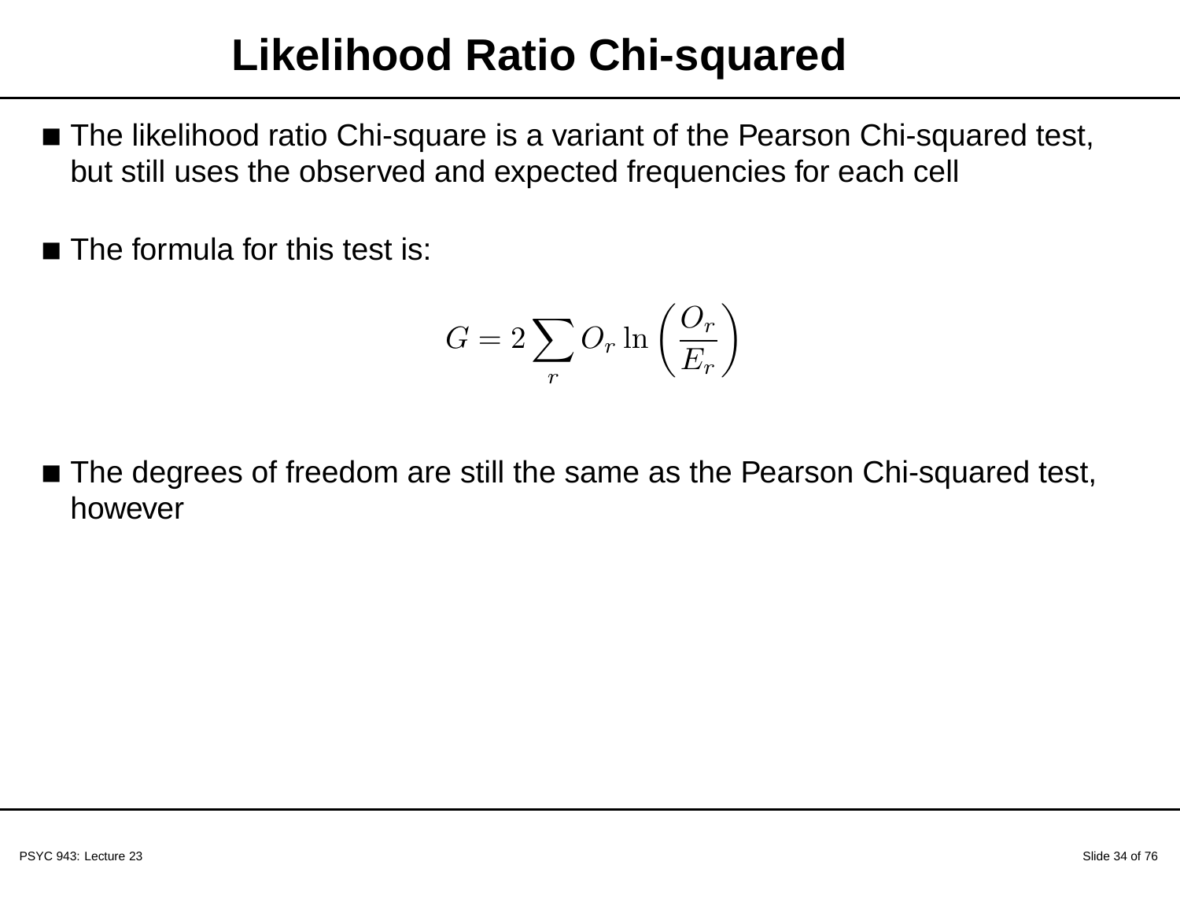# Likelihood Ratio Chi-squared

- The likelihood ratio Chi-square is a variant of the Pearson Chi-squared test, but still uses the observed and expected frequencies for each cell

- The formula for this test is:

$$G = 2 \sum_{r} O_r \ln \left( \frac{O_r}{E_r} \right)$$

- The degrees of freedom are still the same as the Pearson Chi-squared test, however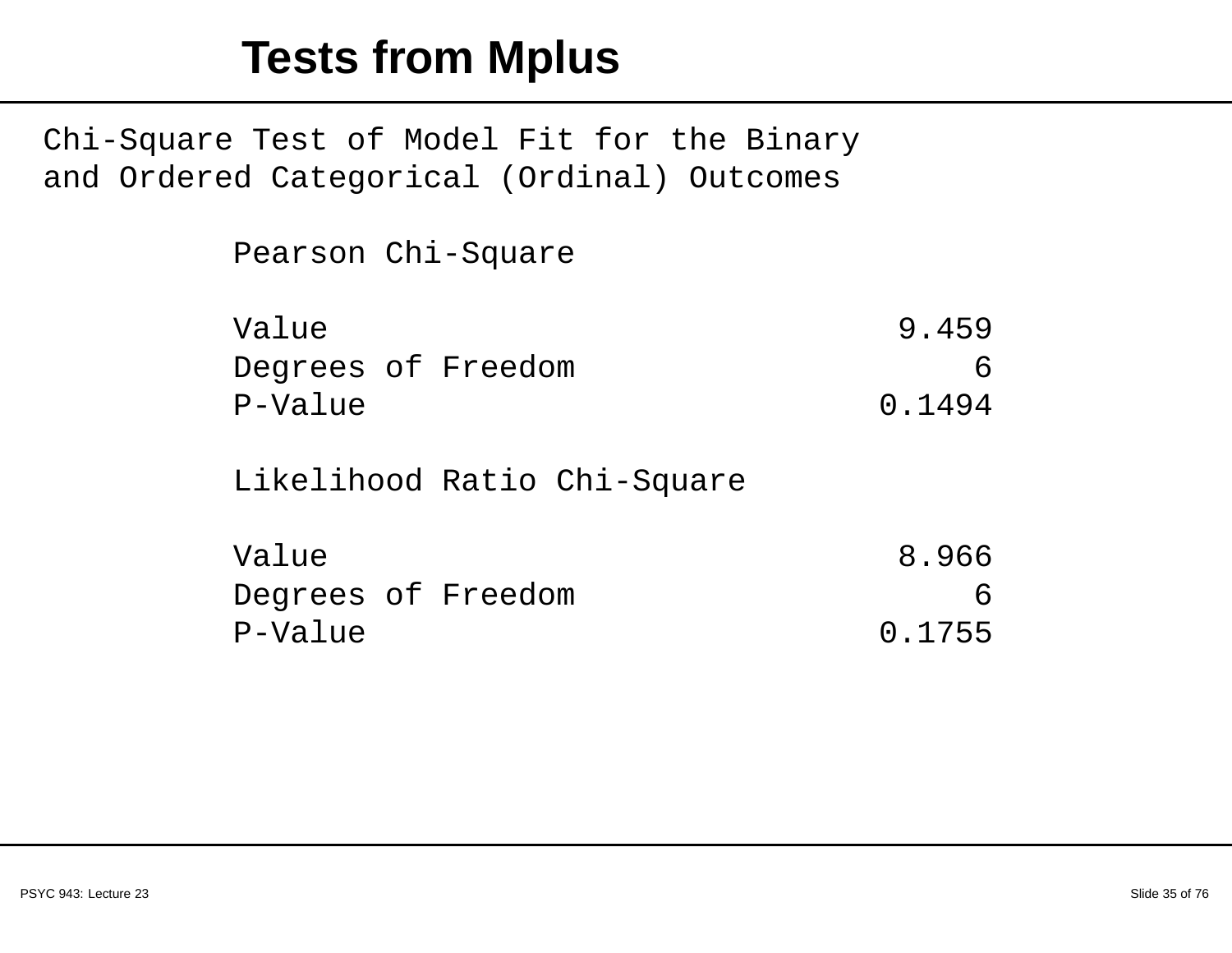# Tests from Mplus

```
Chi-Square Test of Model Fit for the Binary
and Ordered Categorical (Ordinal) Outcomes

          Pearson Chi-Square

          Value                                  9.459
          Degrees of Freedom                         6
          P-Value                               0.1494

          Likelihood Ratio Chi-Square

          Value                                  8.966
          Degrees of Freedom                         6
          P-Value                               0.1755
```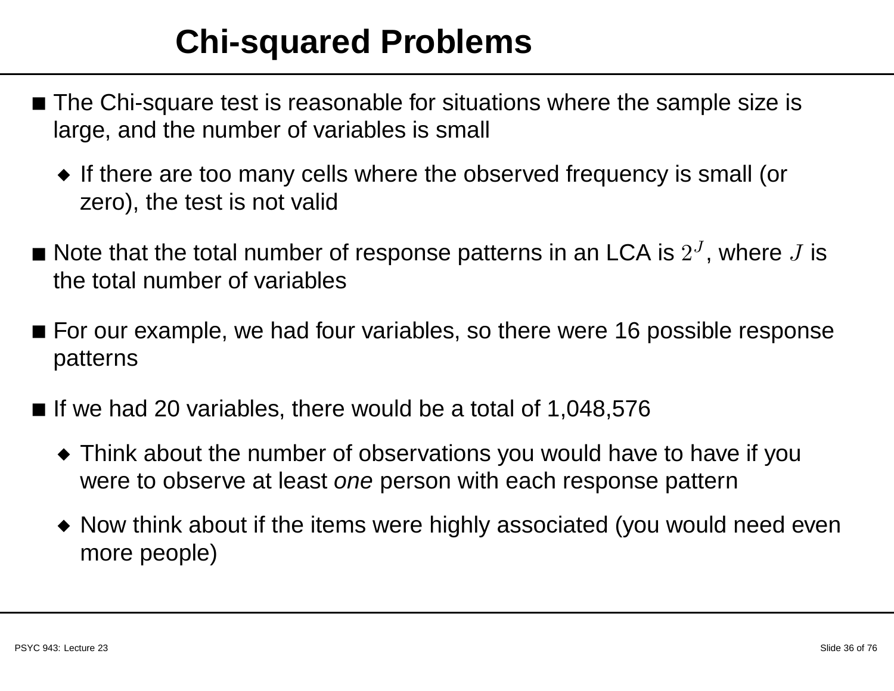# Chi-squared Problems

- The Chi-square test is reasonable for situations where the sample size is large, and the number of variables is small
  - If there are too many cells where the observed frequency is small (or zero), the test is not valid
- Note that the total number of response patterns in an LCA is $2^J$, where $J$ is the total number of variables
- For our example, we had four variables, so there were 16 possible response patterns
- If we had 20 variables, there would be a total of 1,048,576
  - Think about the number of observations you would have to have if you were to observe at least *one* person with each response pattern
  - Now think about if the items were highly associated (you would need even more people)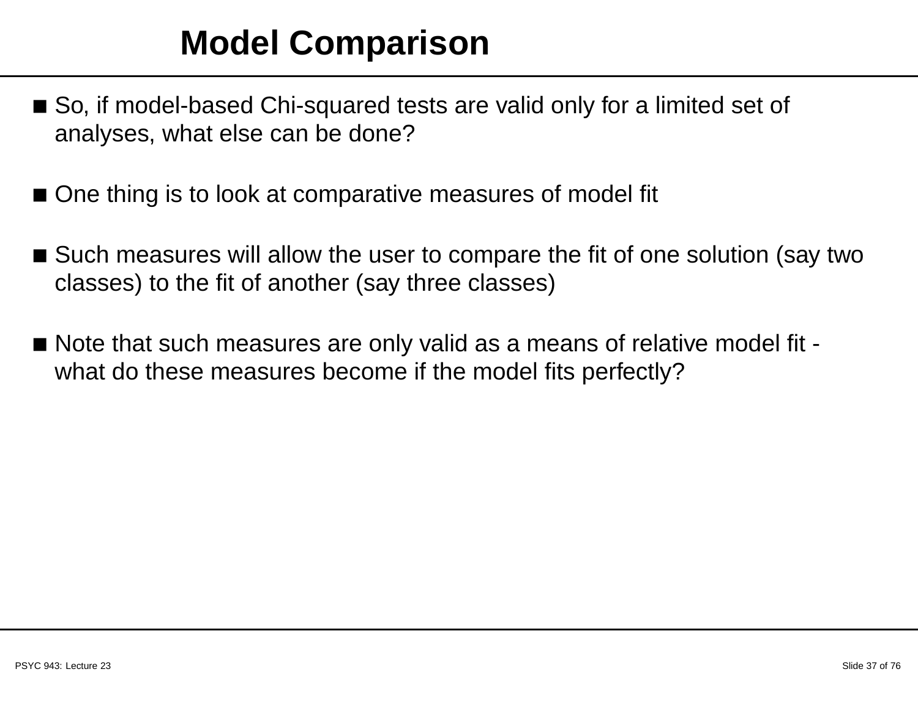# Model Comparison

- So, if model-based Chi-squared tests are valid only for a limited set of analyses, what else can be done?
- One thing is to look at comparative measures of model fit
- Such measures will allow the user to compare the fit of one solution (say two classes) to the fit of another (say three classes)
- Note that such measures are only valid as a means of relative model fit - what do these measures become if the model fits perfectly?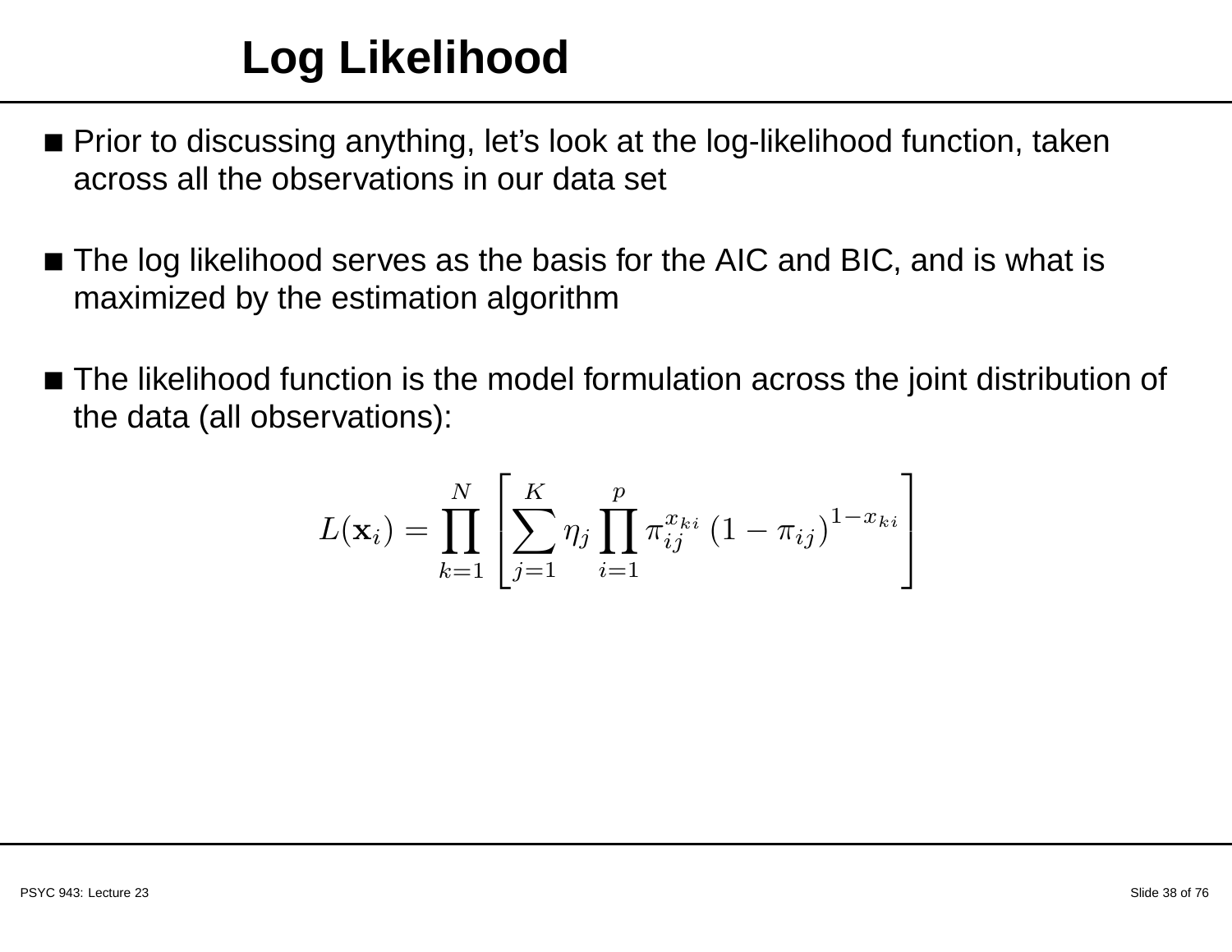# Log Likelihood

- Prior to discussing anything, let's look at the log-likelihood function, taken across all the observations in our data set
- The log likelihood serves as the basis for the AIC and BIC, and is what is maximized by the estimation algorithm
- The likelihood function is the model formulation across the joint distribution of the data (all observations):

$$L(\mathbf{x}_i) = \prod_{k=1}^{N} \left[ \sum_{j=1}^{K} \eta_j \prod_{i=1}^{p} \pi_{ij}^{x_{ki}} \left(1 - \pi_{ij}\right)^{1 - x_{ki}} \right]$$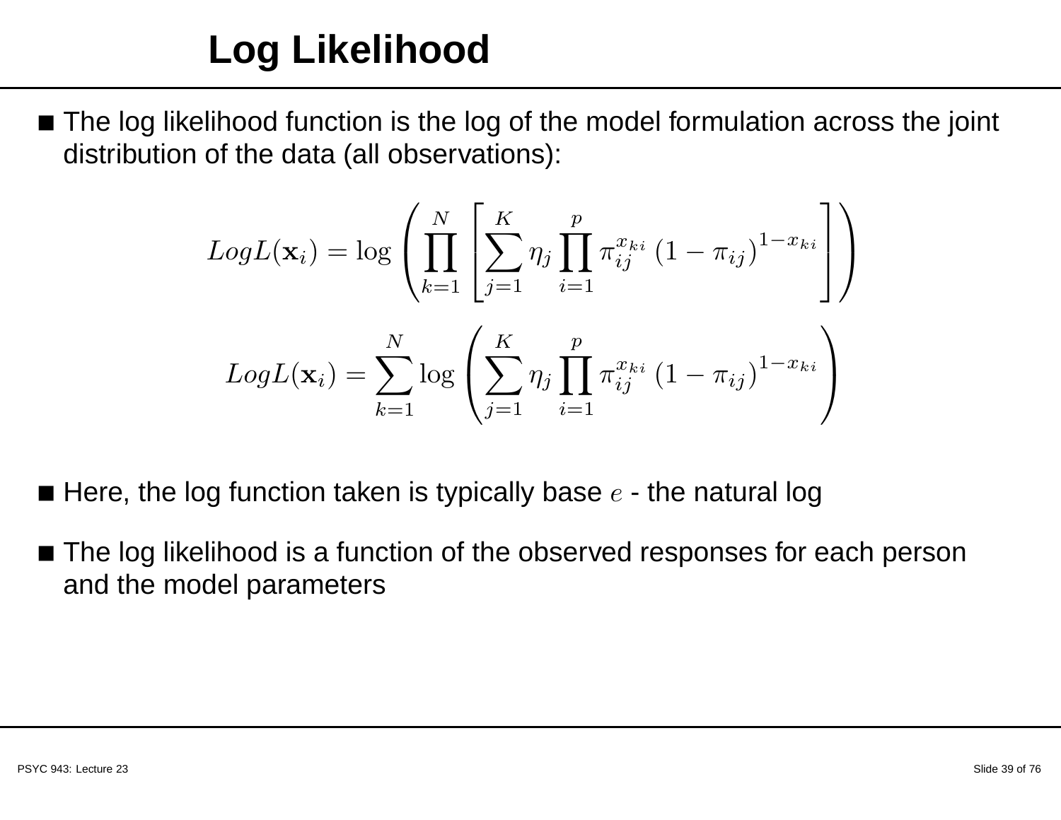# Log Likelihood

- The log likelihood function is the log of the model formulation across the joint distribution of the data (all observations):

$$LogL(\mathbf{x}_i) = \log \left( \prod_{k=1}^{N} \left[ \sum_{j=1}^{K} \eta_j \prod_{i=1}^{p} \pi_{ij}^{x_{ki}} \left(1 - \pi_{ij}\right)^{1 - x_{ki}} \right] \right)$$

$$LogL(\mathbf{x}_i) = \sum_{k=1}^{N} \log \left( \sum_{j=1}^{K} \eta_j \prod_{i=1}^{p} \pi_{ij}^{x_{ki}} \left(1 - \pi_{ij}\right)^{1 - x_{ki}} \right)$$

- Here, the log function taken is typically base $e$ - the natural log
- The log likelihood is a function of the observed responses for each person and the model parameters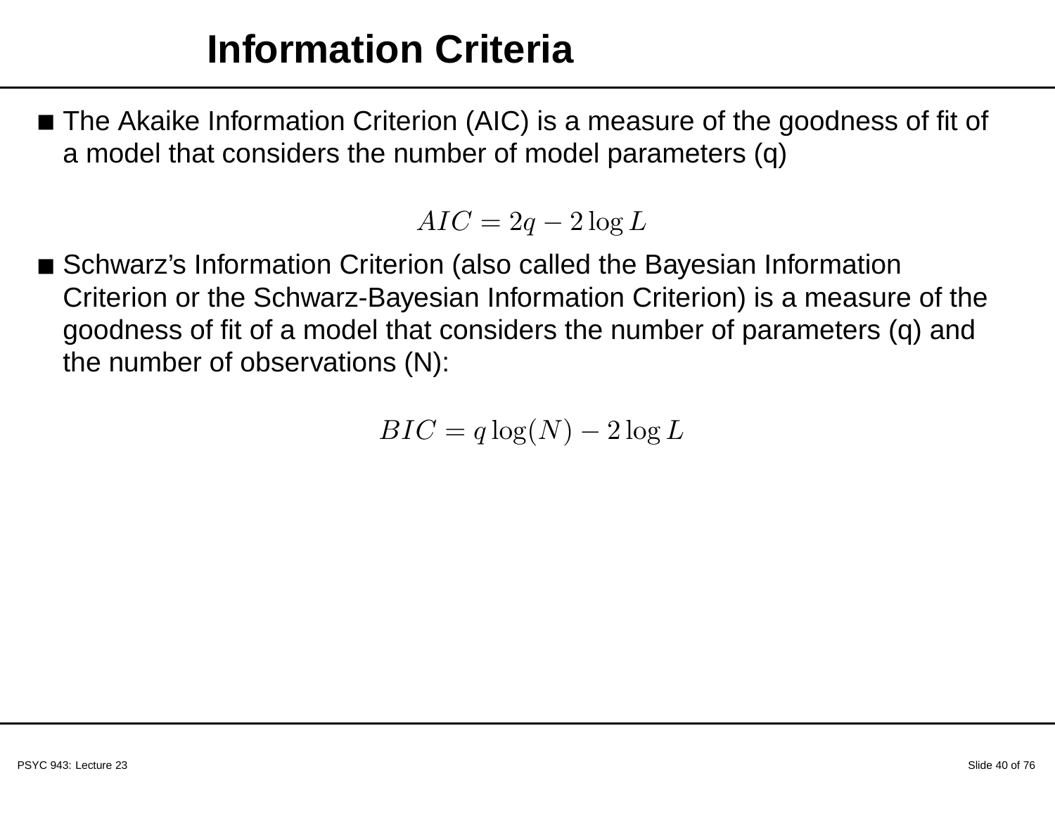# Information Criteria

- The Akaike Information Criterion (AIC) is a measure of the goodness of fit of a model that considers the number of model parameters (q)

$$AIC = 2q - 2\log L$$

- Schwarz's Information Criterion (also called the Bayesian Information Criterion or the Schwarz-Bayesian Information Criterion) is a measure of the goodness of fit of a model that considers the number of parameters (q) and the number of observations (N):

$$BIC = q\log(N) - 2\log L$$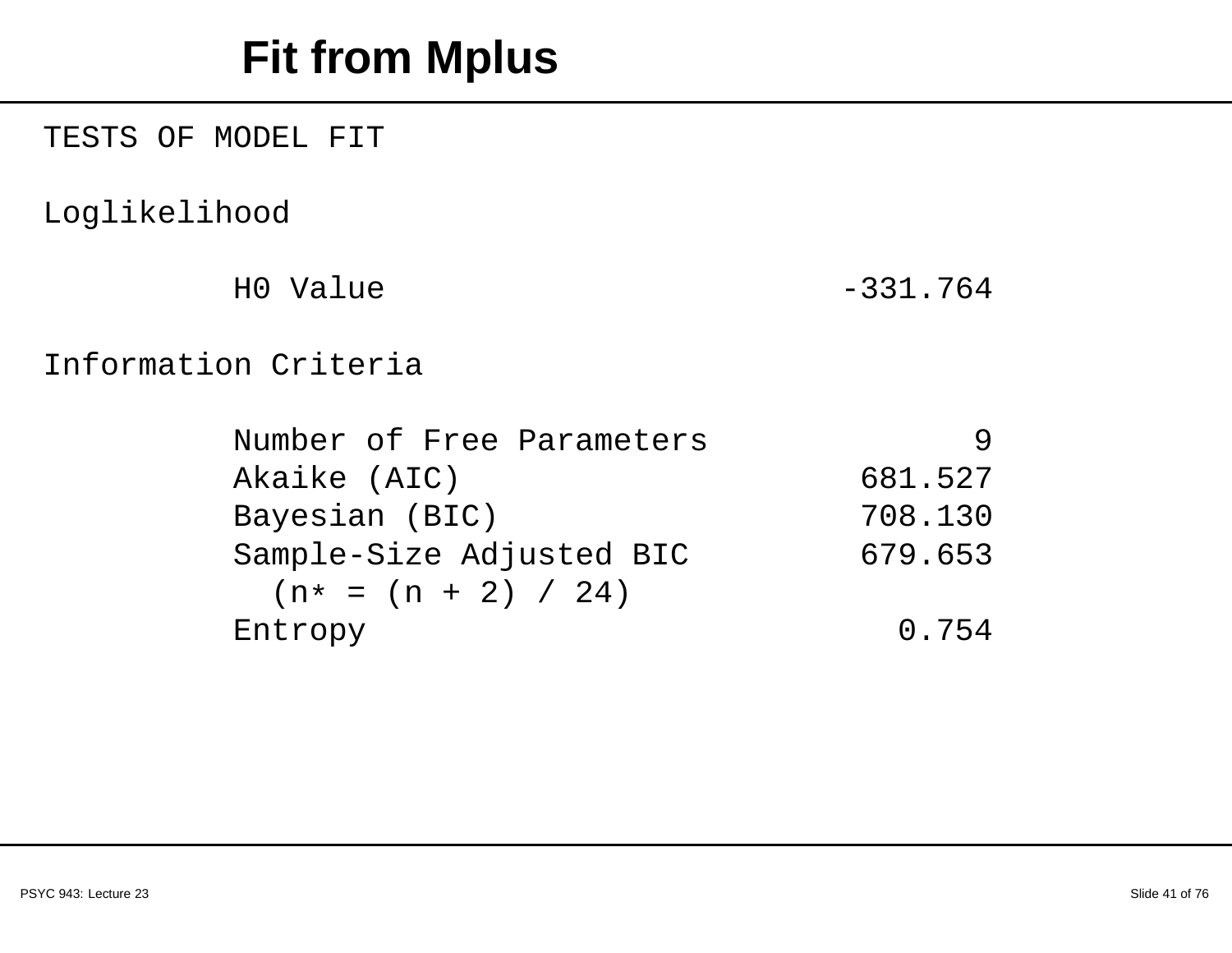# Fit from Mplus

```
TESTS OF MODEL FIT

Loglikelihood

          H0 Value                        -331.764

Information Criteria

          Number of Free Parameters              9
          Akaike (AIC)                     681.527
          Bayesian (BIC)                   708.130
          Sample-Size Adjusted BIC         679.653
            (n* = (n + 2) / 24)
          Entropy                            0.754
```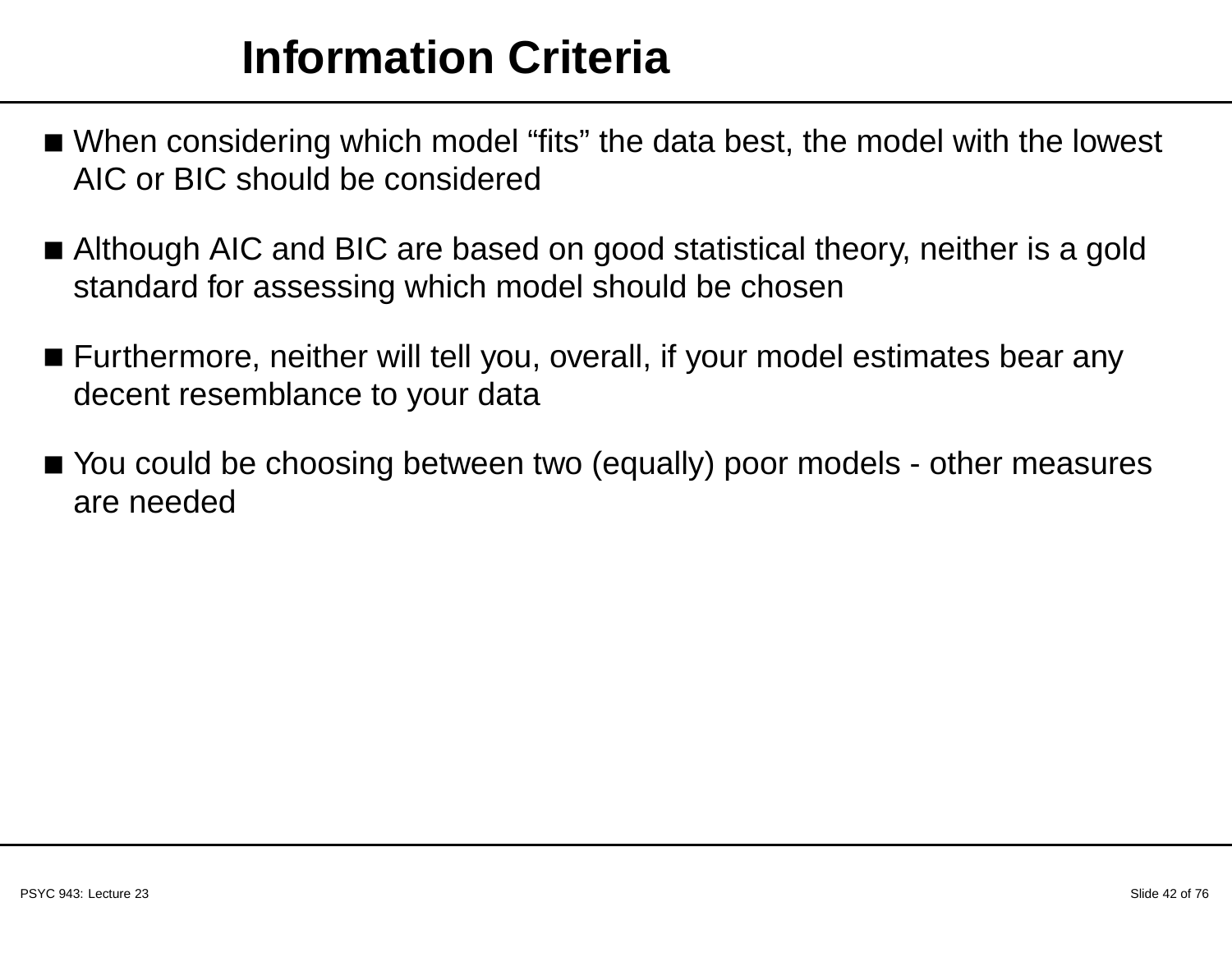# Information Criteria

- When considering which model "fits" the data best, the model with the lowest AIC or BIC should be considered
- Although AIC and BIC are based on good statistical theory, neither is a gold standard for assessing which model should be chosen
- Furthermore, neither will tell you, overall, if your model estimates bear any decent resemblance to your data
- You could be choosing between two (equally) poor models - other measures are needed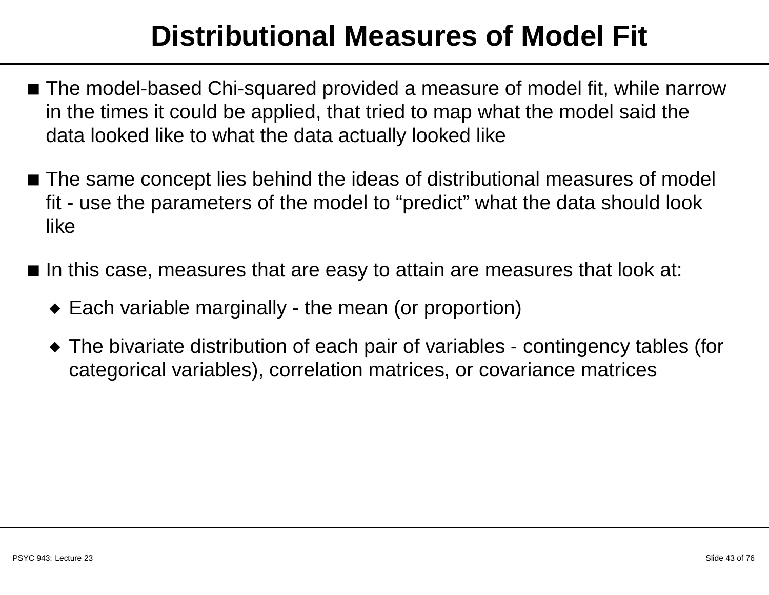# Distributional Measures of Model Fit

- The model-based Chi-squared provided a measure of model fit, while narrow in the times it could be applied, that tried to map what the model said the data looked like to what the data actually looked like

- The same concept lies behind the ideas of distributional measures of model fit - use the parameters of the model to "predict" what the data should look like

- In this case, measures that are easy to attain are measures that look at:
  - Each variable marginally - the mean (or proportion)
  - The bivariate distribution of each pair of variables - contingency tables (for categorical variables), correlation matrices, or covariance matrices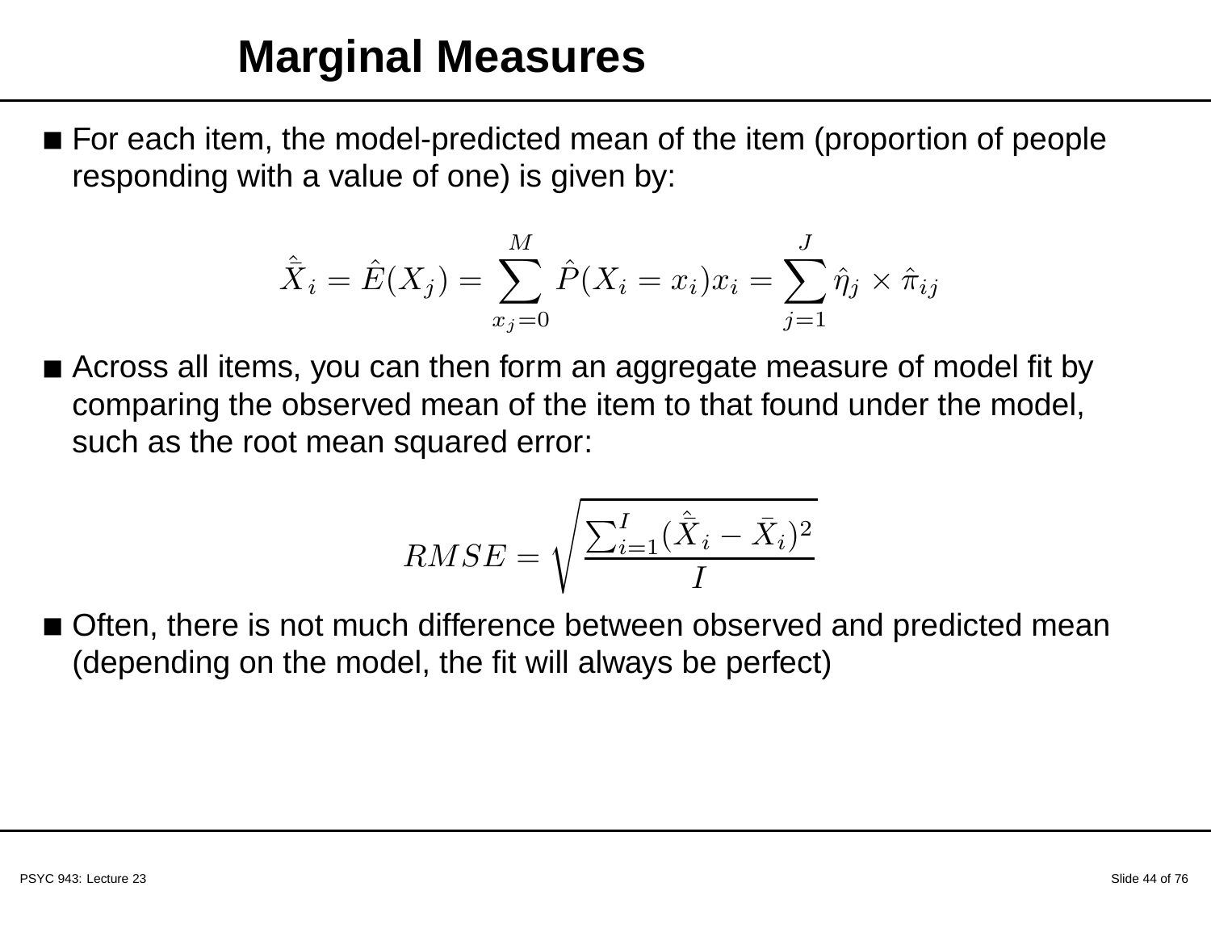# Marginal Measures

- For each item, the model-predicted mean of the item (proportion of people responding with a value of one) is given by:

$$\hat{\bar{X}}_i = \hat{E}(X_j) = \sum_{x_j=0}^{M} \hat{P}(X_i = x_i)x_i = \sum_{j=1}^{J} \hat{\eta}_j \times \hat{\pi}_{ij}$$

- Across all items, you can then form an aggregate measure of model fit by comparing the observed mean of the item to that found under the model, such as the root mean squared error:

$$RMSE = \sqrt{\frac{\sum_{i=1}^{I}(\hat{\bar{X}}_i - \bar{X}_i)^2}{I}}$$

- Often, there is not much difference between observed and predicted mean (depending on the model, the fit will always be perfect)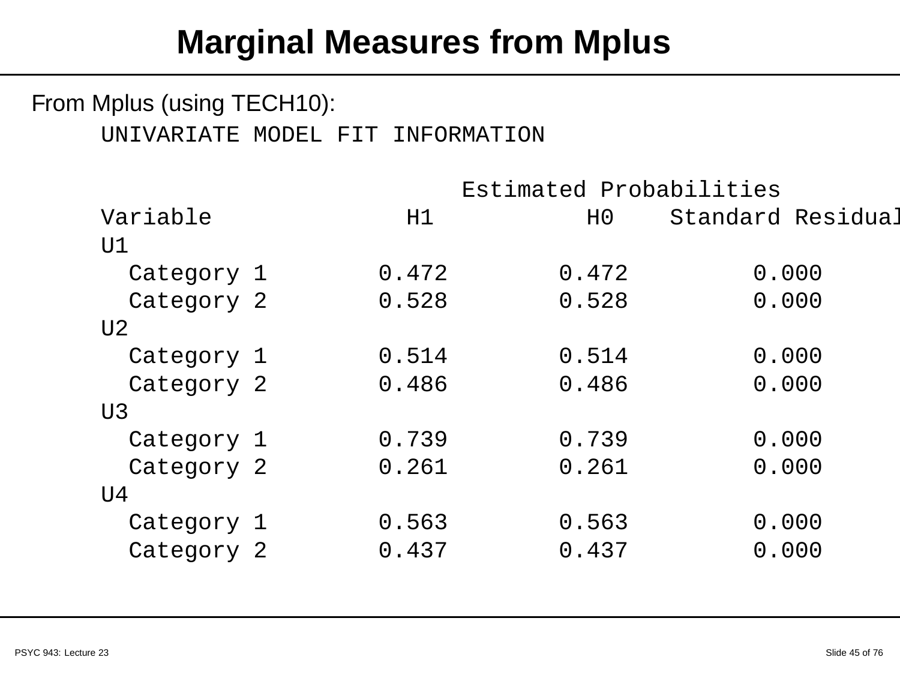# Marginal Measures from Mplus

From Mplus (using TECH10):

```
UNIVARIATE MODEL FIT INFORMATION

                          Estimated Probabilities
Variable              H1           H0    Standard Residual
U1
  Category 1        0.472        0.472          0.000
  Category 2        0.528        0.528          0.000
U2
  Category 1        0.514        0.514          0.000
  Category 2        0.486        0.486          0.000
U3
  Category 1        0.739        0.739          0.000
  Category 2        0.261        0.261          0.000
U4
  Category 1        0.563        0.563          0.000
  Category 2        0.437        0.437          0.000
```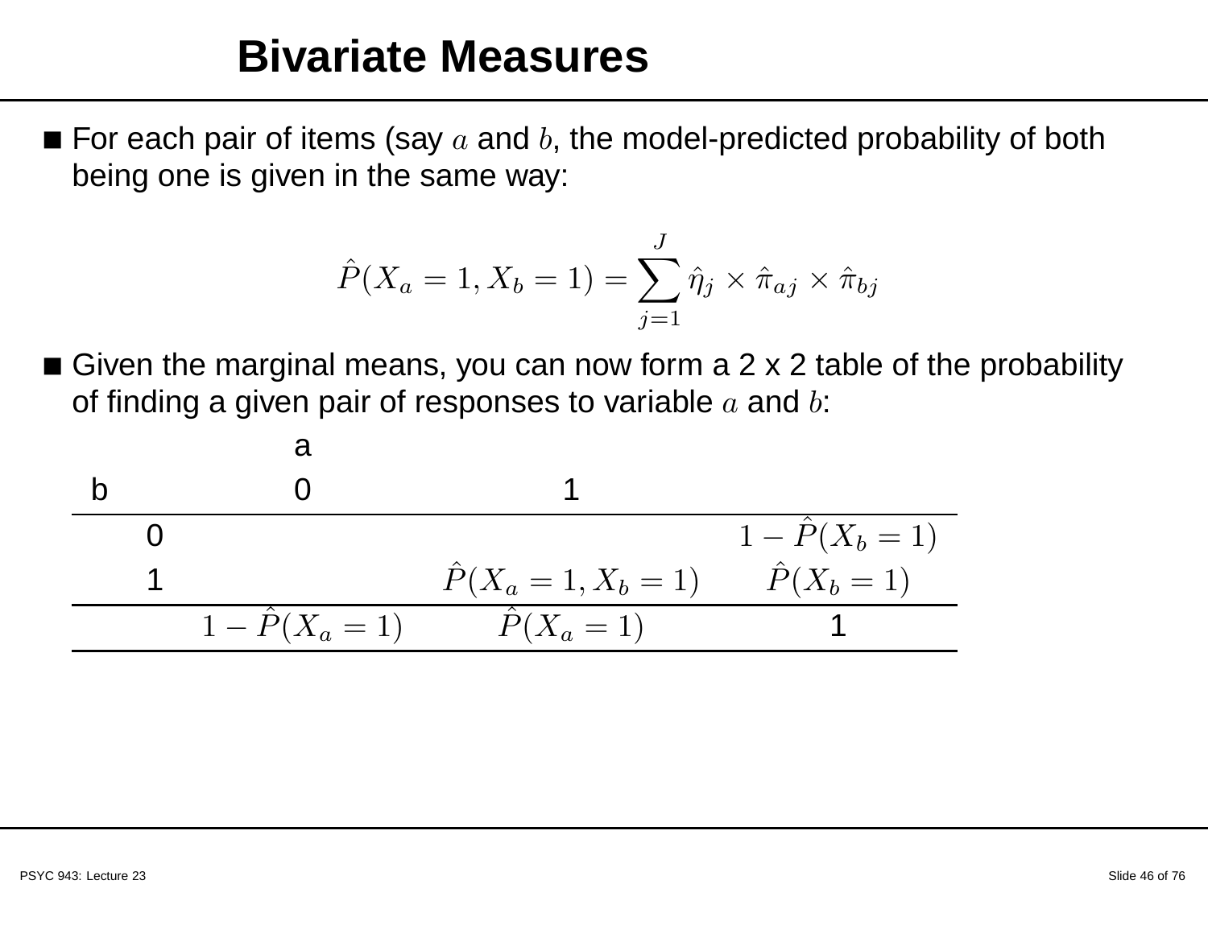# Bivariate Measures

- For each pair of items (say $a$ and $b$, the model-predicted probability of both being one is given in the same way:

$$\hat{P}(X_a = 1, X_b = 1) = \sum_{j=1}^{J} \hat{\eta}_j \times \hat{\pi}_{aj} \times \hat{\pi}_{bj}$$

- Given the marginal means, you can now form a 2 x 2 table of the probability of finding a given pair of responses to variable $a$ and $b$:

| | a | | |
|---|---|---|---|
| b | 0 | 1 | |
| 0 | | | $1 - \hat{P}(X_b = 1)$ |
| 1 | | $\hat{P}(X_a = 1, X_b = 1)$ | $\hat{P}(X_b = 1)$ |
| | $1 - \hat{P}(X_a = 1)$ | $\hat{P}(X_a = 1)$ | 1 |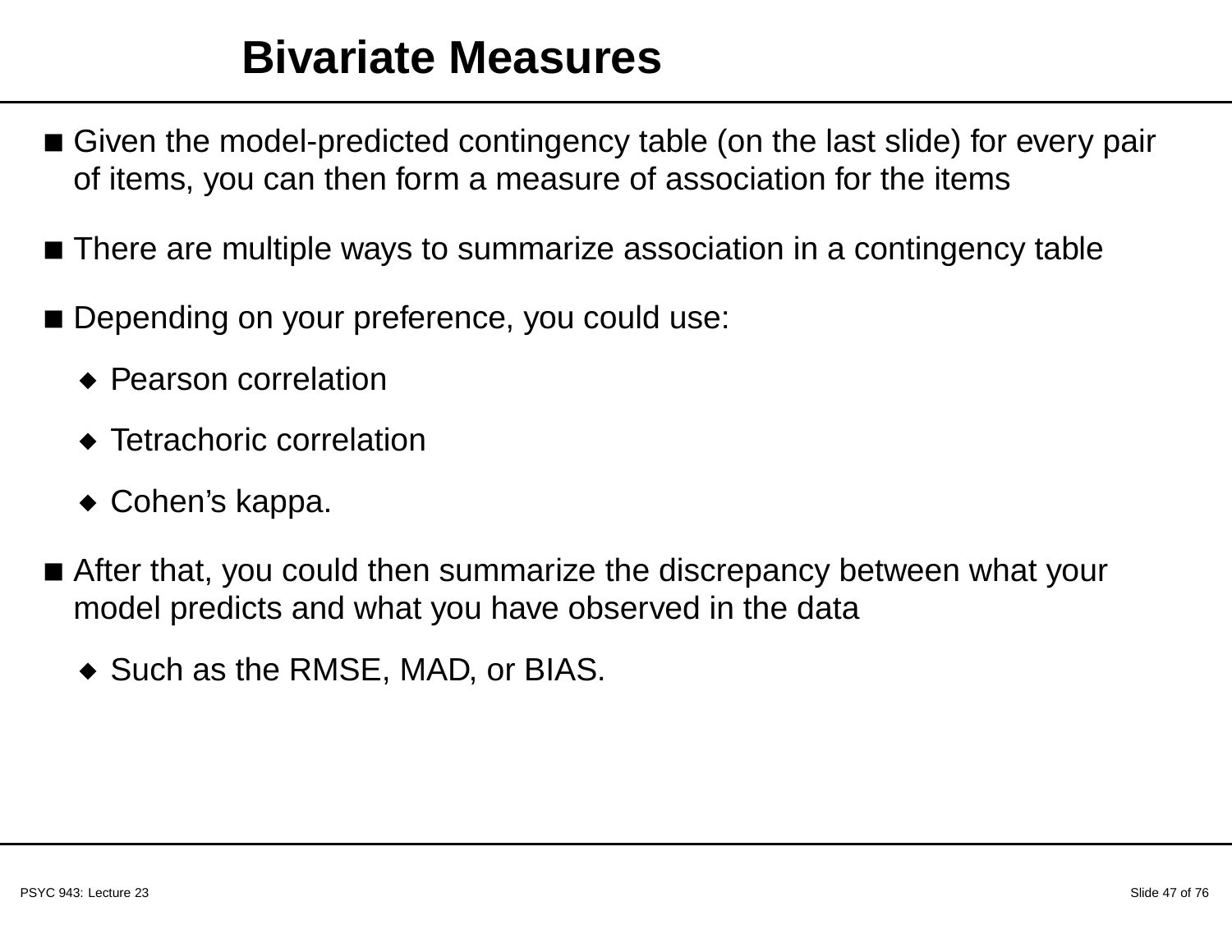# Bivariate Measures

- Given the model-predicted contingency table (on the last slide) for every pair of items, you can then form a measure of association for the items
- There are multiple ways to summarize association in a contingency table
- Depending on your preference, you could use:
  - Pearson correlation
  - Tetrachoric correlation
  - Cohen's kappa.
- After that, you could then summarize the discrepancy between what your model predicts and what you have observed in the data
  - Such as the RMSE, MAD, or BIAS.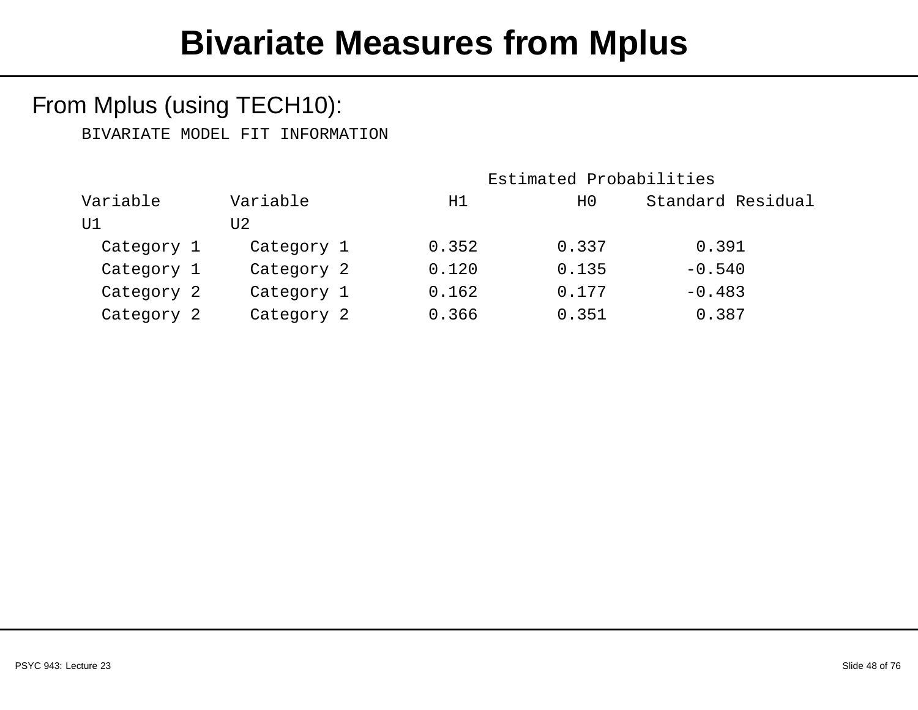# Bivariate Measures from Mplus

From Mplus (using TECH10):

```
BIVARIATE MODEL FIT INFORMATION

                                          Estimated Probabilities
Variable       Variable              H1           H0     Standard Residual
U1             U2
  Category 1     Category 1        0.352        0.337         0.391
  Category 1     Category 2        0.120        0.135        -0.540
  Category 2     Category 1        0.162        0.177        -0.483
  Category 2     Category 2        0.366        0.351         0.387
```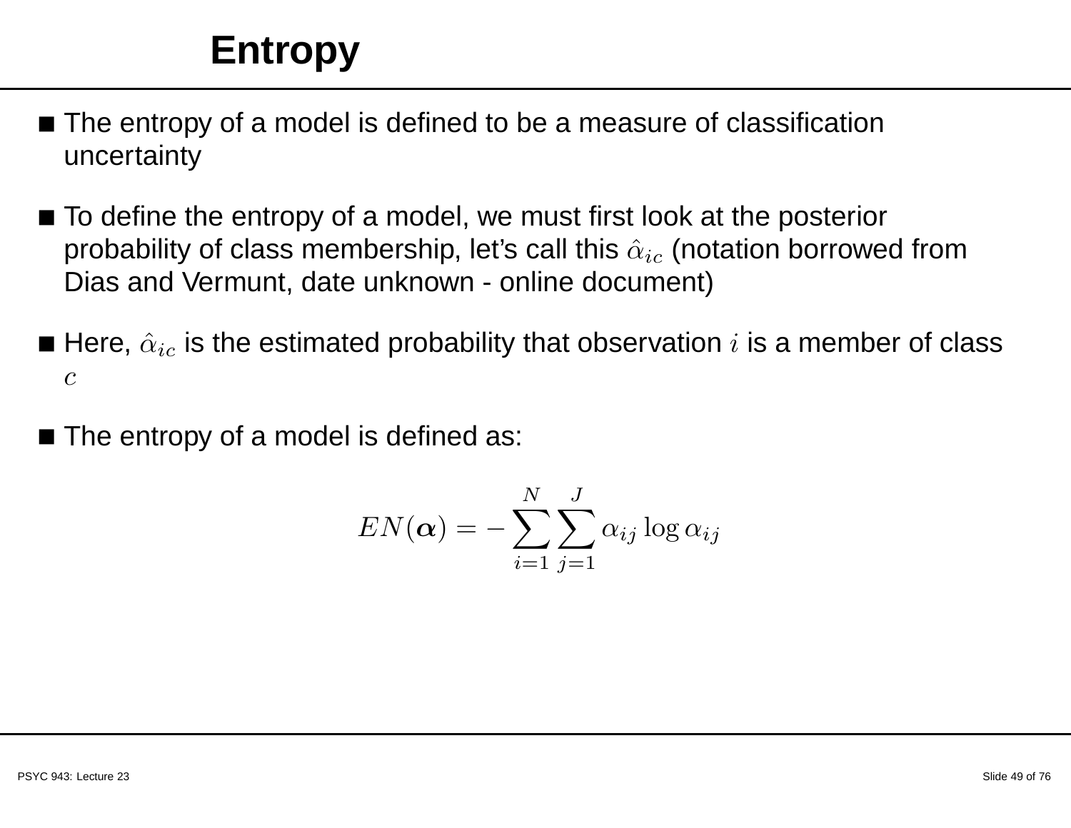# Entropy

- The entropy of a model is defined to be a measure of classification uncertainty
- To define the entropy of a model, we must first look at the posterior probability of class membership, let's call this $\hat{\alpha}_{ic}$ (notation borrowed from Dias and Vermunt, date unknown - online document)
- Here, $\hat{\alpha}_{ic}$ is the estimated probability that observation $i$ is a member of class $c$
- The entropy of a model is defined as:

$$EN(\boldsymbol{\alpha}) = -\sum_{i=1}^{N}\sum_{j=1}^{J} \alpha_{ij} \log \alpha_{ij}$$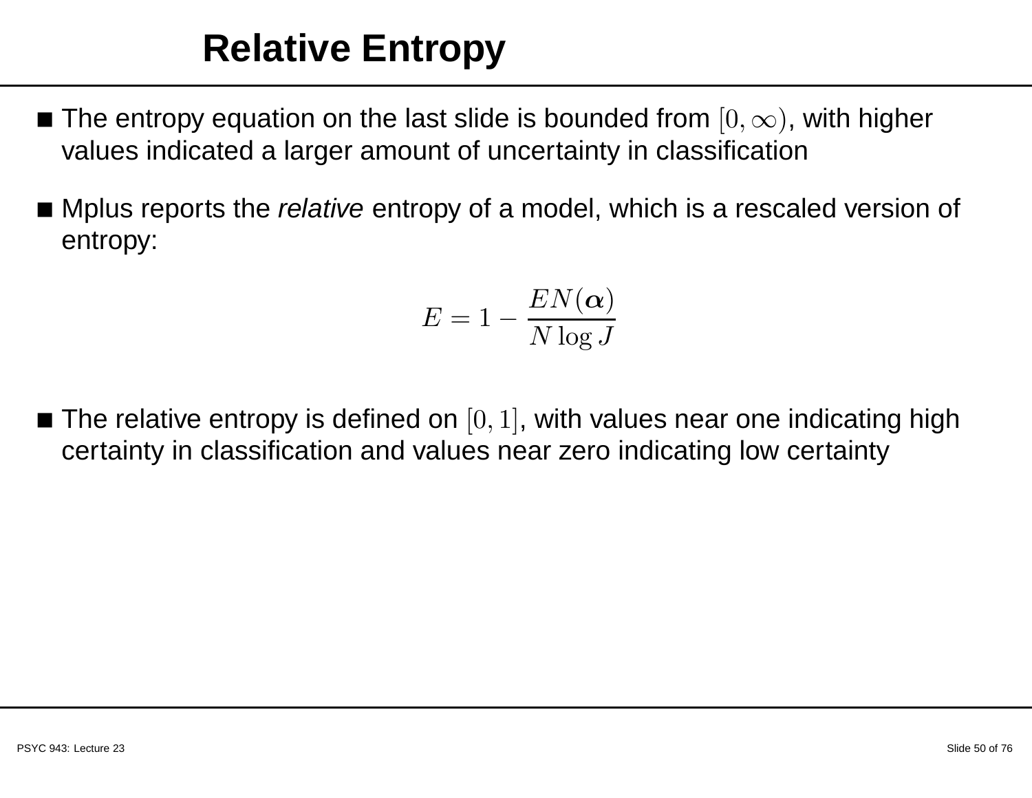# Relative Entropy

- The entropy equation on the last slide is bounded from $[0, \infty)$, with higher values indicated a larger amount of uncertainty in classification
- Mplus reports the *relative* entropy of a model, which is a rescaled version of entropy:

$$E = 1 - \frac{EN(\boldsymbol{\alpha})}{N \log J}$$

- The relative entropy is defined on $[0, 1]$, with values near one indicating high certainty in classification and values near zero indicating low certainty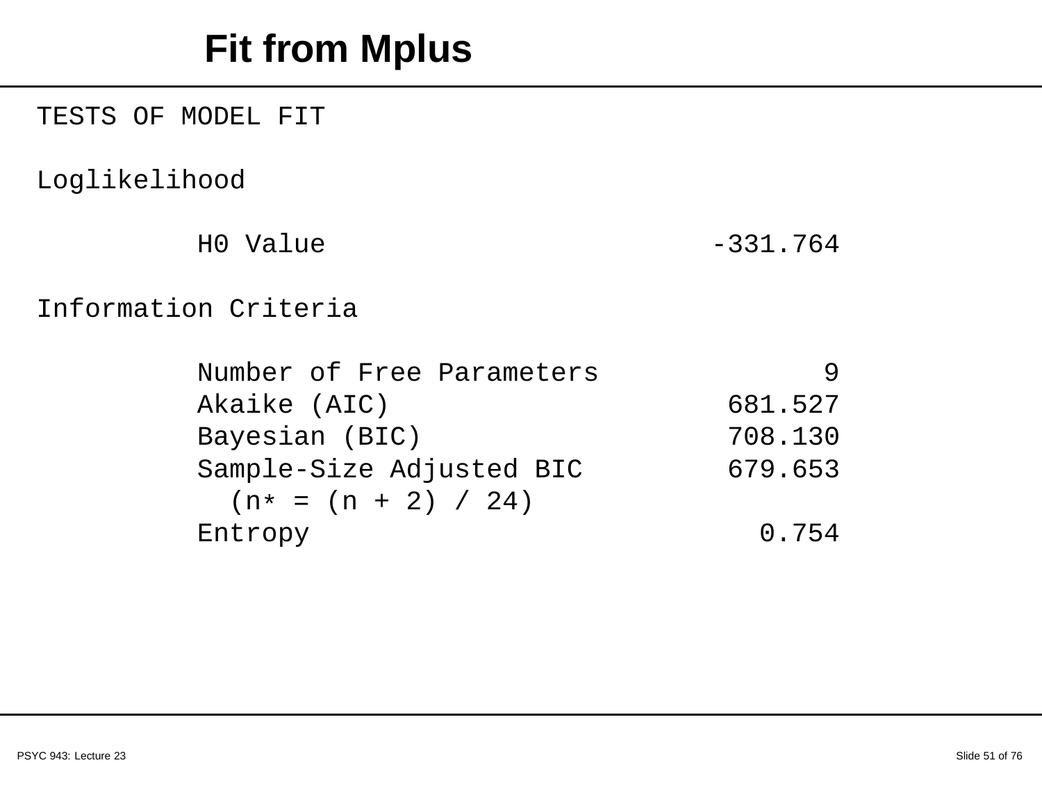# Fit from Mplus

```
TESTS OF MODEL FIT

Loglikelihood

          H0 Value                        -331.764

Information Criteria

          Number of Free Parameters              9
          Akaike (AIC)                     681.527
          Bayesian (BIC)                   708.130
          Sample-Size Adjusted BIC         679.653
            (n* = (n + 2) / 24)
          Entropy                            0.754
```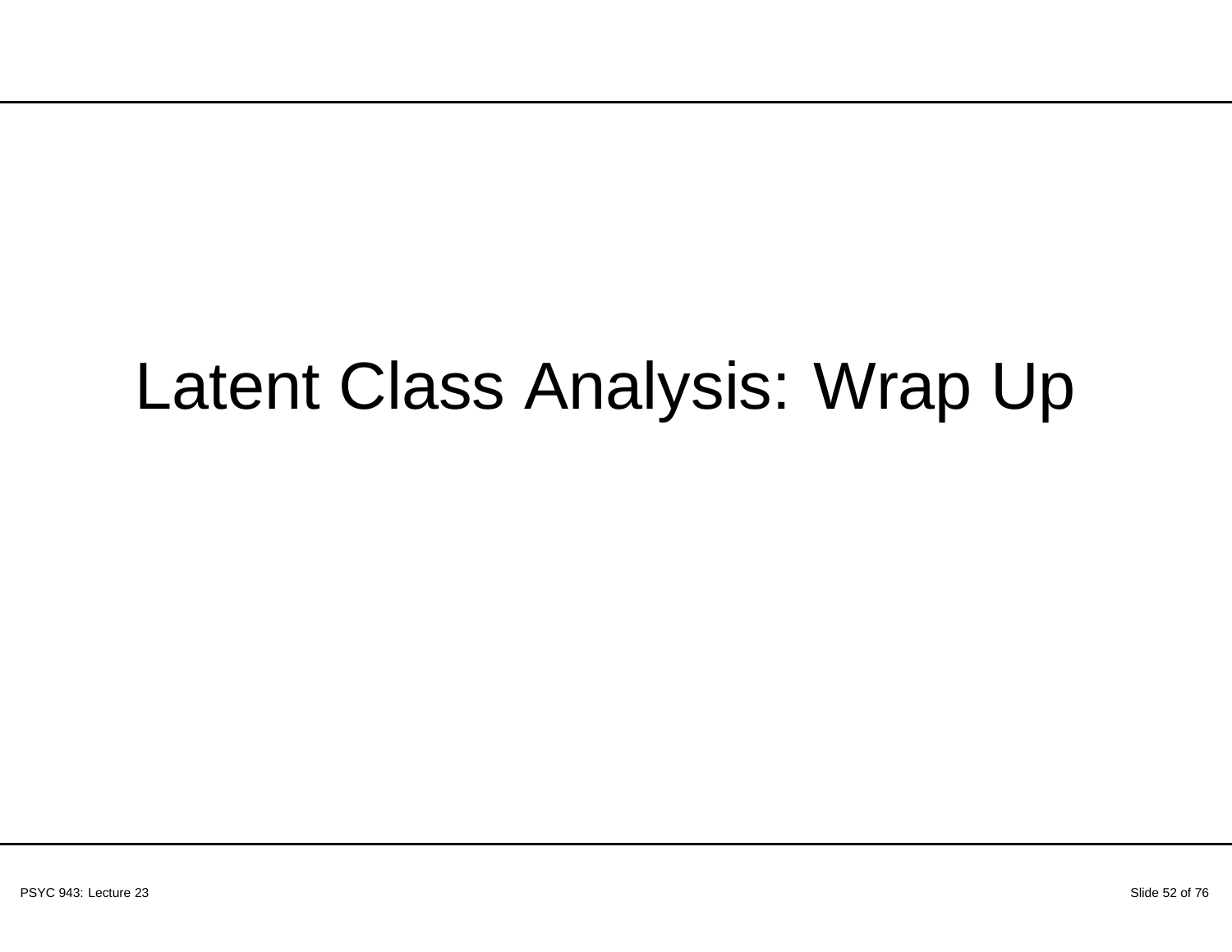# Latent Class Analysis: Wrap Up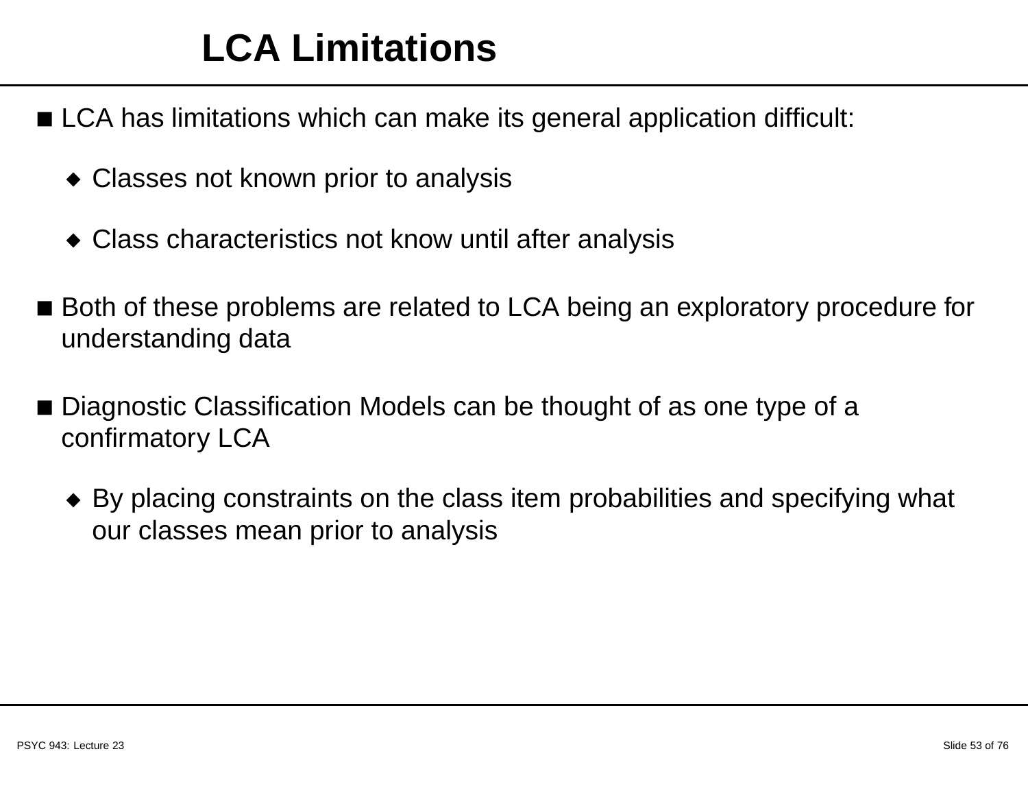# LCA Limitations

- LCA has limitations which can make its general application difficult:
  - Classes not known prior to analysis
  - Class characteristics not know until after analysis
- Both of these problems are related to LCA being an exploratory procedure for understanding data
- Diagnostic Classification Models can be thought of as one type of a confirmatory LCA
  - By placing constraints on the class item probabilities and specifying what our classes mean prior to analysis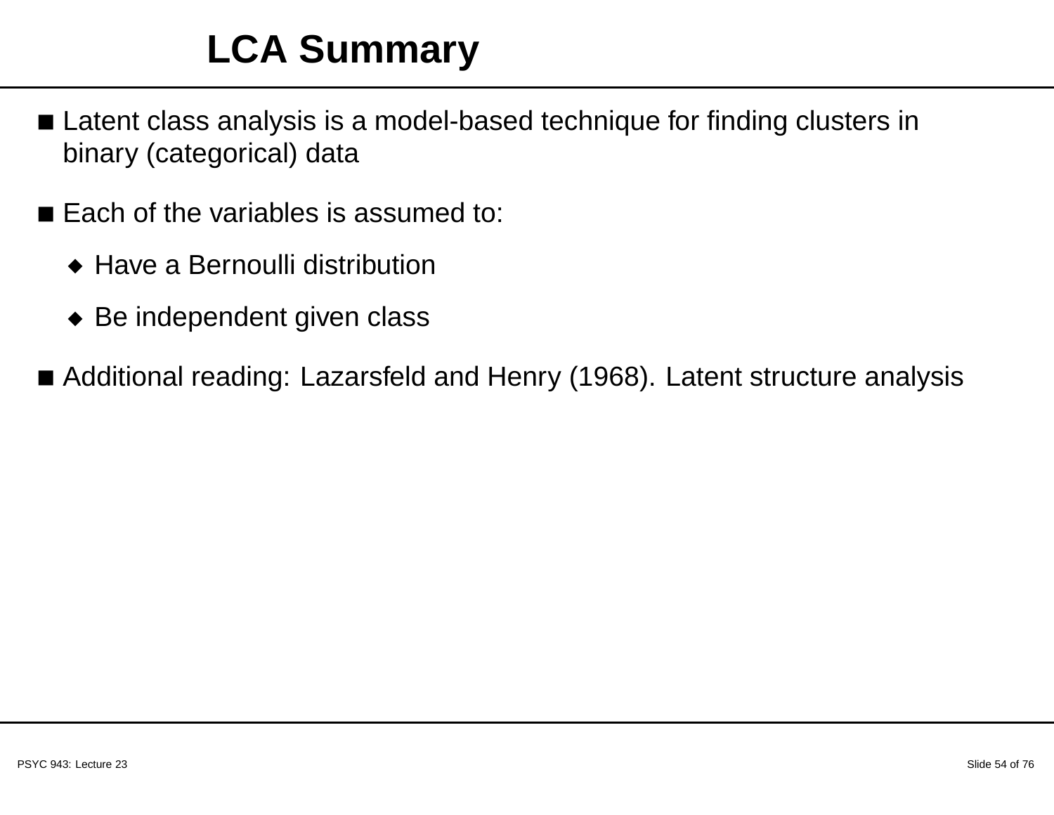# LCA Summary

- Latent class analysis is a model-based technique for finding clusters in binary (categorical) data
- Each of the variables is assumed to:
  - Have a Bernoulli distribution
  - Be independent given class
- Additional reading: Lazarsfeld and Henry (1968). Latent structure analysis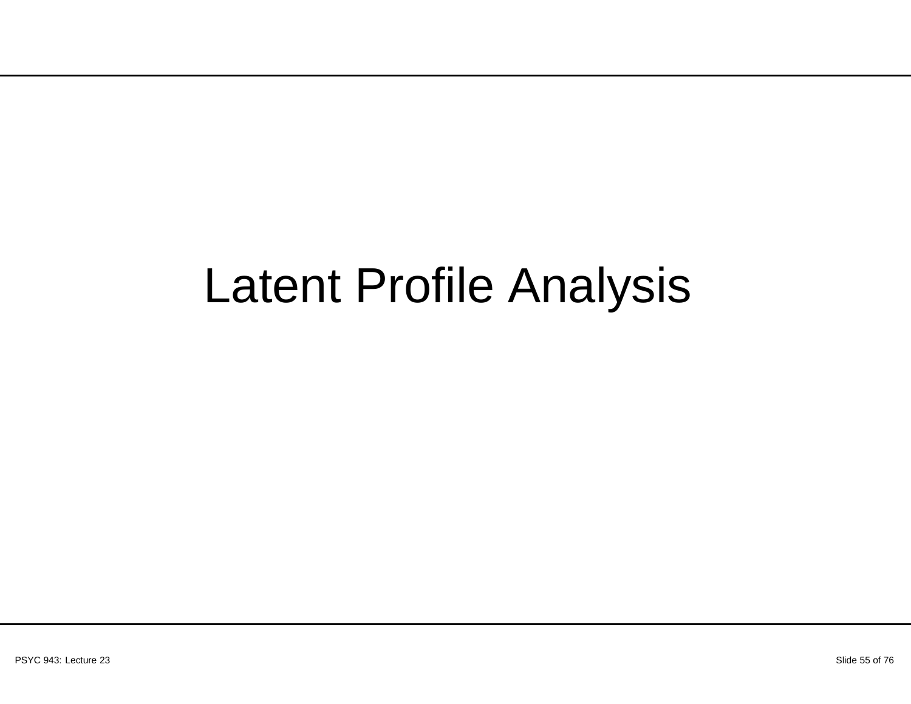# Latent Profile Analysis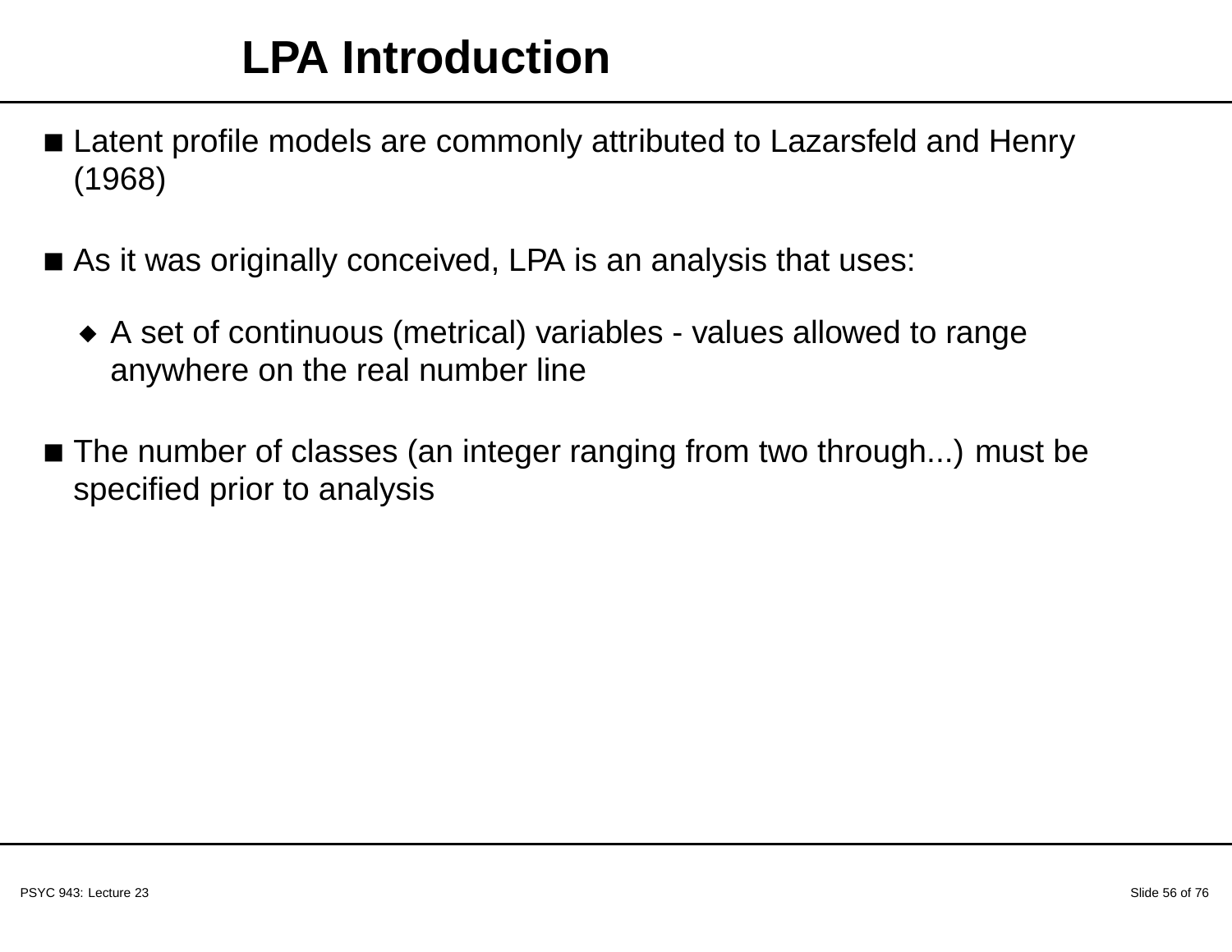# LPA Introduction

- Latent profile models are commonly attributed to Lazarsfeld and Henry (1968)
- As it was originally conceived, LPA is an analysis that uses:
  - A set of continuous (metrical) variables - values allowed to range anywhere on the real number line
- The number of classes (an integer ranging from two through...) must be specified prior to analysis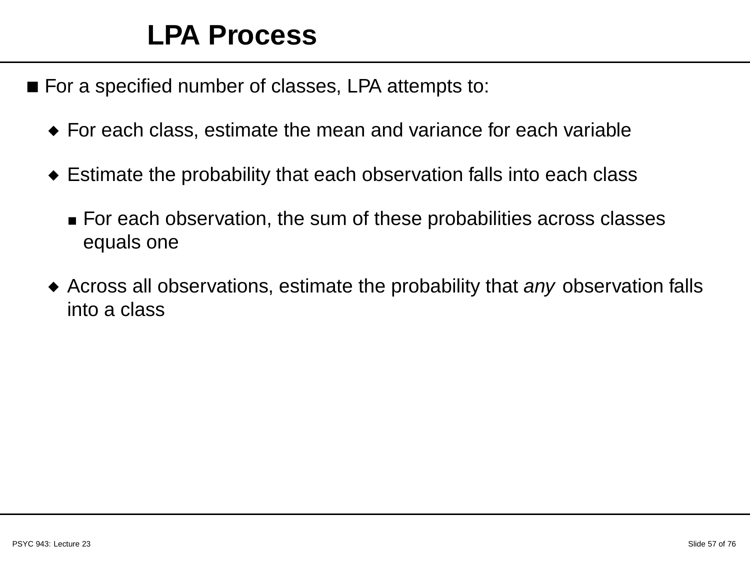# LPA Process

- For a specified number of classes, LPA attempts to:
  - For each class, estimate the mean and variance for each variable
  - Estimate the probability that each observation falls into each class
    - For each observation, the sum of these probabilities across classes equals one
  - Across all observations, estimate the probability that *any* observation falls into a class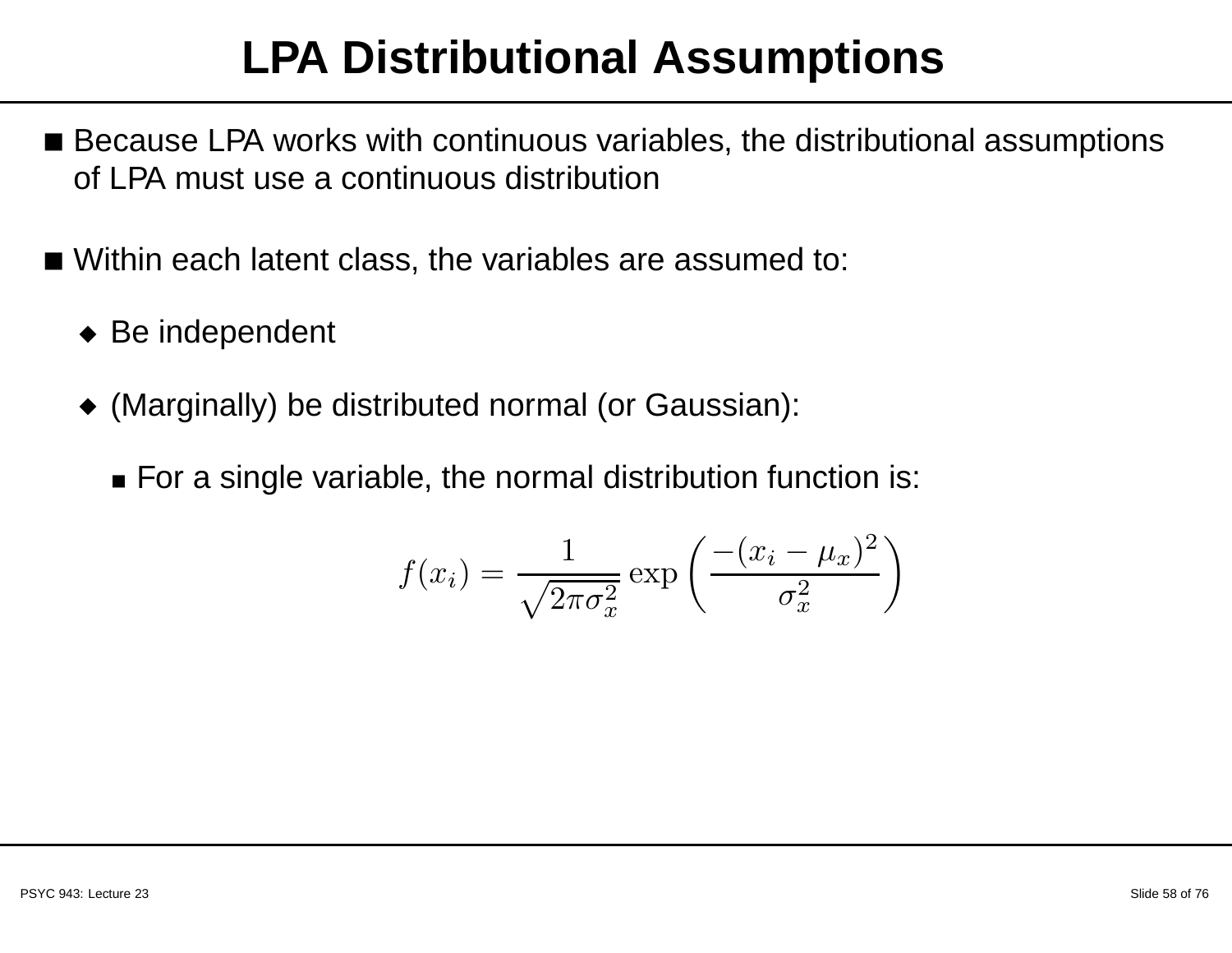# LPA Distributional Assumptions

- Because LPA works with continuous variables, the distributional assumptions of LPA must use a continuous distribution

- Within each latent class, the variables are assumed to:
  - Be independent
  - (Marginally) be distributed normal (or Gaussian):
    - For a single variable, the normal distribution function is:

$$f(x_i) = \frac{1}{\sqrt{2\pi\sigma_x^2}} \exp\left(\frac{-(x_i - \mu_x)^2}{\sigma_x^2}\right)$$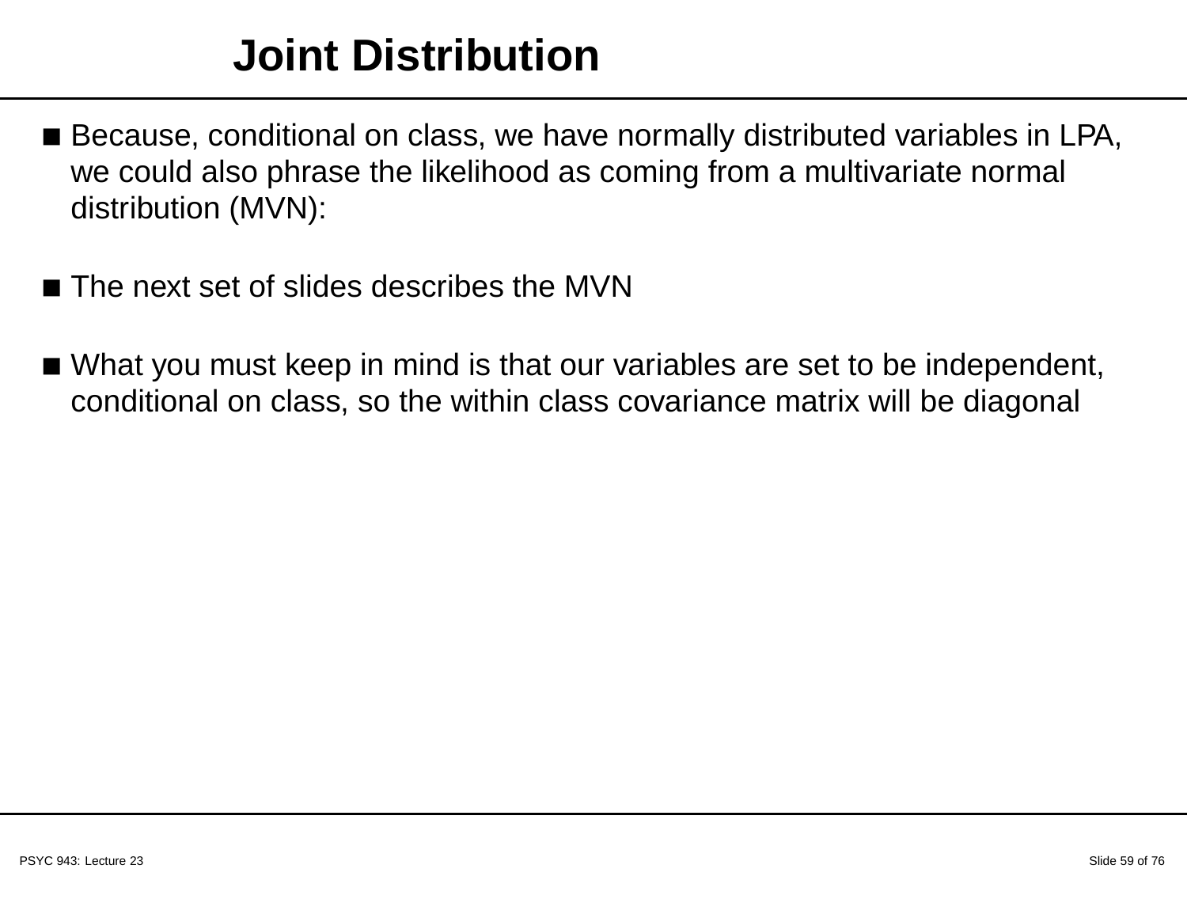# Joint Distribution

- Because, conditional on class, we have normally distributed variables in LPA, we could also phrase the likelihood as coming from a multivariate normal distribution (MVN):

- The next set of slides describes the MVN

- What you must keep in mind is that our variables are set to be independent, conditional on class, so the within class covariance matrix will be diagonal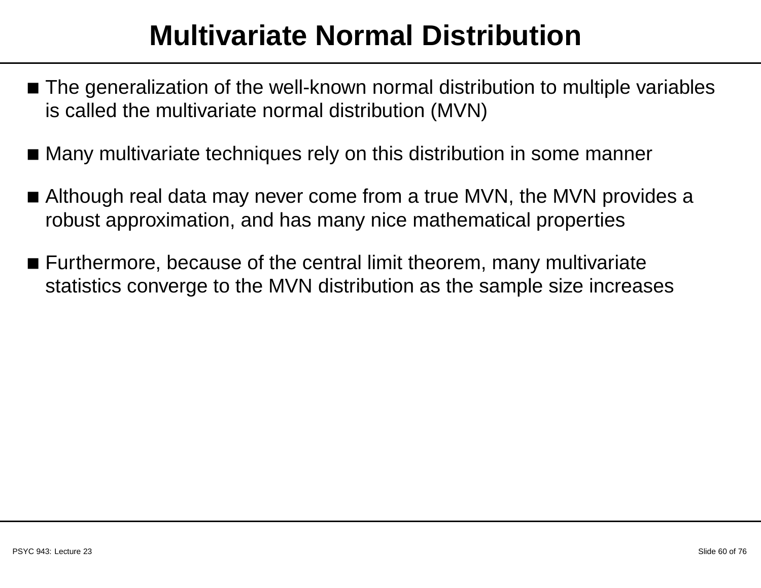# Multivariate Normal Distribution

- The generalization of the well-known normal distribution to multiple variables is called the multivariate normal distribution (MVN)
- Many multivariate techniques rely on this distribution in some manner
- Although real data may never come from a true MVN, the MVN provides a robust approximation, and has many nice mathematical properties
- Furthermore, because of the central limit theorem, many multivariate statistics converge to the MVN distribution as the sample size increases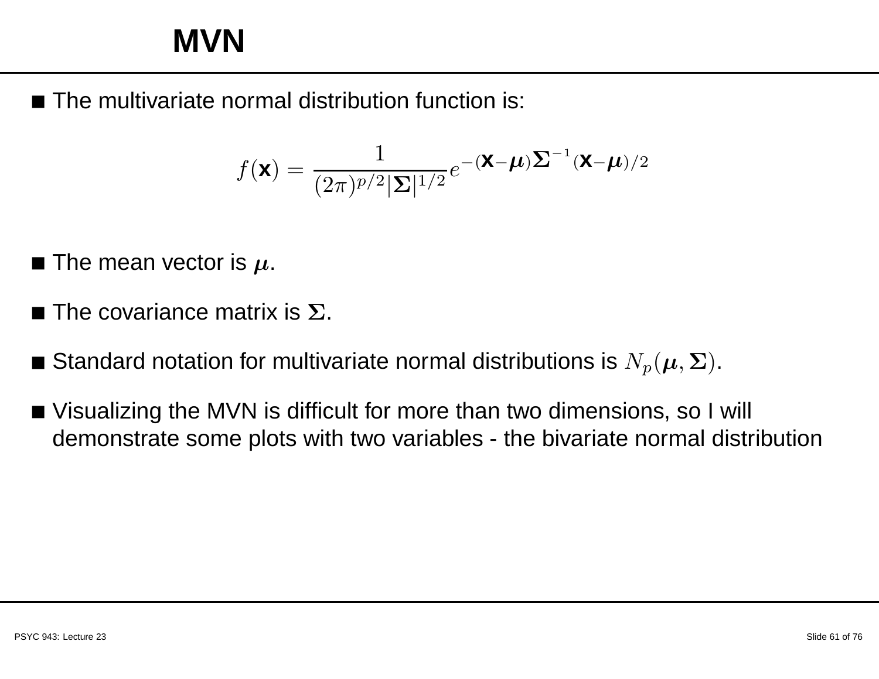# MVN

- The multivariate normal distribution function is:

$$f(\mathbf{x}) = \frac{1}{(2\pi)^{p/2}|\boldsymbol{\Sigma}|^{1/2}} e^{-(\mathbf{x}-\boldsymbol{\mu})\boldsymbol{\Sigma}^{-1}(\mathbf{x}-\boldsymbol{\mu})/2}$$

- The mean vector is $\boldsymbol{\mu}$.
- The covariance matrix is $\boldsymbol{\Sigma}$.
- Standard notation for multivariate normal distributions is $N_p(\boldsymbol{\mu}, \boldsymbol{\Sigma})$.
- Visualizing the MVN is difficult for more than two dimensions, so I will demonstrate some plots with two variables - the bivariate normal distribution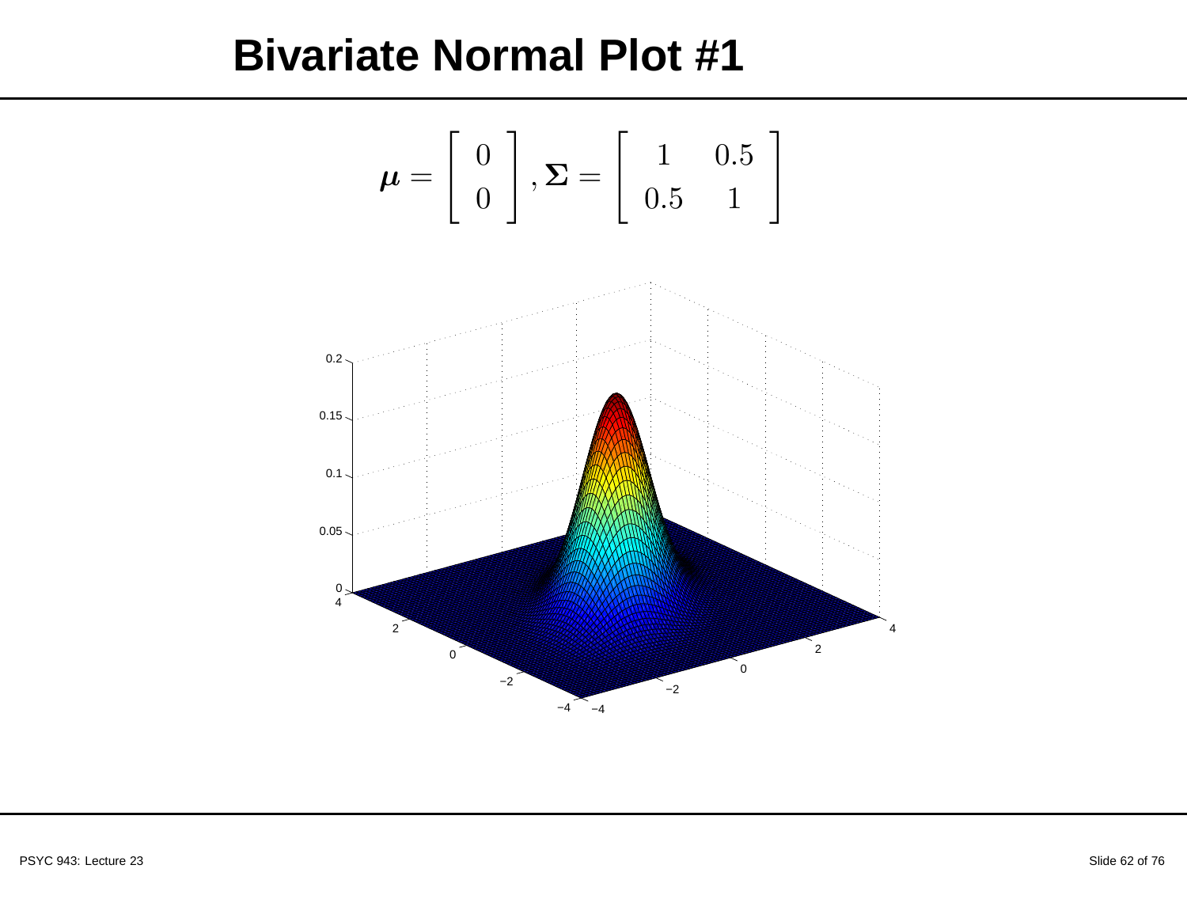# Bivariate Normal Plot #1

$$\boldsymbol{\mu} = \begin{bmatrix} 0 \\ 0 \end{bmatrix}, \boldsymbol{\Sigma} = \begin{bmatrix} 1 & 0.5 \\ 0.5 & 1 \end{bmatrix}$$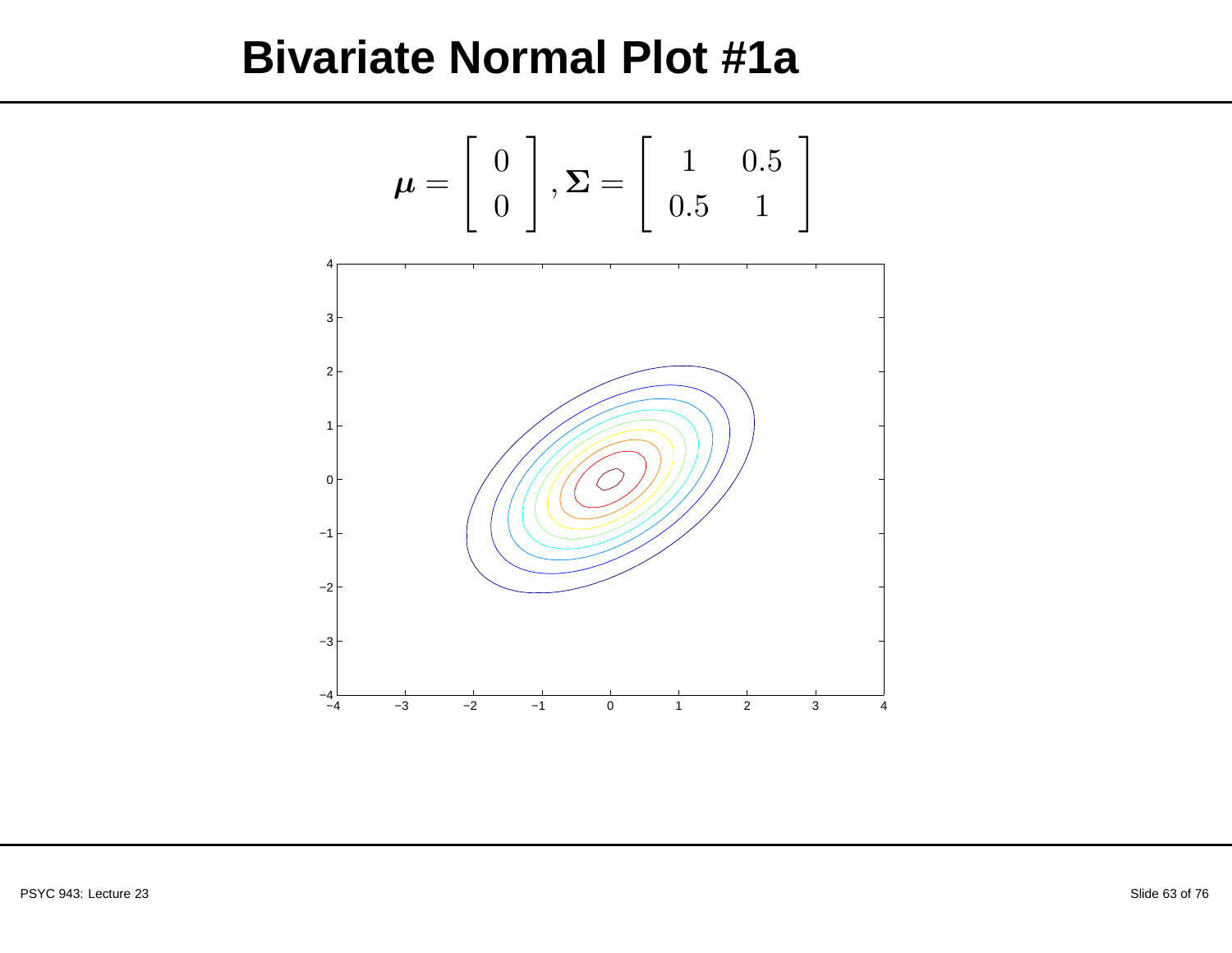# Bivariate Normal Plot #1a

$$\boldsymbol{\mu} = \begin{bmatrix} 0 \\ 0 \end{bmatrix}, \boldsymbol{\Sigma} = \begin{bmatrix} 1 & 0.5 \\ 0.5 & 1 \end{bmatrix}$$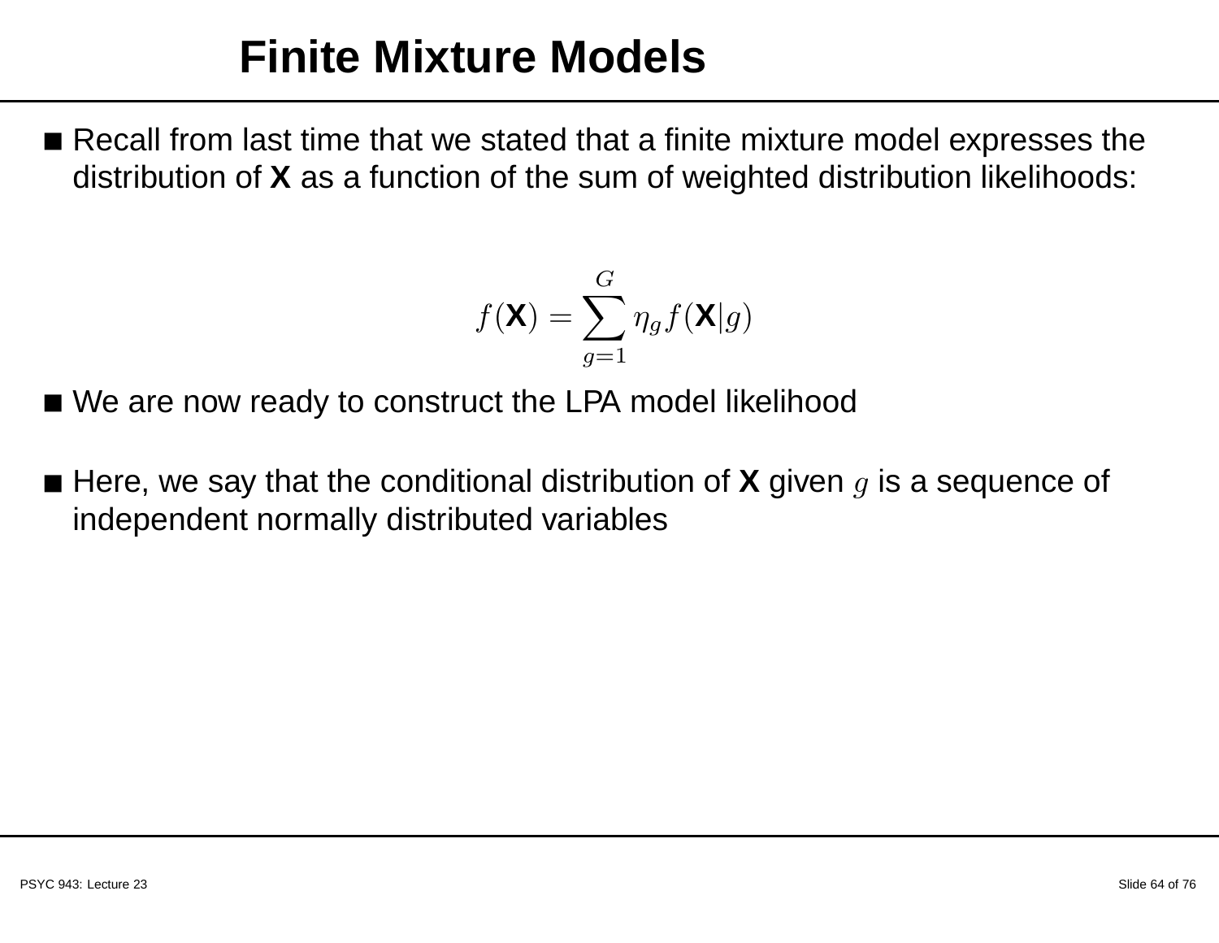# Finite Mixture Models

- Recall from last time that we stated that a finite mixture model expresses the distribution of **X** as a function of the sum of weighted distribution likelihoods:

$$f(\mathbf{X}) = \sum_{g=1}^{G} \eta_g f(\mathbf{X}|g)$$

- We are now ready to construct the LPA model likelihood

- Here, we say that the conditional distribution of **X** given $g$ is a sequence of independent normally distributed variables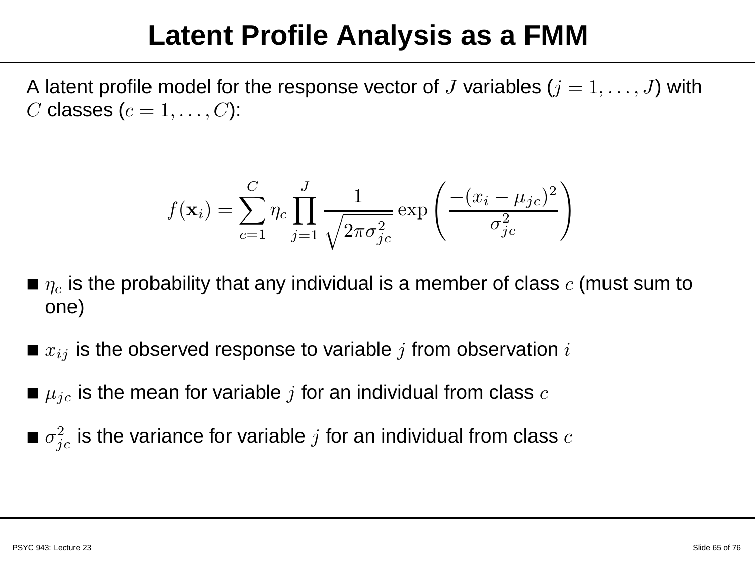# Latent Profile Analysis as a FMM

A latent profile model for the response vector of $J$ variables ($j = 1, \ldots, J$) with $C$ classes ($c = 1, \ldots, C$):

$$f(\mathbf{x}_i) = \sum_{c=1}^{C} \eta_c \prod_{j=1}^{J} \frac{1}{\sqrt{2\pi\sigma_{jc}^2}} \exp\left(\frac{-(x_i - \mu_{jc})^2}{\sigma_{jc}^2}\right)$$

- $\eta_c$ is the probability that any individual is a member of class $c$ (must sum to one)
- $x_{ij}$ is the observed response to variable $j$ from observation $i$
- $\mu_{jc}$ is the mean for variable $j$ for an individual from class $c$
- $\sigma_{jc}^2$ is the variance for variable $j$ for an individual from class $c$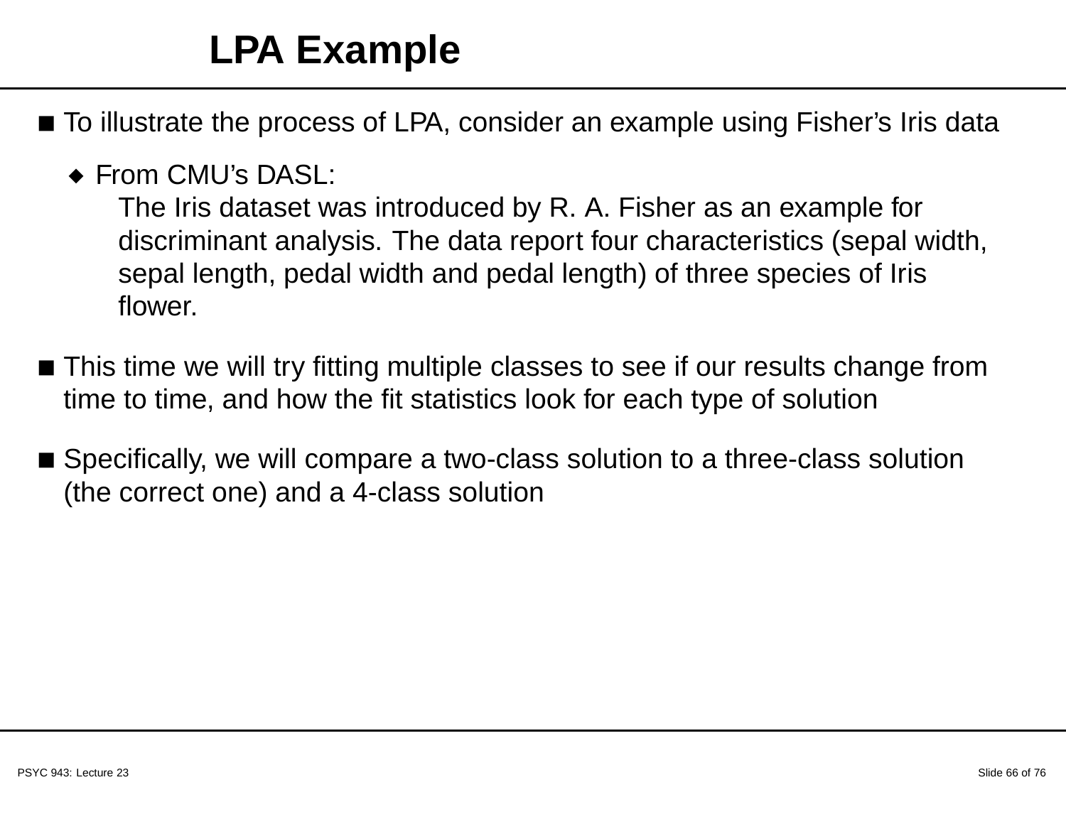# LPA Example

- To illustrate the process of LPA, consider an example using Fisher's Iris data
  - From CMU's DASL:
    The Iris dataset was introduced by R. A. Fisher as an example for discriminant analysis. The data report four characteristics (sepal width, sepal length, pedal width and pedal length) of three species of Iris flower.
- This time we will try fitting multiple classes to see if our results change from time to time, and how the fit statistics look for each type of solution
- Specifically, we will compare a two-class solution to a three-class solution (the correct one) and a 4-class solution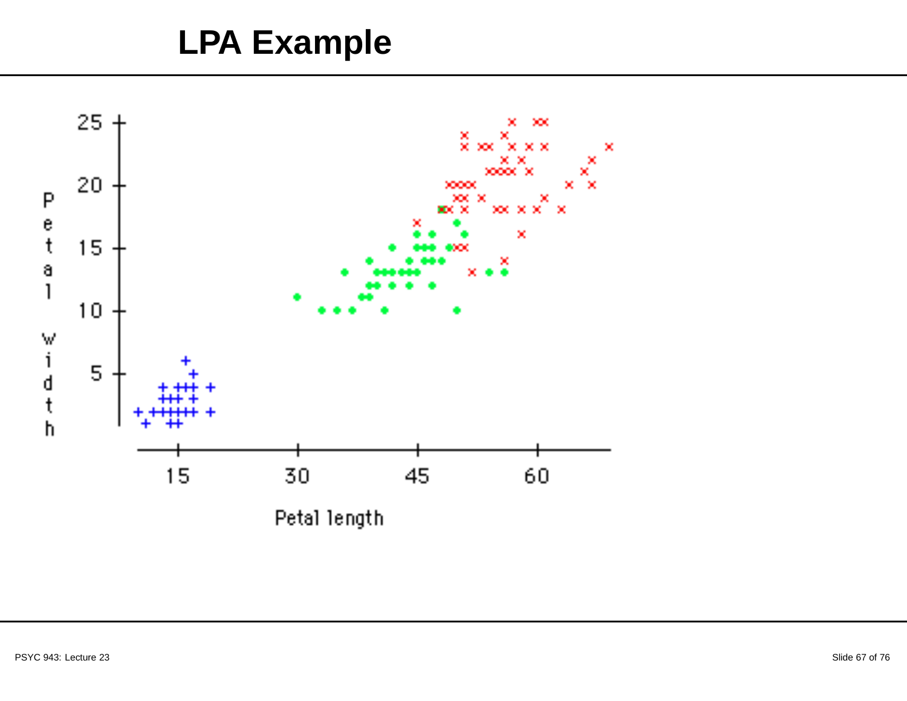# LPA Example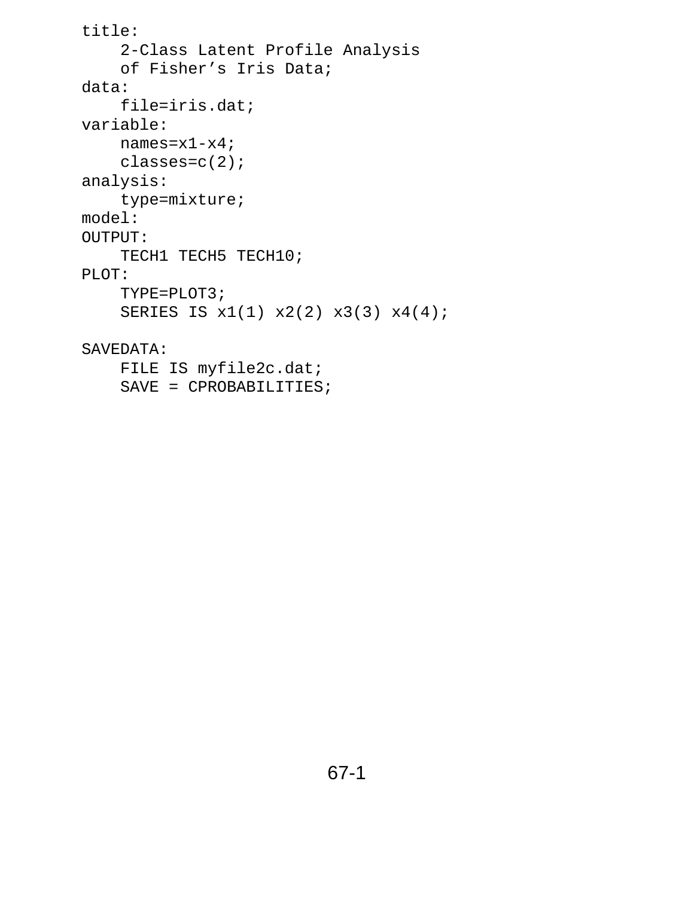```
title:
    2-Class Latent Profile Analysis
    of Fisher’s Iris Data;
data:
    file=iris.dat;
variable:
    names=x1-x4;
    classes=c(2);
analysis:
    type=mixture;
model:
OUTPUT:
    TECH1 TECH5 TECH10;
PLOT:
    TYPE=PLOT3;
    SERIES IS x1(1) x2(2) x3(3) x4(4);

SAVEDATA:
    FILE IS myfile2c.dat;
    SAVE = CPROBABILITIES;
```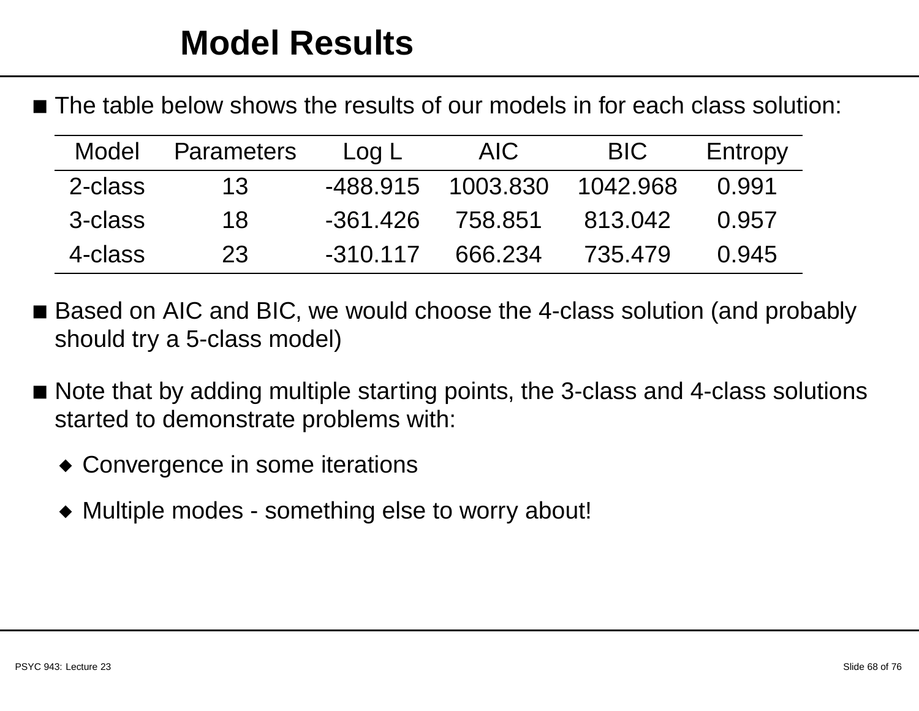# Model Results

- The table below shows the results of our models in for each class solution:

| Model | Parameters | Log L | AIC | BIC | Entropy |
|---|---|---|---|---|---|
| 2-class | 13 | -488.915 | 1003.830 | 1042.968 | 0.991 |
| 3-class | 18 | -361.426 | 758.851 | 813.042 | 0.957 |
| 4-class | 23 | -310.117 | 666.234 | 735.479 | 0.945 |

- Based on AIC and BIC, we would choose the 4-class solution (and probably should try a 5-class model)

- Note that by adding multiple starting points, the 3-class and 4-class solutions started to demonstrate problems with:
  - Convergence in some iterations
  - Multiple modes - something else to worry about!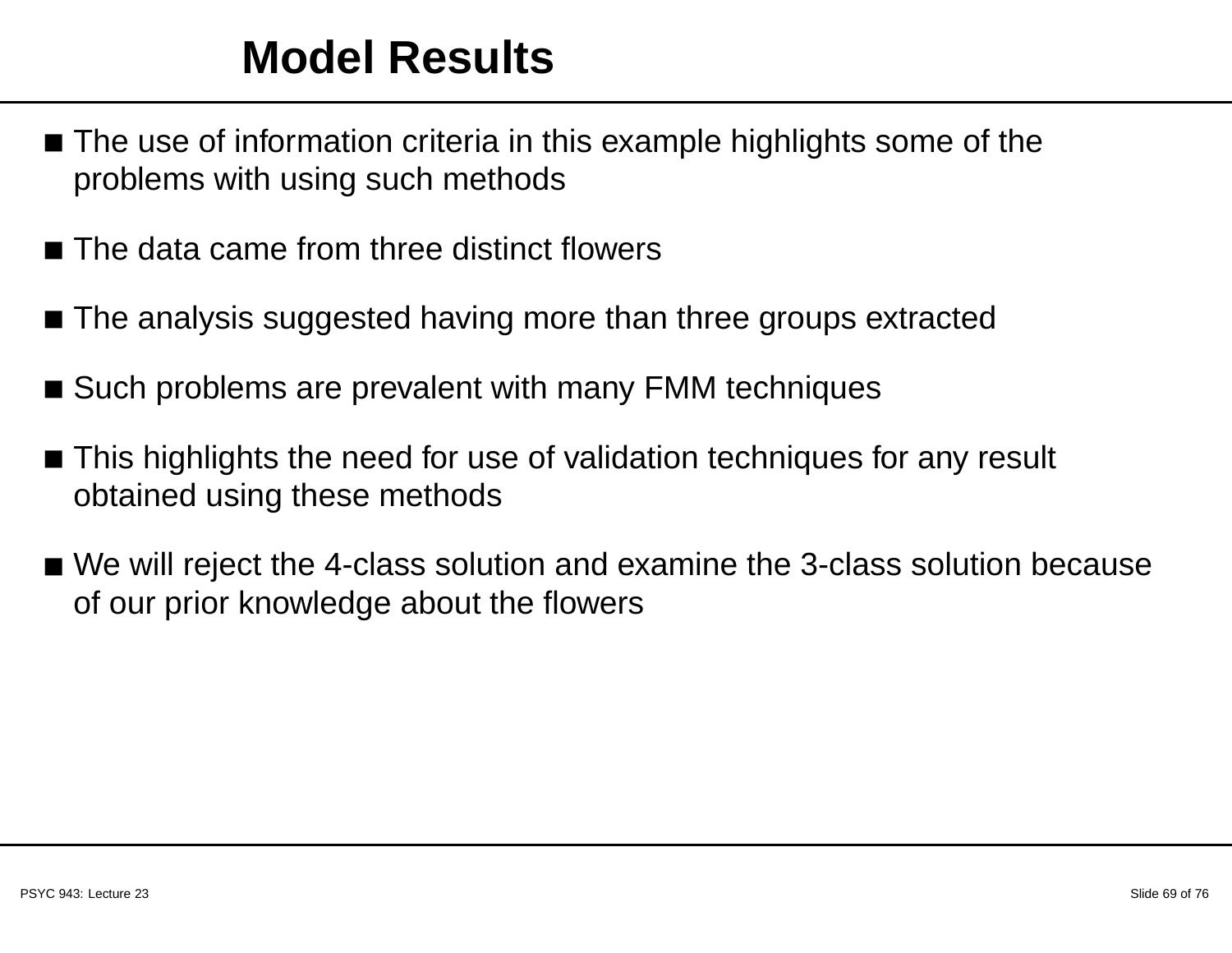# Model Results

- The use of information criteria in this example highlights some of the problems with using such methods
- The data came from three distinct flowers
- The analysis suggested having more than three groups extracted
- Such problems are prevalent with many FMM techniques
- This highlights the need for use of validation techniques for any result obtained using these methods
- We will reject the 4-class solution and examine the 3-class solution because of our prior knowledge about the flowers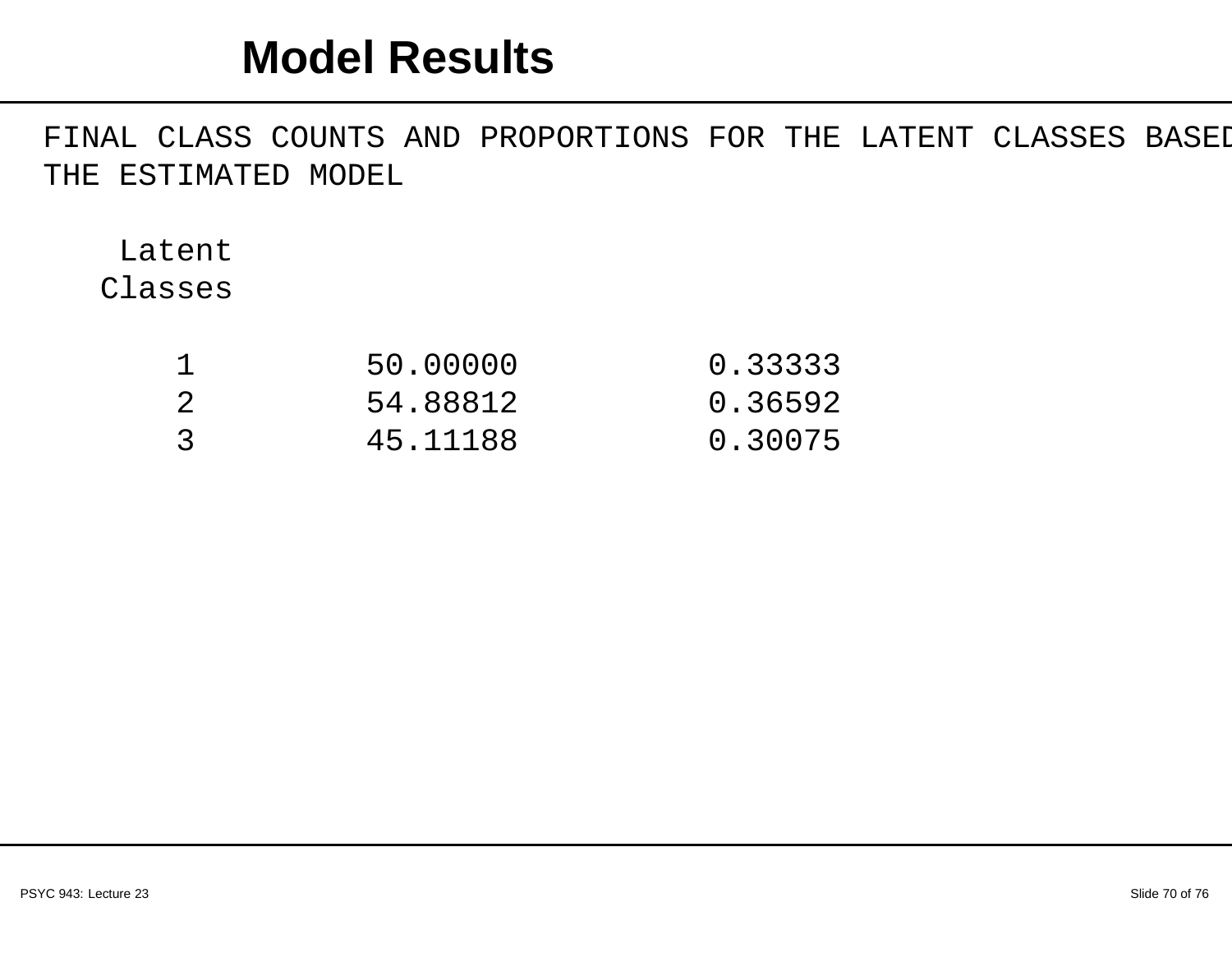# Model Results

```
FINAL CLASS COUNTS AND PROPORTIONS FOR THE LATENT CLASSES BASED
THE ESTIMATED MODEL

    Latent
   Classes

       1          50.00000          0.33333
       2          54.88812          0.36592
       3          45.11188          0.30075
```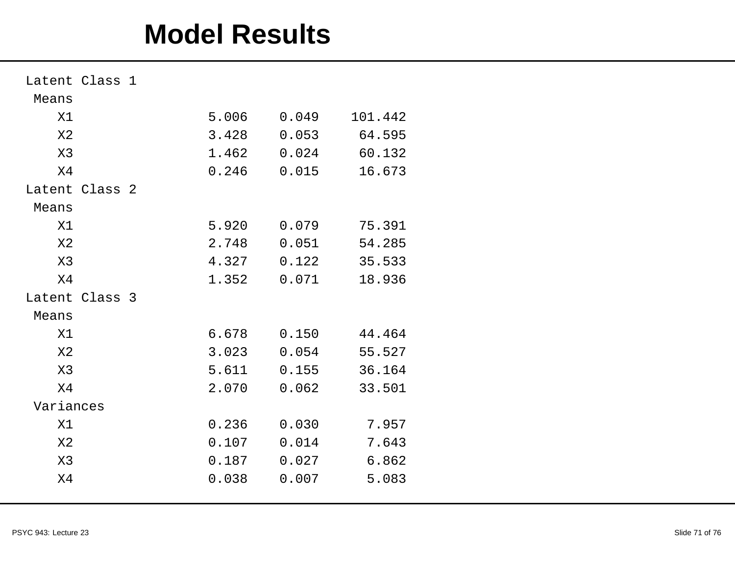# Model Results

```
Latent Class 1
 Means
    X1                5.006    0.049    101.442
    X2                3.428    0.053     64.595
    X3                1.462    0.024     60.132
    X4                0.246    0.015     16.673
Latent Class 2
 Means
    X1                5.920    0.079     75.391
    X2                2.748    0.051     54.285
    X3                4.327    0.122     35.533
    X4                1.352    0.071     18.936
Latent Class 3
 Means
    X1                6.678    0.150     44.464
    X2                3.023    0.054     55.527
    X3                5.611    0.155     36.164
    X4                2.070    0.062     33.501
 Variances
    X1                0.236    0.030      7.957
    X2                0.107    0.014      7.643
    X3                0.187    0.027      6.862
    X4                0.038    0.007      5.083
```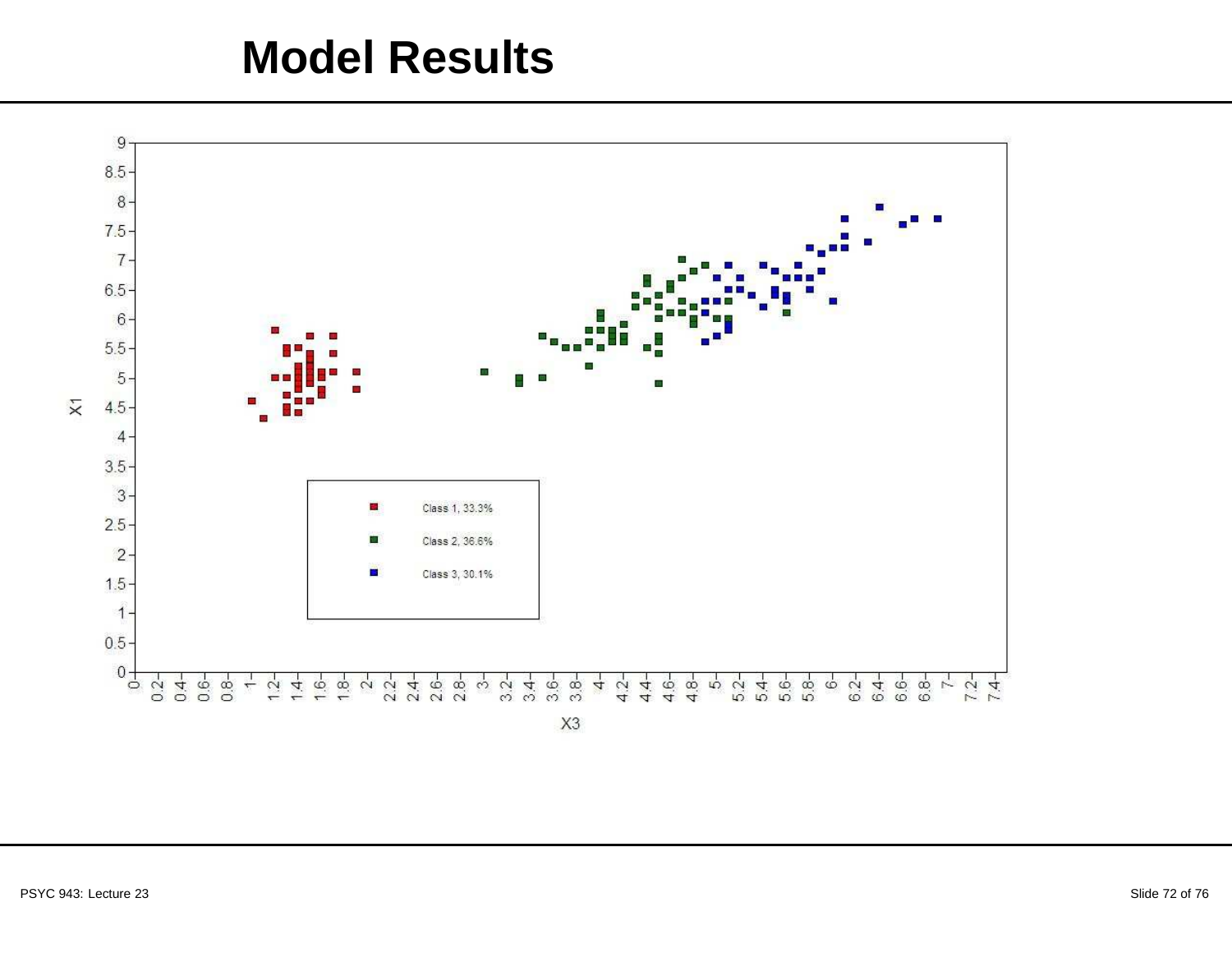# Model Results

Class 1, 33.3%

Class 2, 36.6%

Class 3, 30.1%

X1

X3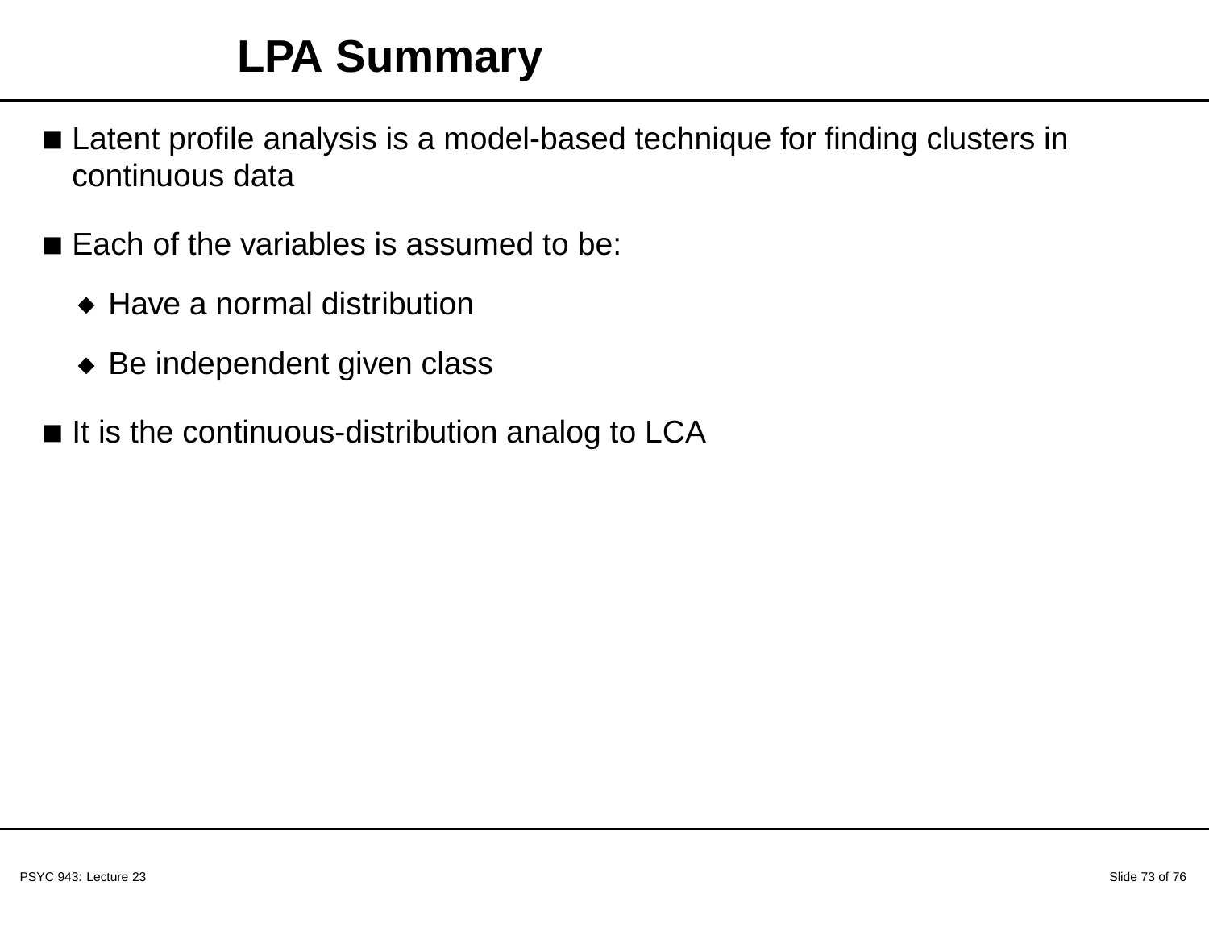# LPA Summary

- Latent profile analysis is a model-based technique for finding clusters in continuous data
- Each of the variables is assumed to be:
  - Have a normal distribution
  - Be independent given class
- It is the continuous-distribution analog to LCA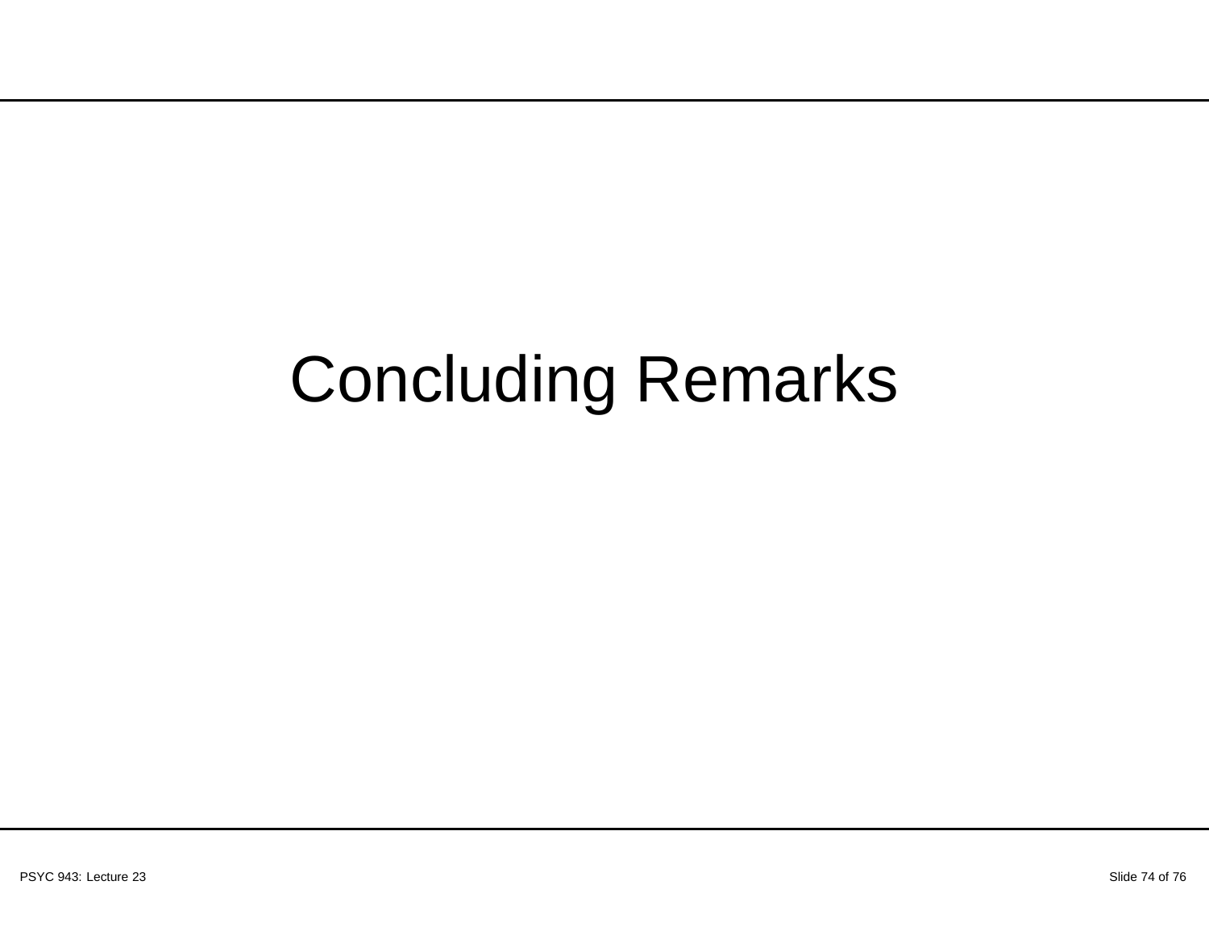# Concluding Remarks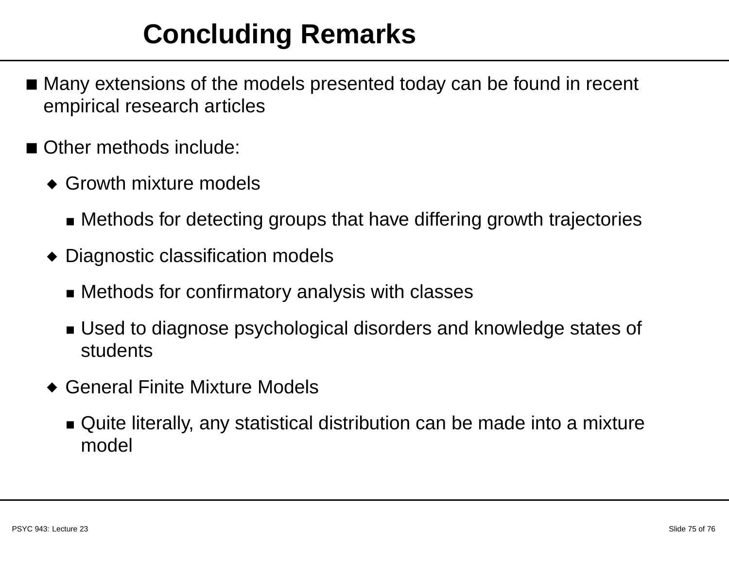# Concluding Remarks

- Many extensions of the models presented today can be found in recent empirical research articles
- Other methods include:
  - Growth mixture models
    - Methods for detecting groups that have differing growth trajectories
  - Diagnostic classification models
    - Methods for confirmatory analysis with classes
    - Used to diagnose psychological disorders and knowledge states of students
  - General Finite Mixture Models
    - Quite literally, any statistical distribution can be made into a mixture model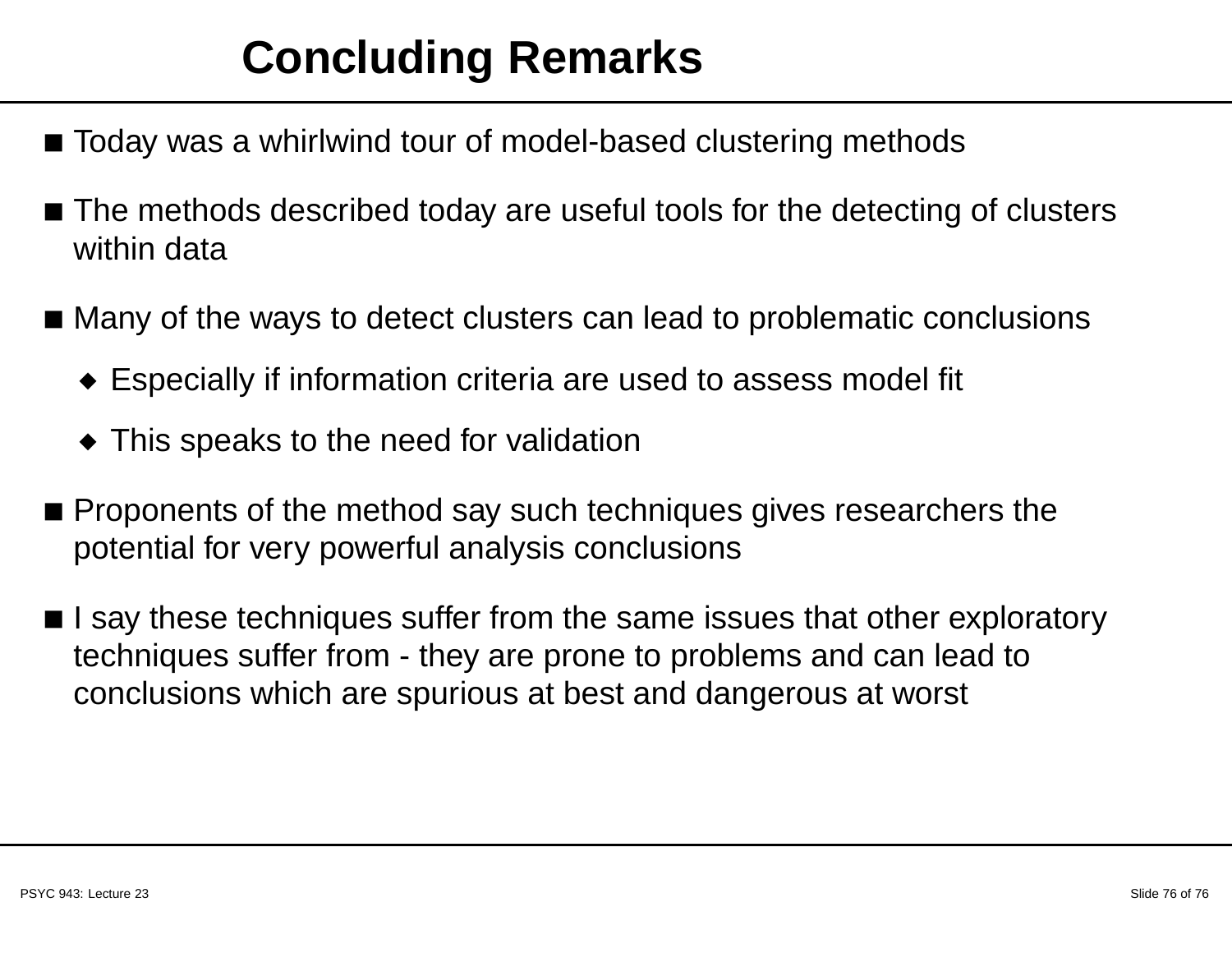# Concluding Remarks

- Today was a whirlwind tour of model-based clustering methods
- The methods described today are useful tools for the detecting of clusters within data
- Many of the ways to detect clusters can lead to problematic conclusions
  - Especially if information criteria are used to assess model fit
  - This speaks to the need for validation
- Proponents of the method say such techniques gives researchers the potential for very powerful analysis conclusions
- I say these techniques suffer from the same issues that other exploratory techniques suffer from - they are prone to problems and can lead to conclusions which are spurious at best and dangerous at worst